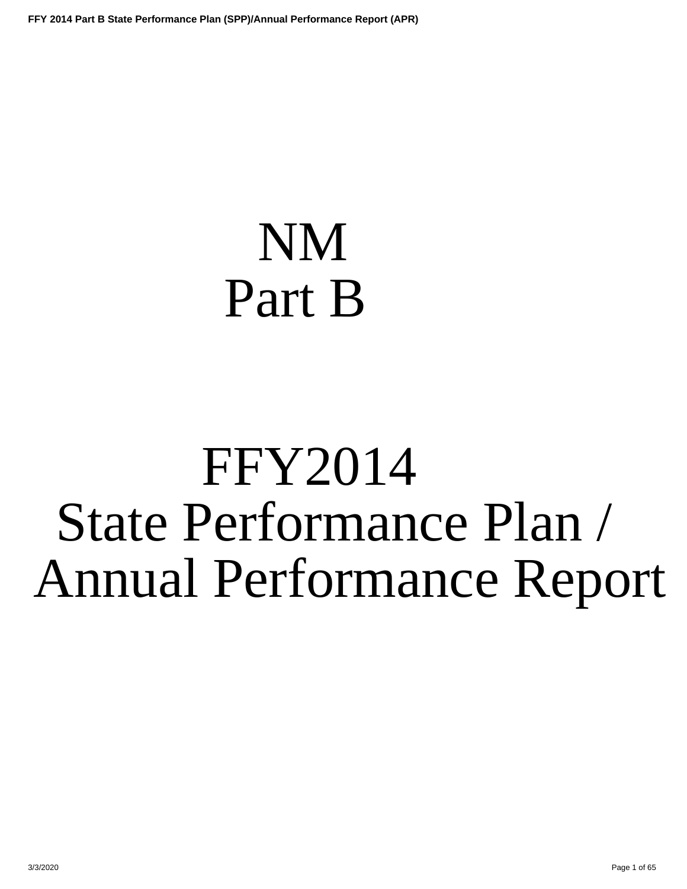# NM
# Part B

# FFY2014
# State Performance Plan / Annual Performance Report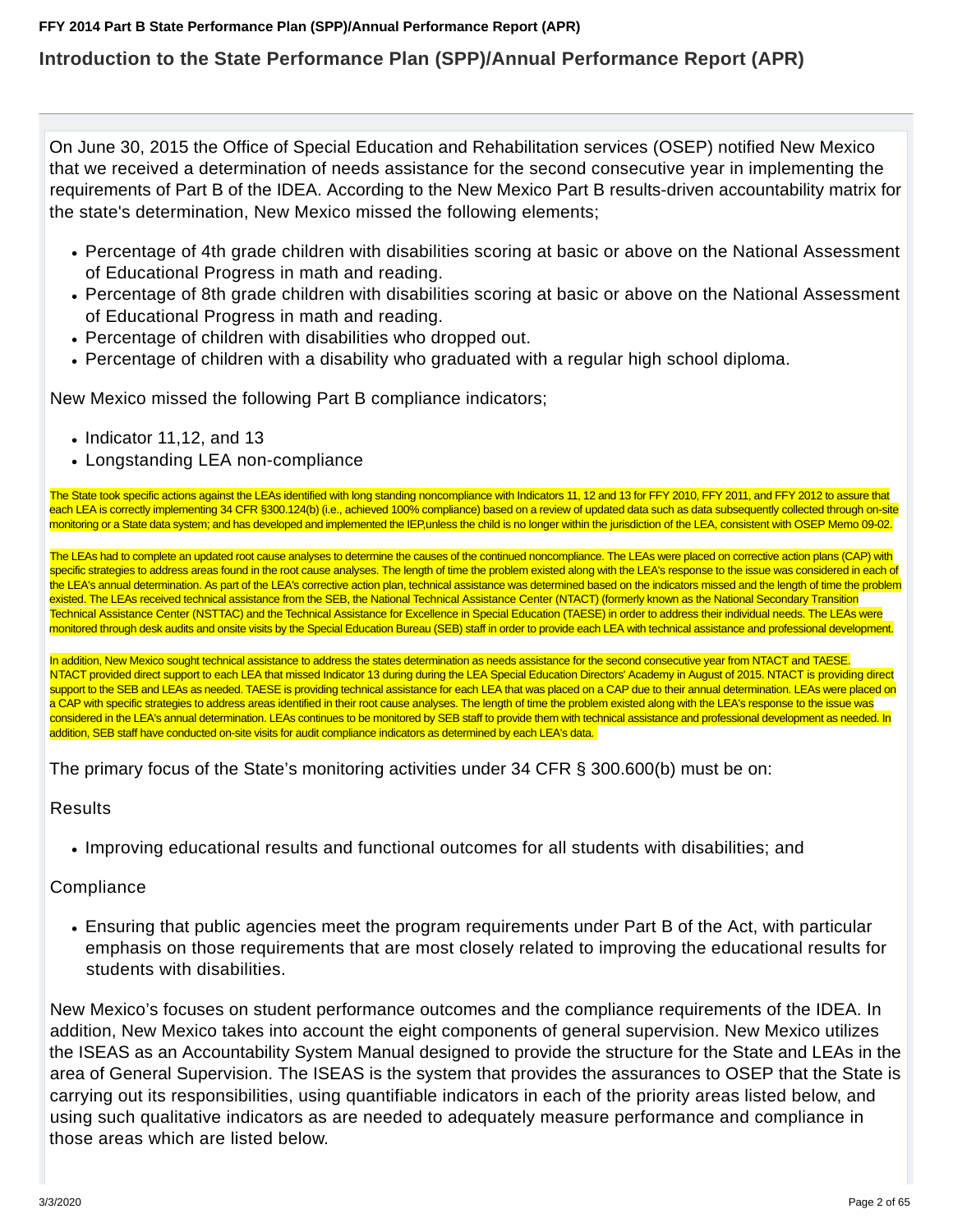## Introduction to the State Performance Plan (SPP)/Annual Performance Report (APR)

On June 30, 2015 the Office of Special Education and Rehabilitation services (OSEP) notified New Mexico that we received a determination of needs assistance for the second consecutive year in implementing the requirements of Part B of the IDEA. According to the New Mexico Part B results-driven accountability matrix for the state's determination, New Mexico missed the following elements;

- Percentage of 4th grade children with disabilities scoring at basic or above on the National Assessment of Educational Progress in math and reading.
- Percentage of 8th grade children with disabilities scoring at basic or above on the National Assessment of Educational Progress in math and reading.
- Percentage of children with disabilities who dropped out.
- Percentage of children with a disability who graduated with a regular high school diploma.

New Mexico missed the following Part B compliance indicators;

- Indicator 11,12, and 13
- Longstanding LEA non-compliance

The State took specific actions against the LEAs identified with long standing noncompliance with Indicators 11, 12 and 13 for FFY 2010, FFY 2011, and FFY 2012 to assure that each LEA is correctly implementing 34 CFR §300.124(b) (i.e., achieved 100% compliance) based on a review of updated data such as data subsequently collected through on-site monitoring or a State data system; and has developed and implemented the IEP,unless the child is no longer within the jurisdiction of the LEA, consistent with OSEP Memo 09-02.

The LEAs had to complete an updated root cause analyses to determine the causes of the continued noncompliance. The LEAs were placed on corrective action plans (CAP) with specific strategies to address areas found in the root cause analyses. The length of time the problem existed along with the LEA's response to the issue was considered in each of the LEA's annual determination. As part of the LEA's corrective action plan, technical assistance was determined based on the indicators missed and the length of time the problem existed. The LEAs received technical assistance from the SEB, the National Technical Assistance Center (NTACT) (formerly known as the National Secondary Transition Technical Assistance Center (NSTTAC) and the Technical Assistance for Excellence in Special Education (TAESE) in order to address their individual needs. The LEAs were monitored through desk audits and onsite visits by the Special Education Bureau (SEB) staff in order to provide each LEA with technical assistance and professional development.

In addition, New Mexico sought technical assistance to address the states determination as needs assistance for the second consecutive year from NTACT and TAESE. NTACT provided direct support to each LEA that missed Indicator 13 during during the LEA Special Education Directors' Academy in August of 2015. NTACT is providing direct support to the SEB and LEAs as needed. TAESE is providing technical assistance for each LEA that was placed on a CAP due to their annual determination. LEAs were placed on a CAP with specific strategies to address areas identified in their root cause analyses. The length of time the problem existed along with the LEA's response to the issue was considered in the LEA's annual determination. LEAs continues to be monitored by SEB staff to provide them with technical assistance and professional development as needed. In addition, SEB staff have conducted on-site visits for audit compliance indicators as determined by each LEA's data.

The primary focus of the State's monitoring activities under 34 CFR § 300.600(b) must be on:

Results

- Improving educational results and functional outcomes for all students with disabilities; and

Compliance

- Ensuring that public agencies meet the program requirements under Part B of the Act, with particular emphasis on those requirements that are most closely related to improving the educational results for students with disabilities.

New Mexico's focuses on student performance outcomes and the compliance requirements of the IDEA. In addition, New Mexico takes into account the eight components of general supervision. New Mexico utilizes the ISEAS as an Accountability System Manual designed to provide the structure for the State and LEAs in the area of General Supervision. The ISEAS is the system that provides the assurances to OSEP that the State is carrying out its responsibilities, using quantifiable indicators in each of the priority areas listed below, and using such qualitative indicators as are needed to adequately measure performance and compliance in those areas which are listed below.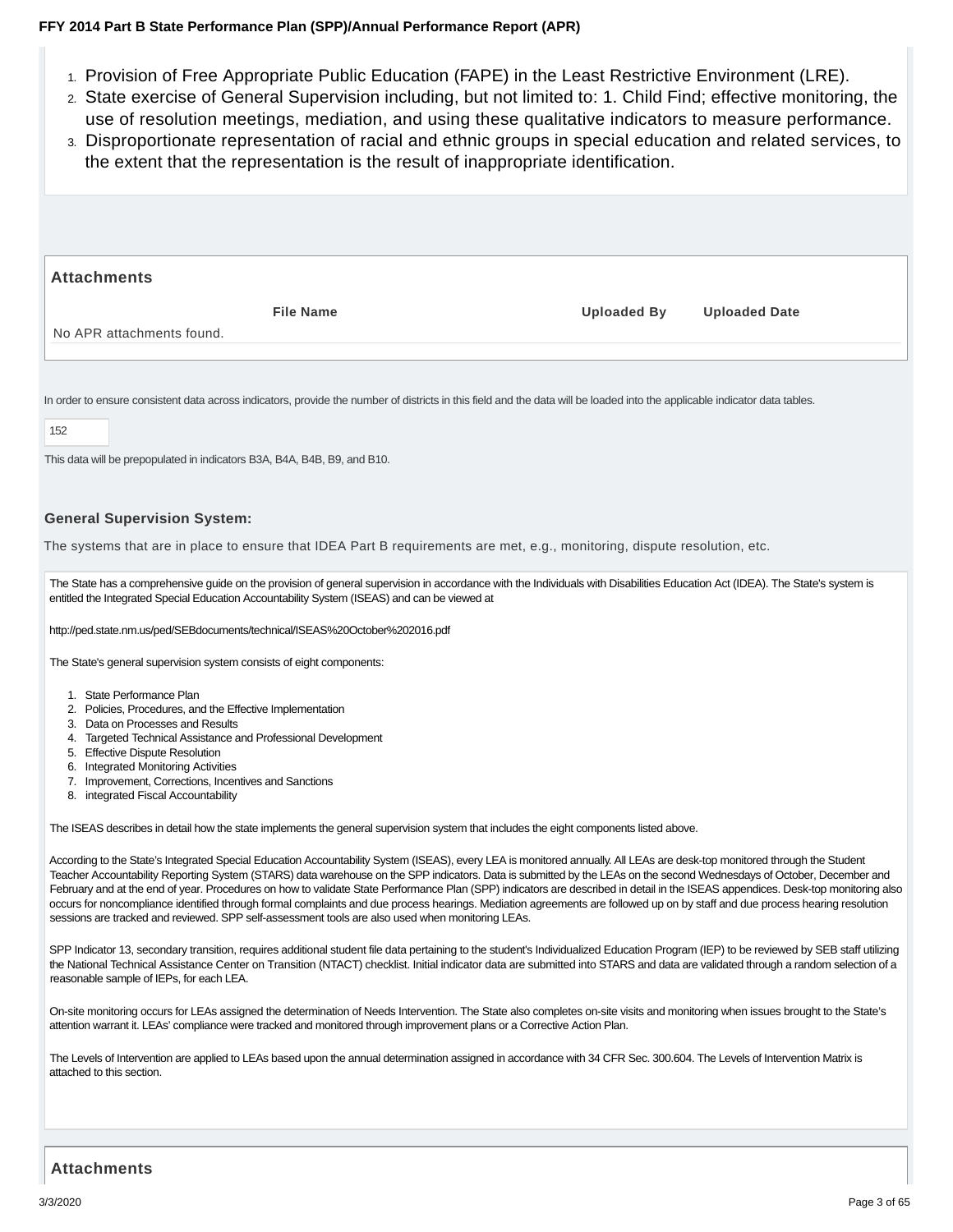1. Provision of Free Appropriate Public Education (FAPE) in the Least Restrictive Environment (LRE).
2. State exercise of General Supervision including, but not limited to: 1. Child Find; effective monitoring, the use of resolution meetings, mediation, and using these qualitative indicators to measure performance.
3. Disproportionate representation of racial and ethnic groups in special education and related services, to the extent that the representation is the result of inappropriate identification.

### Attachments

| File Name | Uploaded By | Uploaded Date |
| --- | --- | --- |
| No APR attachments found. | | |

In order to ensure consistent data across indicators, provide the number of districts in this field and the data will be loaded into the applicable indicator data tables.

152

This data will be prepopulated in indicators B3A, B4A, B4B, B9, and B10.

### General Supervision System:

The systems that are in place to ensure that IDEA Part B requirements are met, e.g., monitoring, dispute resolution, etc.

The State has a comprehensive guide on the provision of general supervision in accordance with the Individuals with Disabilities Education Act (IDEA). The State's system is entitled the Integrated Special Education Accountability System (ISEAS) and can be viewed at

http://ped.state.nm.us/ped/SEBdocuments/technical/ISEAS%20October%202016.pdf

The State's general supervision system consists of eight components:

1. State Performance Plan
2. Policies, Procedures, and the Effective Implementation
3. Data on Processes and Results
4. Targeted Technical Assistance and Professional Development
5. Effective Dispute Resolution
6. Integrated Monitoring Activities
7. Improvement, Corrections, Incentives and Sanctions
8. integrated Fiscal Accountability

The ISEAS describes in detail how the state implements the general supervision system that includes the eight components listed above.

According to the State's Integrated Special Education Accountability System (ISEAS), every LEA is monitored annually. All LEAs are desk-top monitored through the Student Teacher Accountability Reporting System (STARS) data warehouse on the SPP indicators. Data is submitted by the LEAs on the second Wednesdays of October, December and February and at the end of year. Procedures on how to validate State Performance Plan (SPP) indicators are described in detail in the ISEAS appendices. Desk-top monitoring also occurs for noncompliance identified through formal complaints and due process hearings. Mediation agreements are followed up on by staff and due process hearing resolution sessions are tracked and reviewed. SPP self-assessment tools are also used when monitoring LEAs.

SPP Indicator 13, secondary transition, requires additional student file data pertaining to the student's Individualized Education Program (IEP) to be reviewed by SEB staff utilizing the National Technical Assistance Center on Transition (NTACT) checklist. Initial indicator data are submitted into STARS and data are validated through a random selection of a reasonable sample of IEPs, for each LEA.

On-site monitoring occurs for LEAs assigned the determination of Needs Intervention. The State also completes on-site visits and monitoring when issues brought to the State's attention warrant it. LEAs' compliance were tracked and monitored through improvement plans or a Corrective Action Plan.

The Levels of Intervention are applied to LEAs based upon the annual determination assigned in accordance with 34 CFR Sec. 300.604. The Levels of Intervention Matrix is attached to this section.

### Attachments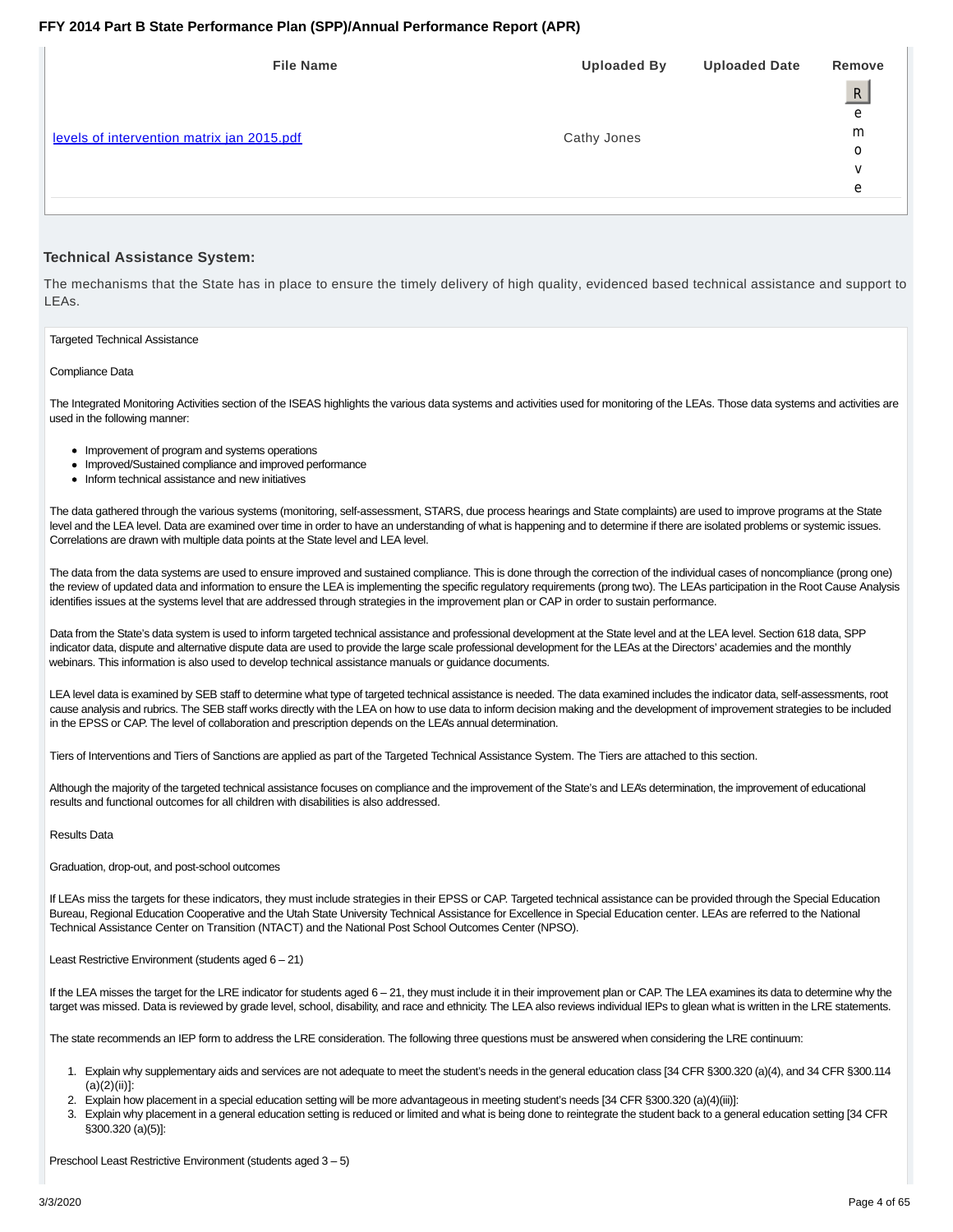| File Name | Uploaded By | Uploaded Date | Remove |
|---|---|---|---|
| levels of intervention matrix jan 2015.pdf | Cathy Jones | | Remove |

### Technical Assistance System:

The mechanisms that the State has in place to ensure the timely delivery of high quality, evidenced based technical assistance and support to LEAs.

Targeted Technical Assistance

Compliance Data

The Integrated Monitoring Activities section of the ISEAS highlights the various data systems and activities used for monitoring of the LEAs. Those data systems and activities are used in the following manner:

- Improvement of program and systems operations
- Improved/Sustained compliance and improved performance
- Inform technical assistance and new initiatives

The data gathered through the various systems (monitoring, self-assessment, STARS, due process hearings and State complaints) are used to improve programs at the State level and the LEA level. Data are examined over time in order to have an understanding of what is happening and to determine if there are isolated problems or systemic issues. Correlations are drawn with multiple data points at the State level and LEA level.

The data from the data systems are used to ensure improved and sustained compliance. This is done through the correction of the individual cases of noncompliance (prong one) the review of updated data and information to ensure the LEA is implementing the specific regulatory requirements (prong two). The LEAs participation in the Root Cause Analysis identifies issues at the systems level that are addressed through strategies in the improvement plan or CAP in order to sustain performance.

Data from the State's data system is used to inform targeted technical assistance and professional development at the State level and at the LEA level. Section 618 data, SPP indicator data, dispute and alternative dispute data are used to provide the large scale professional development for the LEAs at the Directors' academies and the monthly webinars. This information is also used to develop technical assistance manuals or guidance documents.

LEA level data is examined by SEB staff to determine what type of targeted technical assistance is needed. The data examined includes the indicator data, self-assessments, root cause analysis and rubrics. The SEB staff works directly with the LEA on how to use data to inform decision making and the development of improvement strategies to be included in the EPSS or CAP. The level of collaboration and prescription depends on the LEA's annual determination.

Tiers of Interventions and Tiers of Sanctions are applied as part of the Targeted Technical Assistance System. The Tiers are attached to this section.

Although the majority of the targeted technical assistance focuses on compliance and the improvement of the State's and LEA's determination, the improvement of educational results and functional outcomes for all children with disabilities is also addressed.

Results Data

Graduation, drop-out, and post-school outcomes

If LEAs miss the targets for these indicators, they must include strategies in their EPSS or CAP. Targeted technical assistance can be provided through the Special Education Bureau, Regional Education Cooperative and the Utah State University Technical Assistance for Excellence in Special Education center. LEAs are referred to the National Technical Assistance Center on Transition (NTACT) and the National Post School Outcomes Center (NPSO).

Least Restrictive Environment (students aged 6 – 21)

If the LEA misses the target for the LRE indicator for students aged 6 – 21, they must include it in their improvement plan or CAP. The LEA examines its data to determine why the target was missed. Data is reviewed by grade level, school, disability, and race and ethnicity. The LEA also reviews individual IEPs to glean what is written in the LRE statements.

The state recommends an IEP form to address the LRE consideration. The following three questions must be answered when considering the LRE continuum:

1. Explain why supplementary aids and services are not adequate to meet the student's needs in the general education class [34 CFR §300.320 (a)(4), and 34 CFR §300.114 (a)(2)(ii)]:
2. Explain how placement in a special education setting will be more advantageous in meeting student's needs [34 CFR §300.320 (a)(4)(iii)]:
3. Explain why placement in a general education setting is reduced or limited and what is being done to reintegrate the student back to a general education setting [34 CFR §300.320 (a)(5)]:

Preschool Least Restrictive Environment (students aged 3 – 5)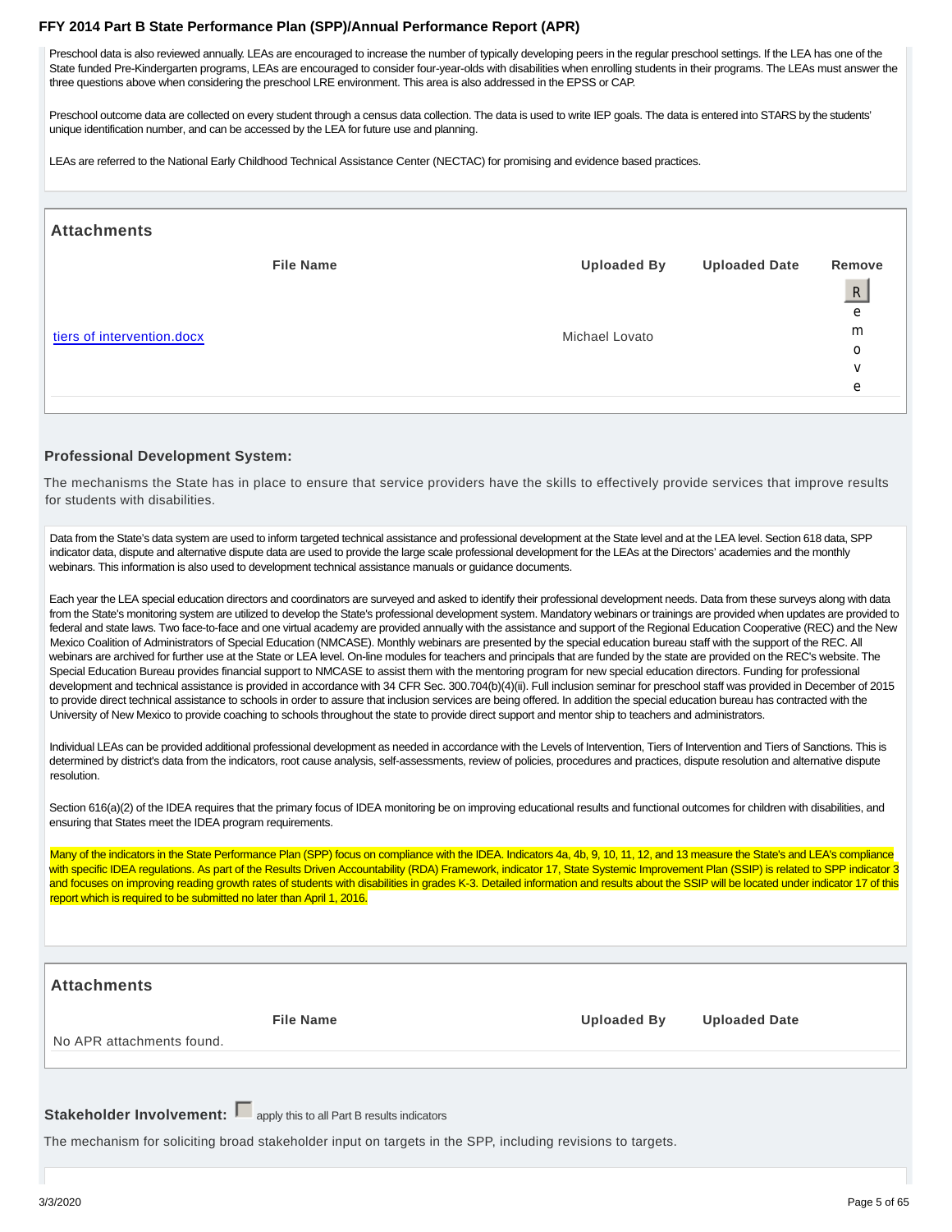Preschool data is also reviewed annually. LEAs are encouraged to increase the number of typically developing peers in the regular preschool settings. If the LEA has one of the State funded Pre-Kindergarten programs, LEAs are encouraged to consider four-year-olds with disabilities when enrolling students in their programs. The LEAs must answer the three questions above when considering the preschool LRE environment. This area is also addressed in the EPSS or CAP.

Preschool outcome data are collected on every student through a census data collection. The data is used to write IEP goals. The data is entered into STARS by the students' unique identification number, and can be accessed by the LEA for future use and planning.

LEAs are referred to the National Early Childhood Technical Assistance Center (NECTAC) for promising and evidence based practices.

## Attachments

| File Name | Uploaded By | Uploaded Date | Remove |
|---|---|---|---|
| tiers of intervention.docx | Michael Lovato | | Remove |

### Professional Development System:

The mechanisms the State has in place to ensure that service providers have the skills to effectively provide services that improve results for students with disabilities.

Data from the State's data system are used to inform targeted technical assistance and professional development at the State level and at the LEA level. Section 618 data, SPP indicator data, dispute and alternative dispute data are used to provide the large scale professional development for the LEAs at the Directors' academies and the monthly webinars. This information is also used to development technical assistance manuals or guidance documents.

Each year the LEA special education directors and coordinators are surveyed and asked to identify their professional development needs. Data from these surveys along with data from the State's monitoring system are utilized to develop the State's professional development system. Mandatory webinars or trainings are provided when updates are provided to federal and state laws. Two face-to-face and one virtual academy are provided annually with the assistance and support of the Regional Education Cooperative (REC) and the New Mexico Coalition of Administrators of Special Education (NMCASE). Monthly webinars are presented by the special education bureau staff with the support of the REC. All webinars are archived for further use at the State or LEA level. On-line modules for teachers and principals that are funded by the state are provided on the REC's website. The Special Education Bureau provides financial support to NMCASE to assist them with the mentoring program for new special education directors. Funding for professional development and technical assistance is provided in accordance with 34 CFR Sec. 300.704(b)(4)(ii). Full inclusion seminar for preschool staff was provided in December of 2015 to provide direct technical assistance to schools in order to assure that inclusion services are being offered. In addition the special education bureau has contracted with the University of New Mexico to provide coaching to schools throughout the state to provide direct support and mentor ship to teachers and administrators.

Individual LEAs can be provided additional professional development as needed in accordance with the Levels of Intervention, Tiers of Intervention and Tiers of Sanctions. This is determined by district's data from the indicators, root cause analysis, self-assessments, review of policies, procedures and practices, dispute resolution and alternative dispute resolution.

Section 616(a)(2) of the IDEA requires that the primary focus of IDEA monitoring be on improving educational results and functional outcomes for children with disabilities, and ensuring that States meet the IDEA program requirements.

Many of the indicators in the State Performance Plan (SPP) focus on compliance with the IDEA. Indicators 4a, 4b, 9, 10, 11, 12, and 13 measure the State's and LEA's compliance with specific IDEA regulations. As part of the Results Driven Accountability (RDA) Framework, indicator 17, State Systemic Improvement Plan (SSIP) is related to SPP indicator 3 and focuses on improving reading growth rates of students with disabilities in grades K-3. Detailed information and results about the SSIP will be located under indicator 17 of this report which is required to be submitted no later than April 1, 2016.

## Attachments

| File Name | Uploaded By | Uploaded Date |
|---|---|---|
| No APR attachments found. | | |

**Stakeholder Involvement:** ☐ apply this to all Part B results indicators

The mechanism for soliciting broad stakeholder input on targets in the SPP, including revisions to targets.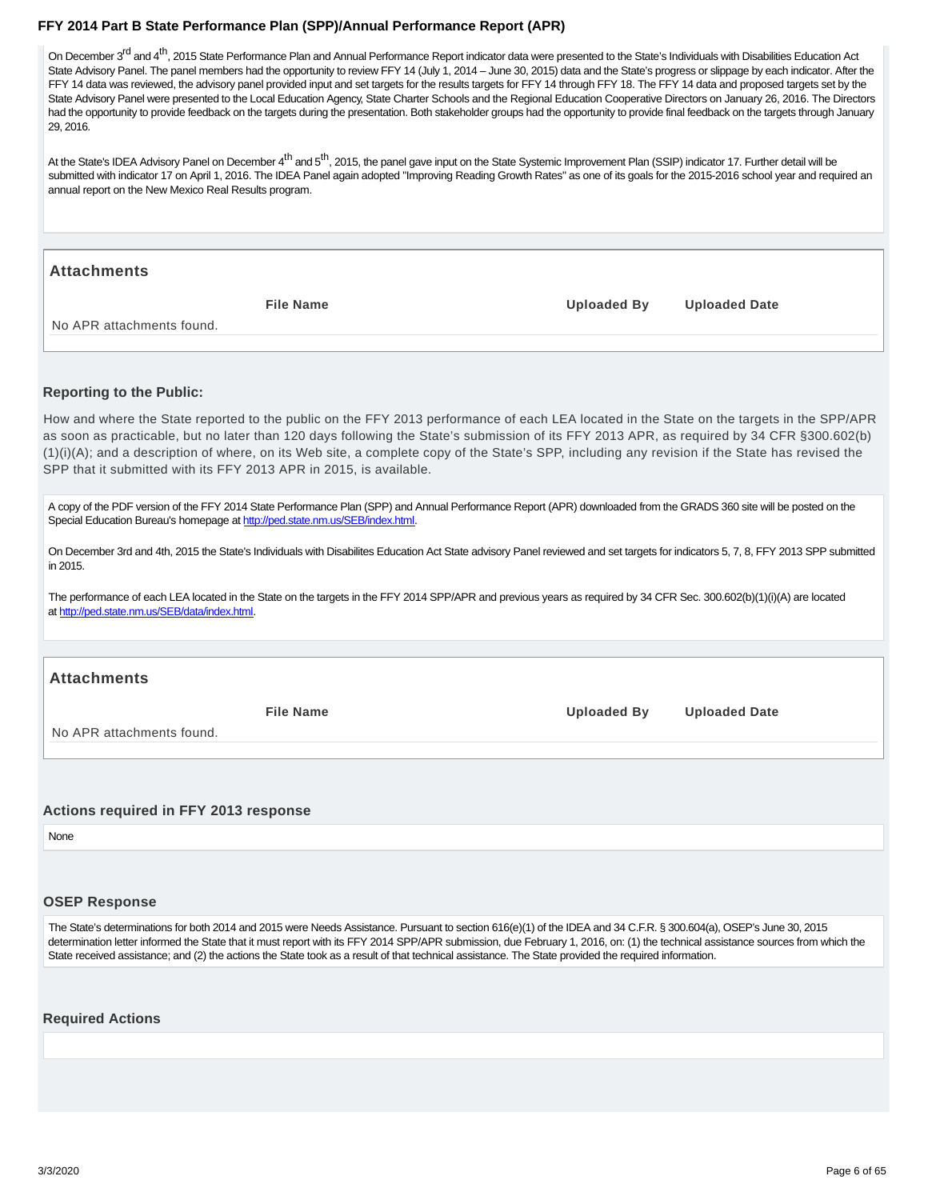On December 3rd and 4th, 2015 State Performance Plan and Annual Performance Report indicator data were presented to the State's Individuals with Disabilities Education Act State Advisory Panel. The panel members had the opportunity to review FFY 14 (July 1, 2014 – June 30, 2015) data and the State's progress or slippage by each indicator. After the FFY 14 data was reviewed, the advisory panel provided input and set targets for the results targets for FFY 14 through FFY 18. The FFY 14 data and proposed targets set by the State Advisory Panel were presented to the Local Education Agency, State Charter Schools and the Regional Education Cooperative Directors on January 26, 2016. The Directors had the opportunity to provide feedback on the targets during the presentation. Both stakeholder groups had the opportunity to provide final feedback on the targets through January 29, 2016.

At the State's IDEA Advisory Panel on December 4th and 5th, 2015, the panel gave input on the State Systemic Improvement Plan (SSIP) indicator 17. Further detail will be submitted with indicator 17 on April 1, 2016. The IDEA Panel again adopted "Improving Reading Growth Rates" as one of its goals for the 2015-2016 school year and required an annual report on the New Mexico Real Results program.

### Attachments

| File Name | Uploaded By | Uploaded Date |
|---|---|---|
| No APR attachments found. | | |

### Reporting to the Public:

How and where the State reported to the public on the FFY 2013 performance of each LEA located in the State on the targets in the SPP/APR as soon as practicable, but no later than 120 days following the State's submission of its FFY 2013 APR, as required by 34 CFR §300.602(b)(1)(i)(A); and a description of where, on its Web site, a complete copy of the State's SPP, including any revision if the State has revised the SPP that it submitted with its FFY 2013 APR in 2015, is available.

A copy of the PDF version of the FFY 2014 State Performance Plan (SPP) and Annual Performance Report (APR) downloaded from the GRADS 360 site will be posted on the Special Education Bureau's homepage at http://ped.state.nm.us/SEB/index.html.

On December 3rd and 4th, 2015 the State's Individuals with Disabilites Education Act State advisory Panel reviewed and set targets for indicators 5, 7, 8, FFY 2013 SPP submitted in 2015.

The performance of each LEA located in the State on the targets in the FFY 2014 SPP/APR and previous years as required by 34 CFR Sec. 300.602(b)(1)(i)(A) are located at http://ped.state.nm.us/SEB/data/index.html.

### Attachments

| File Name | Uploaded By | Uploaded Date |
|---|---|---|
| No APR attachments found. | | |

### Actions required in FFY 2013 response

None

### OSEP Response

The State's determinations for both 2014 and 2015 were Needs Assistance. Pursuant to section 616(e)(1) of the IDEA and 34 C.F.R. § 300.604(a), OSEP's June 30, 2015 determination letter informed the State that it must report with its FFY 2014 SPP/APR submission, due February 1, 2016, on: (1) the technical assistance sources from which the State received assistance; and (2) the actions the State took as a result of that technical assistance. The State provided the required information.

### Required Actions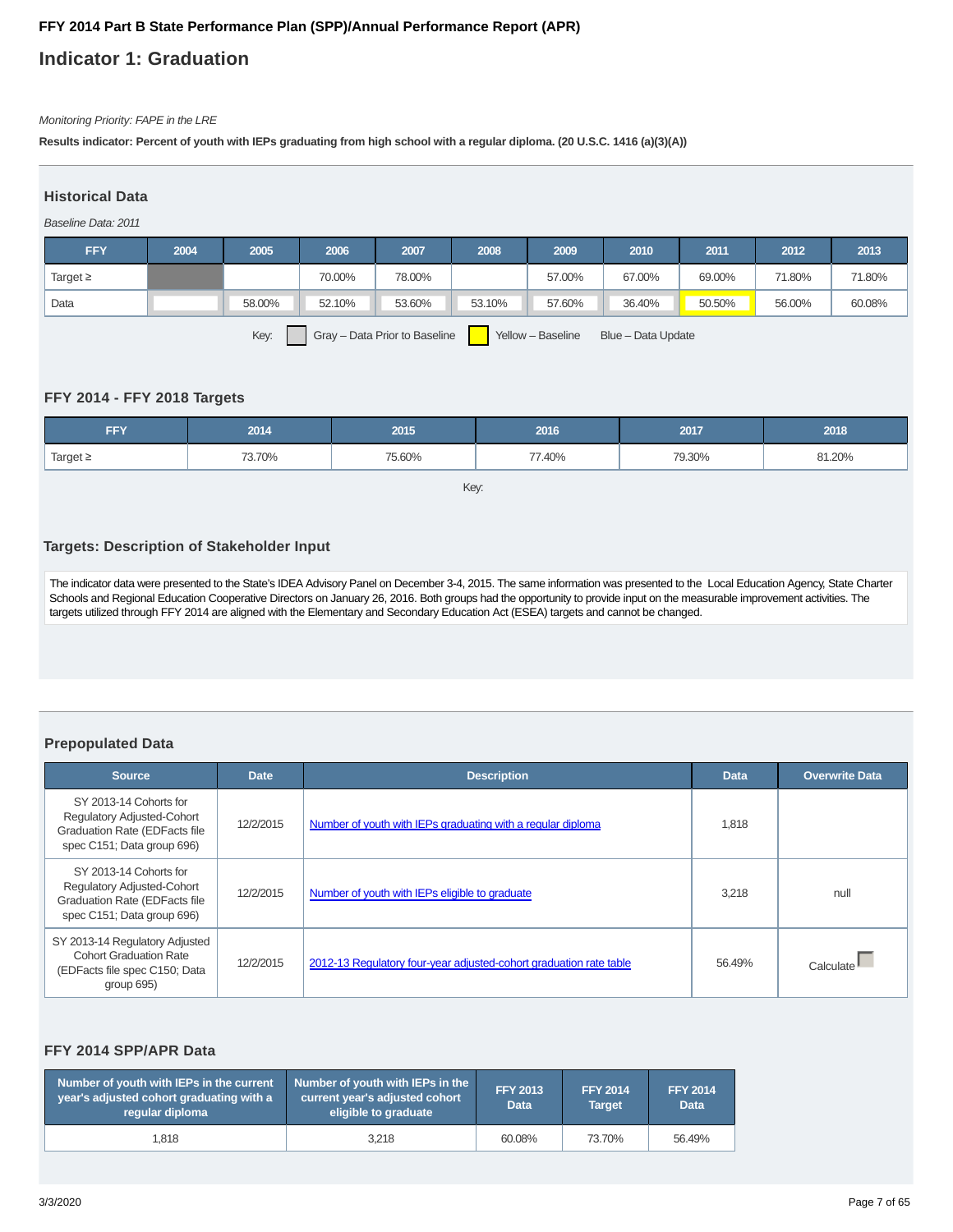# FFY 2014 Part B State Performance Plan (SPP)/Annual Performance Report (APR)

## Indicator 1: Graduation

*Monitoring Priority: FAPE in the LRE*

**Results indicator: Percent of youth with IEPs graduating from high school with a regular diploma. (20 U.S.C. 1416 (a)(3)(A))**

### Historical Data

*Baseline Data: 2011*

| FFY | 2004 | 2005 | 2006 | 2007 | 2008 | 2009 | 2010 | 2011 | 2012 | 2013 |
|---|---|---|---|---|---|---|---|---|---|---|
| Target ≥ | | | 70.00% | 78.00% | | 57.00% | 67.00% | 69.00% | 71.80% | 71.80% |
| Data | | 58.00% | 52.10% | 53.60% | 53.10% | 57.60% | 36.40% | 50.50% | 56.00% | 60.08% |

Key: Gray – Data Prior to Baseline Yellow – Baseline Blue – Data Update

### FFY 2014 - FFY 2018 Targets

| FFY | 2014 | 2015 | 2016 | 2017 | 2018 |
|---|---|---|---|---|---|
| Target ≥ | 73.70% | 75.60% | 77.40% | 79.30% | 81.20% |

Key:

### Targets: Description of Stakeholder Input

The indicator data were presented to the State's IDEA Advisory Panel on December 3-4, 2015. The same information was presented to the Local Education Agency, State Charter Schools and Regional Education Cooperative Directors on January 26, 2016. Both groups had the opportunity to provide input on the measurable improvement activities. The targets utilized through FFY 2014 are aligned with the Elementary and Secondary Education Act (ESEA) targets and cannot be changed.

### Prepopulated Data

| Source | Date | Description | Data | Overwrite Data |
|---|---|---|---|---|
| SY 2013-14 Cohorts for Regulatory Adjusted-Cohort Graduation Rate (EDFacts file spec C151; Data group 696) | 12/2/2015 | Number of youth with IEPs graduating with a regular diploma | 1,818 | |
| SY 2013-14 Cohorts for Regulatory Adjusted-Cohort Graduation Rate (EDFacts file spec C151; Data group 696) | 12/2/2015 | Number of youth with IEPs eligible to graduate | 3,218 | null |
| SY 2013-14 Regulatory Adjusted Cohort Graduation Rate (EDFacts file spec C150; Data group 695) | 12/2/2015 | 2012-13 Regulatory four-year adjusted-cohort graduation rate table | 56.49% | Calculate |

### FFY 2014 SPP/APR Data

| Number of youth with IEPs in the current year's adjusted cohort graduating with a regular diploma | Number of youth with IEPs in the current year's adjusted cohort eligible to graduate | FFY 2013 Data | FFY 2014 Target | FFY 2014 Data |
|---|---|---|---|---|
| 1,818 | 3,218 | 60.08% | 73.70% | 56.49% |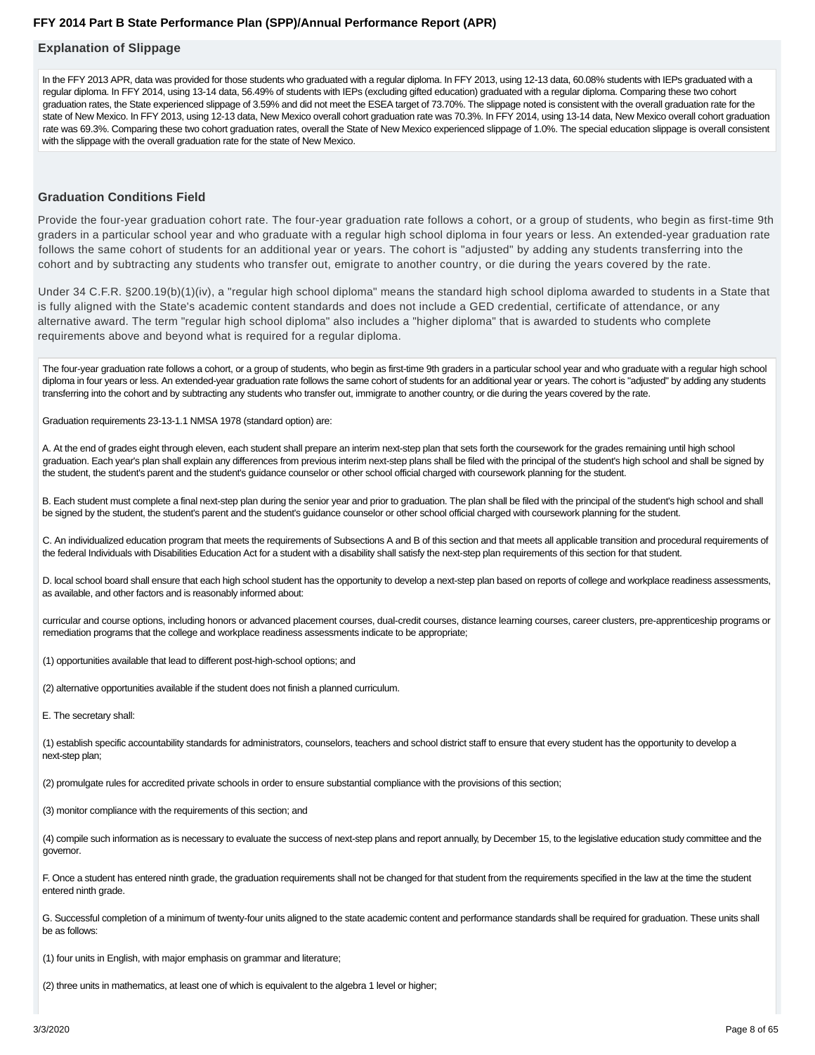### Explanation of Slippage

In the FFY 2013 APR, data was provided for those students who graduated with a regular diploma. In FFY 2013, using 12-13 data, 60.08% students with IEPs graduated with a regular diploma. In FFY 2014, using 13-14 data, 56.49% of students with IEPs (excluding gifted education) graduated with a regular diploma. Comparing these two cohort graduation rates, the State experienced slippage of 3.59% and did not meet the ESEA target of 73.70%. The slippage noted is consistent with the overall graduation rate for the state of New Mexico. In FFY 2013, using 12-13 data, New Mexico overall cohort graduation rate was 70.3%. In FFY 2014, using 13-14 data, New Mexico overall cohort graduation rate was 69.3%. Comparing these two cohort graduation rates, overall the State of New Mexico experienced slippage of 1.0%. The special education slippage is overall consistent with the slippage with the overall graduation rate for the state of New Mexico.

### Graduation Conditions Field

Provide the four-year graduation cohort rate. The four-year graduation rate follows a cohort, or a group of students, who begin as first-time 9th graders in a particular school year and who graduate with a regular high school diploma in four years or less. An extended-year graduation rate follows the same cohort of students for an additional year or years. The cohort is "adjusted" by adding any students transferring into the cohort and by subtracting any students who transfer out, emigrate to another country, or die during the years covered by the rate.

Under 34 C.F.R. §200.19(b)(1)(iv), a "regular high school diploma" means the standard high school diploma awarded to students in a State that is fully aligned with the State's academic content standards and does not include a GED credential, certificate of attendance, or any alternative award. The term "regular high school diploma" also includes a "higher diploma" that is awarded to students who complete requirements above and beyond what is required for a regular diploma.

The four-year graduation rate follows a cohort, or a group of students, who begin as first-time 9th graders in a particular school year and who graduate with a regular high school diploma in four years or less. An extended-year graduation rate follows the same cohort of students for an additional year or years. The cohort is "adjusted" by adding any students transferring into the cohort and by subtracting any students who transfer out, immigrate to another country, or die during the years covered by the rate.

Graduation requirements 23-13-1.1 NMSA 1978 (standard option) are:

A. At the end of grades eight through eleven, each student shall prepare an interim next-step plan that sets forth the coursework for the grades remaining until high school graduation. Each year's plan shall explain any differences from previous interim next-step plans shall be filed with the principal of the student's high school and shall be signed by the student, the student's parent and the student's guidance counselor or other school official charged with coursework planning for the student.

B. Each student must complete a final next-step plan during the senior year and prior to graduation. The plan shall be filed with the principal of the student's high school and shall be signed by the student, the student's parent and the student's guidance counselor or other school official charged with coursework planning for the student.

C. An individualized education program that meets the requirements of Subsections A and B of this section and that meets all applicable transition and procedural requirements of the federal Individuals with Disabilities Education Act for a student with a disability shall satisfy the next-step plan requirements of this section for that student.

D. local school board shall ensure that each high school student has the opportunity to develop a next-step plan based on reports of college and workplace readiness assessments, as available, and other factors and is reasonably informed about:

curricular and course options, including honors or advanced placement courses, dual-credit courses, distance learning courses, career clusters, pre-apprenticeship programs or remediation programs that the college and workplace readiness assessments indicate to be appropriate;

(1) opportunities available that lead to different post-high-school options; and

(2) alternative opportunities available if the student does not finish a planned curriculum.

E. The secretary shall:

(1) establish specific accountability standards for administrators, counselors, teachers and school district staff to ensure that every student has the opportunity to develop a next-step plan;

(2) promulgate rules for accredited private schools in order to ensure substantial compliance with the provisions of this section;

(3) monitor compliance with the requirements of this section; and

(4) compile such information as is necessary to evaluate the success of next-step plans and report annually, by December 15, to the legislative education study committee and the governor.

F. Once a student has entered ninth grade, the graduation requirements shall not be changed for that student from the requirements specified in the law at the time the student entered ninth grade.

G. Successful completion of a minimum of twenty-four units aligned to the state academic content and performance standards shall be required for graduation. These units shall be as follows:

(1) four units in English, with major emphasis on grammar and literature;

(2) three units in mathematics, at least one of which is equivalent to the algebra 1 level or higher;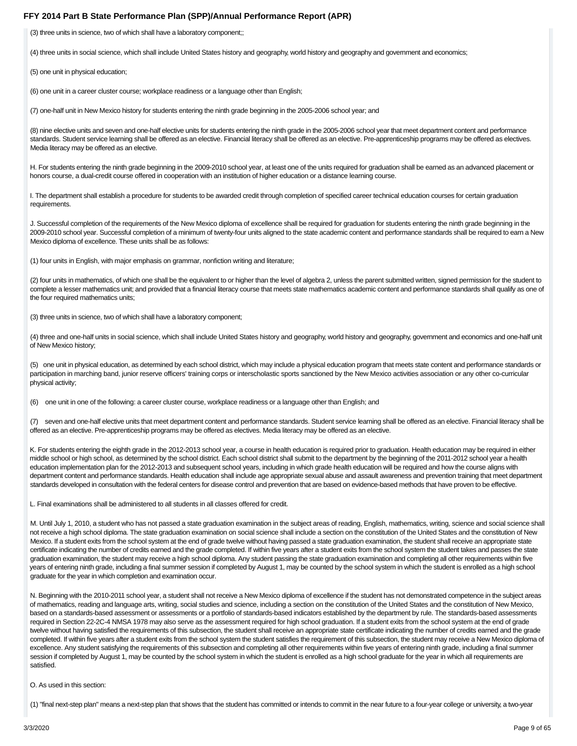(3) three units in science, two of which shall have a laboratory component;;

(4) three units in social science, which shall include United States history and geography, world history and geography and government and economics;

(5) one unit in physical education;

(6) one unit in a career cluster course; workplace readiness or a language other than English;

(7) one-half unit in New Mexico history for students entering the ninth grade beginning in the 2005-2006 school year; and

(8) nine elective units and seven and one-half elective units for students entering the ninth grade in the 2005-2006 school year that meet department content and performance standards. Student service learning shall be offered as an elective. Financial literacy shall be offered as an elective. Pre-apprenticeship programs may be offered as electives. Media literacy may be offered as an elective.

H. For students entering the ninth grade beginning in the 2009-2010 school year, at least one of the units required for graduation shall be earned as an advanced placement or honors course, a dual-credit course offered in cooperation with an institution of higher education or a distance learning course.

I. The department shall establish a procedure for students to be awarded credit through completion of specified career technical education courses for certain graduation requirements.

J. Successful completion of the requirements of the New Mexico diploma of excellence shall be required for graduation for students entering the ninth grade beginning in the 2009-2010 school year. Successful completion of a minimum of twenty-four units aligned to the state academic content and performance standards shall be required to earn a New Mexico diploma of excellence. These units shall be as follows:

(1) four units in English, with major emphasis on grammar, nonfiction writing and literature;

(2) four units in mathematics, of which one shall be the equivalent to or higher than the level of algebra 2, unless the parent submitted written, signed permission for the student to complete a lesser mathematics unit; and provided that a financial literacy course that meets state mathematics academic content and performance standards shall qualify as one of the four required mathematics units;

(3) three units in science, two of which shall have a laboratory component;

(4) three and one-half units in social science, which shall include United States history and geography, world history and geography, government and economics and one-half unit of New Mexico history;

(5) one unit in physical education, as determined by each school district, which may include a physical education program that meets state content and performance standards or participation in marching band, junior reserve officers' training corps or interscholastic sports sanctioned by the New Mexico activities association or any other co-curricular physical activity;

(6) one unit in one of the following: a career cluster course, workplace readiness or a language other than English; and

(7) seven and one-half elective units that meet department content and performance standards. Student service learning shall be offered as an elective. Financial literacy shall be offered as an elective. Pre-apprenticeship programs may be offered as electives. Media literacy may be offered as an elective.

K. For students entering the eighth grade in the 2012-2013 school year, a course in health education is required prior to graduation. Health education may be required in either middle school or high school, as determined by the school district. Each school district shall submit to the department by the beginning of the 2011-2012 school year a health education implementation plan for the 2012-2013 and subsequent school years, including in which grade health education will be required and how the course aligns with department content and performance standards. Health education shall include age appropriate sexual abuse and assault awareness and prevention training that meet department standards developed in consultation with the federal centers for disease control and prevention that are based on evidence-based methods that have proven to be effective.

L. Final examinations shall be administered to all students in all classes offered for credit.

M. Until July 1, 2010, a student who has not passed a state graduation examination in the subject areas of reading, English, mathematics, writing, science and social science shall not receive a high school diploma. The state graduation examination on social science shall include a section on the constitution of the United States and the constitution of New Mexico. If a student exits from the school system at the end of grade twelve without having passed a state graduation examination, the student shall receive an appropriate state certificate indicating the number of credits earned and the grade completed. If within five years after a student exits from the school system the student takes and passes the state graduation examination, the student may receive a high school diploma. Any student passing the state graduation examination and completing all other requirements within five years of entering ninth grade, including a final summer session if completed by August 1, may be counted by the school system in which the student is enrolled as a high school graduate for the year in which completion and examination occur.

N. Beginning with the 2010-2011 school year, a student shall not receive a New Mexico diploma of excellence if the student has not demonstrated competence in the subject areas of mathematics, reading and language arts, writing, social studies and science, including a section on the constitution of the United States and the constitution of New Mexico, based on a standards-based assessment or assessments or a portfolio of standards-based indicators established by the department by rule. The standards-based assessments required in Section 22-2C-4 NMSA 1978 may also serve as the assessment required for high school graduation. If a student exits from the school system at the end of grade twelve without having satisfied the requirements of this subsection, the student shall receive an appropriate state certificate indicating the number of credits earned and the grade completed. If within five years after a student exits from the school system the student satisfies the requirement of this subsection, the student may receive a New Mexico diploma of excellence. Any student satisfying the requirements of this subsection and completing all other requirements within five years of entering ninth grade, including a final summer session if completed by August 1, may be counted by the school system in which the student is enrolled as a high school graduate for the year in which all requirements are satisfied.

O. As used in this section:

(1) "final next-step plan" means a next-step plan that shows that the student has committed or intends to commit in the near future to a four-year college or university, a two-year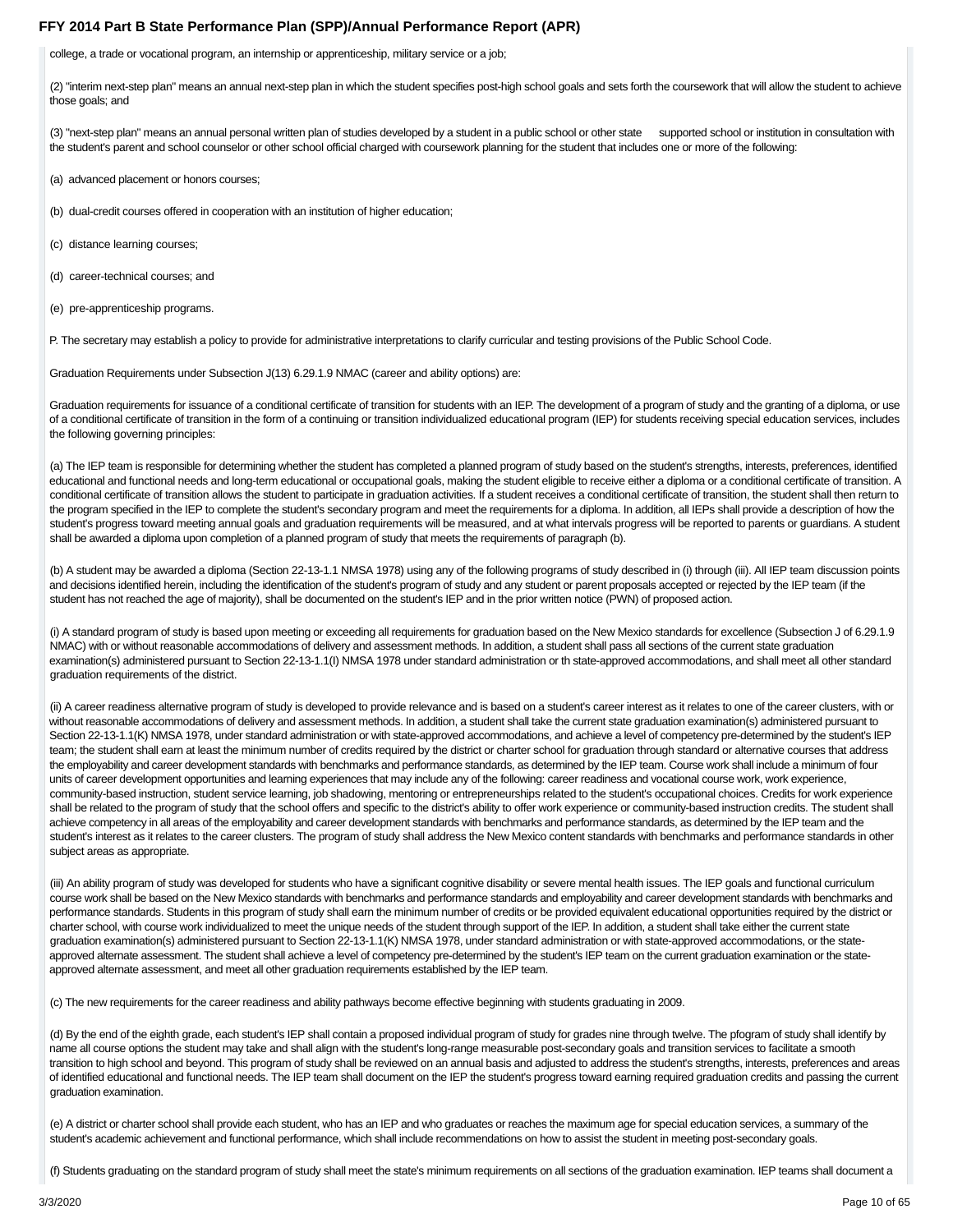college, a trade or vocational program, an internship or apprenticeship, military service or a job;

(2) "interim next-step plan" means an annual next-step plan in which the student specifies post-high school goals and sets forth the coursework that will allow the student to achieve those goals; and

(3) "next-step plan" means an annual personal written plan of studies developed by a student in a public school or other state supported school or institution in consultation with the student's parent and school counselor or other school official charged with coursework planning for the student that includes one or more of the following:

(a) advanced placement or honors courses;

(b) dual-credit courses offered in cooperation with an institution of higher education;

(c) distance learning courses;

(d) career-technical courses; and

(e) pre-apprenticeship programs.

P. The secretary may establish a policy to provide for administrative interpretations to clarify curricular and testing provisions of the Public School Code.

Graduation Requirements under Subsection J(13) 6.29.1.9 NMAC (career and ability options) are:

Graduation requirements for issuance of a conditional certificate of transition for students with an IEP. The development of a program of study and the granting of a diploma, or use of a conditional certificate of transition in the form of a continuing or transition individualized educational program (IEP) for students receiving special education services, includes the following governing principles:

(a) The IEP team is responsible for determining whether the student has completed a planned program of study based on the student's strengths, interests, preferences, identified educational and functional needs and long-term educational or occupational goals, making the student eligible to receive either a diploma or a conditional certificate of transition. A conditional certificate of transition allows the student to participate in graduation activities. If a student receives a conditional certificate of transition, the student shall then return to the program specified in the IEP to complete the student's secondary program and meet the requirements for a diploma. In addition, all IEPs shall provide a description of how the student's progress toward meeting annual goals and graduation requirements will be measured, and at what intervals progress will be reported to parents or guardians. A student shall be awarded a diploma upon completion of a planned program of study that meets the requirements of paragraph (b).

(b) A student may be awarded a diploma (Section 22-13-1.1 NMSA 1978) using any of the following programs of study described in (i) through (iii). All IEP team discussion points and decisions identified herein, including the identification of the student's program of study and any student or parent proposals accepted or rejected by the IEP team (if the student has not reached the age of majority), shall be documented on the student's IEP and in the prior written notice (PWN) of proposed action.

(i) A standard program of study is based upon meeting or exceeding all requirements for graduation based on the New Mexico standards for excellence (Subsection J of 6.29.1.9 NMAC) with or without reasonable accommodations of delivery and assessment methods. In addition, a student shall pass all sections of the current state graduation examination(s) administered pursuant to Section 22-13-1.1(I) NMSA 1978 under standard administration or th state-approved accommodations, and shall meet all other standard graduation requirements of the district.

(ii) A career readiness alternative program of study is developed to provide relevance and is based on a student's career interest as it relates to one of the career clusters, with or without reasonable accommodations of delivery and assessment methods. In addition, a student shall take the current state graduation examination(s) administered pursuant to Section 22-13-1.1(K) NMSA 1978, under standard administration or with state-approved accommodations, and achieve a level of competency pre-determined by the student's IEP team; the student shall earn at least the minimum number of credits required by the district or charter school for graduation through standard or alternative courses that address the employability and career development standards with benchmarks and performance standards, as determined by the IEP team. Course work shall include a minimum of four units of career development opportunities and learning experiences that may include any of the following: career readiness and vocational course work, work experience, community-based instruction, student service learning, job shadowing, mentoring or entrepreneurships related to the student's occupational choices. Credits for work experience shall be related to the program of study that the school offers and specific to the district's ability to offer work experience or community-based instruction credits. The student shall achieve competency in all areas of the employability and career development standards with benchmarks and performance standards, as determined by the IEP team and the student's interest as it relates to the career clusters. The program of study shall address the New Mexico content standards with benchmarks and performance standards in other subject areas as appropriate.

(iii) An ability program of study was developed for students who have a significant cognitive disability or severe mental health issues. The IEP goals and functional curriculum course work shall be based on the New Mexico standards with benchmarks and performance standards and employability and career development standards with benchmarks and performance standards. Students in this program of study shall earn the minimum number of credits or be provided equivalent educational opportunities required by the district or charter school, with course work individualized to meet the unique needs of the student through support of the IEP. In addition, a student shall take either the current state graduation examination(s) administered pursuant to Section 22-13-1.1(K) NMSA 1978, under standard administration or with state-approved accommodations, or the state-approved alternate assessment. The student shall achieve a level of competency pre-determined by the student's IEP team on the current graduation examination or the state-approved alternate assessment, and meet all other graduation requirements established by the IEP team.

(c) The new requirements for the career readiness and ability pathways become effective beginning with students graduating in 2009.

(d) By the end of the eighth grade, each student's IEP shall contain a proposed individual program of study for grades nine through twelve. The pfogram of study shall identify by name all course options the student may take and shall align with the student's long-range measurable post-secondary goals and transition services to facilitate a smooth transition to high school and beyond. This program of study shall be reviewed on an annual basis and adjusted to address the student's strengths, interests, preferences and areas of identified educational and functional needs. The IEP team shall document on the IEP the student's progress toward earning required graduation credits and passing the current graduation examination.

(e) A district or charter school shall provide each student, who has an IEP and who graduates or reaches the maximum age for special education services, a summary of the student's academic achievement and functional performance, which shall include recommendations on how to assist the student in meeting post-secondary goals.

(f) Students graduating on the standard program of study shall meet the state's minimum requirements on all sections of the graduation examination. IEP teams shall document a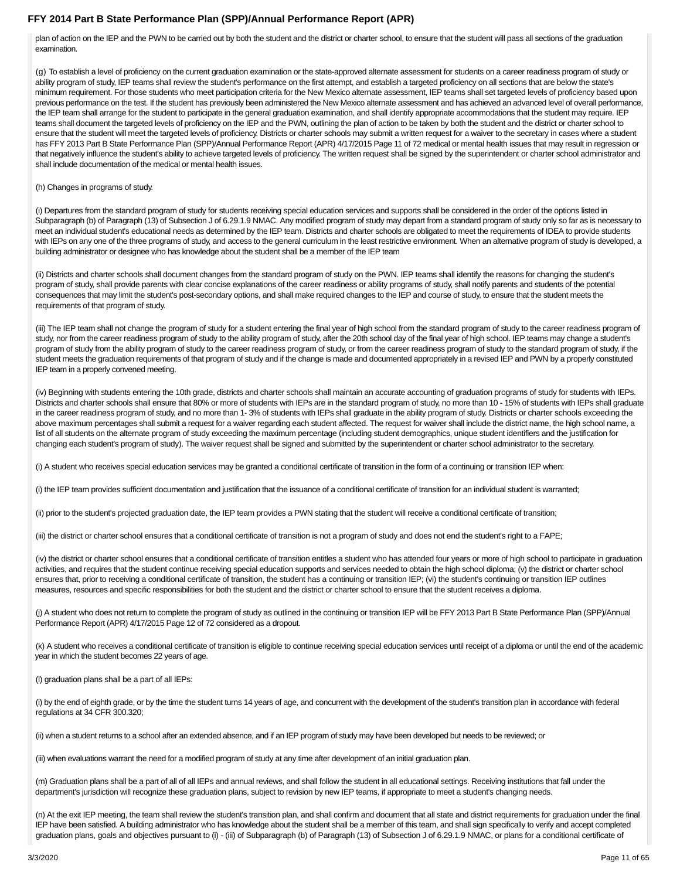plan of action on the IEP and the PWN to be carried out by both the student and the district or charter school, to ensure that the student will pass all sections of the graduation examination.

(g) To establish a level of proficiency on the current graduation examination or the state-approved alternate assessment for students on a career readiness program of study or ability program of study, IEP teams shall review the student's performance on the first attempt, and establish a targeted proficiency on all sections that are below the state's minimum requirement. For those students who meet participation criteria for the New Mexico alternate assessment, IEP teams shall set targeted levels of proficiency based upon previous performance on the test. If the student has previously been administered the New Mexico alternate assessment and has achieved an advanced level of overall performance, the IEP team shall arrange for the student to participate in the general graduation examination, and shall identify appropriate accommodations that the student may require. IEP teams shall document the targeted levels of proficiency on the IEP and the PWN, outlining the plan of action to be taken by both the student and the district or charter school to ensure that the student will meet the targeted levels of proficiency. Districts or charter schools may submit a written request for a waiver to the secretary in cases where a student has FFY 2013 Part B State Performance Plan (SPP)/Annual Performance Report (APR) 4/17/2015 Page 11 of 72 medical or mental health issues that may result in regression or that negatively influence the student's ability to achieve targeted levels of proficiency. The written request shall be signed by the superintendent or charter school administrator and shall include documentation of the medical or mental health issues.

(h) Changes in programs of study.

(i) Departures from the standard program of study for students receiving special education services and supports shall be considered in the order of the options listed in Subparagraph (b) of Paragraph (13) of Subsection J of 6.29.1.9 NMAC. Any modified program of study may depart from a standard program of study only so far as is necessary to meet an individual student's educational needs as determined by the IEP team. Districts and charter schools are obligated to meet the requirements of IDEA to provide students with IEPs on any one of the three programs of study, and access to the general curriculum in the least restrictive environment. When an alternative program of study is developed, a building administrator or designee who has knowledge about the student shall be a member of the IEP team

(ii) Districts and charter schools shall document changes from the standard program of study on the PWN. IEP teams shall identify the reasons for changing the student's program of study, shall provide parents with clear concise explanations of the career readiness or ability programs of study, shall notify parents and students of the potential consequences that may limit the student's post-secondary options, and shall make required changes to the IEP and course of study, to ensure that the student meets the requirements of that program of study.

(iii) The IEP team shall not change the program of study for a student entering the final year of high school from the standard program of study to the career readiness program of study, nor from the career readiness program of study to the ability program of study, after the 20th school day of the final year of high school. IEP teams may change a student's program of study from the ability program of study to the career readiness program of study, or from the career readiness program of study to the standard program of study, if the student meets the graduation requirements of that program of study and if the change is made and documented appropriately in a revised IEP and PWN by a properly constituted IEP team in a properly convened meeting.

(iv) Beginning with students entering the 10th grade, districts and charter schools shall maintain an accurate accounting of graduation programs of study for students with IEPs. Districts and charter schools shall ensure that 80% or more of students with IEPs are in the standard program of study, no more than 10 - 15% of students with IEPs shall graduate in the career readiness program of study, and no more than 1- 3% of students with IEPs shall graduate in the ability program of study. Districts or charter schools exceeding the above maximum percentages shall submit a request for a waiver regarding each student affected. The request for waiver shall include the district name, the high school name, a list of all students on the alternate program of study exceeding the maximum percentage (including student demographics, unique student identifiers and the justification for changing each student's program of study). The waiver request shall be signed and submitted by the superintendent or charter school administrator to the secretary.

(i) A student who receives special education services may be granted a conditional certificate of transition in the form of a continuing or transition IEP when:

(i) the IEP team provides sufficient documentation and justification that the issuance of a conditional certificate of transition for an individual student is warranted;

(ii) prior to the student's projected graduation date, the IEP team provides a PWN stating that the student will receive a conditional certificate of transition;

(iii) the district or charter school ensures that a conditional certificate of transition is not a program of study and does not end the student's right to a FAPE;

(iv) the district or charter school ensures that a conditional certificate of transition entitles a student who has attended four years or more of high school to participate in graduation activities, and requires that the student continue receiving special education supports and services needed to obtain the high school diploma; (v) the district or charter school ensures that, prior to receiving a conditional certificate of transition, the student has a continuing or transition IEP; (vi) the student's continuing or transition IEP outlines measures, resources and specific responsibilities for both the student and the district or charter school to ensure that the student receives a diploma.

(j) A student who does not return to complete the program of study as outlined in the continuing or transition IEP will be FFY 2013 Part B State Performance Plan (SPP)/Annual Performance Report (APR) 4/17/2015 Page 12 of 72 considered as a dropout.

(k) A student who receives a conditional certificate of transition is eligible to continue receiving special education services until receipt of a diploma or until the end of the academic year in which the student becomes 22 years of age.

(l) graduation plans shall be a part of all IEPs:

(i) by the end of eighth grade, or by the time the student turns 14 years of age, and concurrent with the development of the student's transition plan in accordance with federal regulations at 34 CFR 300.320;

(ii) when a student returns to a school after an extended absence, and if an IEP program of study may have been developed but needs to be reviewed; or

(iii) when evaluations warrant the need for a modified program of study at any time after development of an initial graduation plan.

(m) Graduation plans shall be a part of all of all IEPs and annual reviews, and shall follow the student in all educational settings. Receiving institutions that fall under the department's jurisdiction will recognize these graduation plans, subject to revision by new IEP teams, if appropriate to meet a student's changing needs.

(n) At the exit IEP meeting, the team shall review the student's transition plan, and shall confirm and document that all state and district requirements for graduation under the final IEP have been satisfied. A building administrator who has knowledge about the student shall be a member of this team, and shall sign specifically to verify and accept completed graduation plans, goals and objectives pursuant to (i) - (iii) of Subparagraph (b) of Paragraph (13) of Subsection J of 6.29.1.9 NMAC, or plans for a conditional certificate of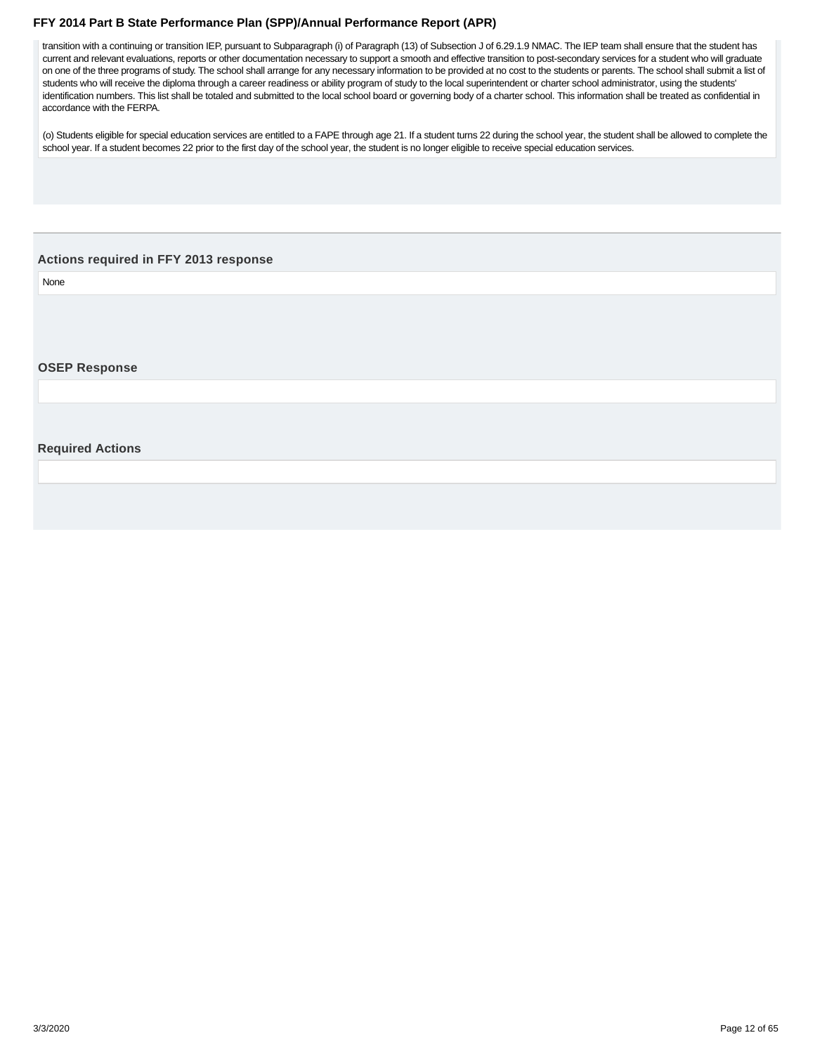transition with a continuing or transition IEP, pursuant to Subparagraph (i) of Paragraph (13) of Subsection J of 6.29.1.9 NMAC. The IEP team shall ensure that the student has current and relevant evaluations, reports or other documentation necessary to support a smooth and effective transition to post-secondary services for a student who will graduate on one of the three programs of study. The school shall arrange for any necessary information to be provided at no cost to the students or parents. The school shall submit a list of students who will receive the diploma through a career readiness or ability program of study to the local superintendent or charter school administrator, using the students' identification numbers. This list shall be totaled and submitted to the local school board or governing body of a charter school. This information shall be treated as confidential in accordance with the FERPA.

(o) Students eligible for special education services are entitled to a FAPE through age 21. If a student turns 22 during the school year, the student shall be allowed to complete the school year. If a student becomes 22 prior to the first day of the school year, the student is no longer eligible to receive special education services.

### Actions required in FFY 2013 response

None

### OSEP Response

### Required Actions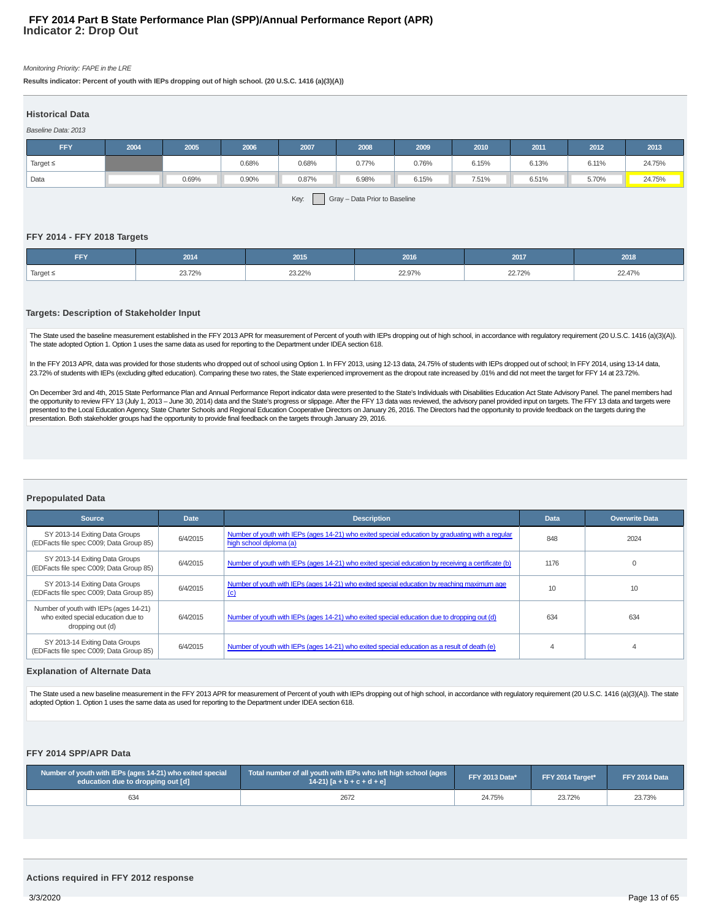# FFY 2014 Part B State Performance Plan (SPP)/Annual Performance Report (APR)
## Indicator 2: Drop Out

*Monitoring Priority: FAPE in the LRE*

**Results indicator: Percent of youth with IEPs dropping out of high school. (20 U.S.C. 1416 (a)(3)(A))**

### Historical Data

*Baseline Data: 2013*

| FFY | 2004 | 2005 | 2006 | 2007 | 2008 | 2009 | 2010 | 2011 | 2012 | 2013 |
|---|---|---|---|---|---|---|---|---|---|---|
| Target ≤ | | | 0.68% | 0.68% | 0.77% | 0.76% | 6.15% | 6.13% | 6.11% | 24.75% |
| Data | | 0.69% | 0.90% | 0.87% | 6.98% | 6.15% | 7.51% | 6.51% | 5.70% | 24.75% |

Key: Gray – Data Prior to Baseline

### FFY 2014 - FFY 2018 Targets

| FFY | 2014 | 2015 | 2016 | 2017 | 2018 |
|---|---|---|---|---|---|
| Target ≤ | 23.72% | 23.22% | 22.97% | 22.72% | 22.47% |

### Targets: Description of Stakeholder Input

The State used the baseline measurement established in the FFY 2013 APR for measurement of Percent of youth with IEPs dropping out of high school, in accordance with regulatory requirement (20 U.S.C. 1416 (a)(3)(A)). The state adopted Option 1. Option 1 uses the same data as used for reporting to the Department under IDEA section 618.

In the FFY 2013 APR, data was provided for those students who dropped out of school using Option 1. In FFY 2013, using 12-13 data, 24.75% of students with IEPs dropped out of school; In FFY 2014, using 13-14 data, 23.72% of students with IEPs (excluding gifted education). Comparing these two rates, the State experienced improvement as the dropout rate increased by .01% and did not meet the target for FFY 14 at 23.72%.

On December 3rd and 4th, 2015 State Performance Plan and Annual Performance Report indicator data were presented to the State's Individuals with Disabilities Education Act State Advisory Panel. The panel members had the opportunity to review FFY 13 (July 1, 2013 – June 30, 2014) data and the State's progress or slippage. After the FFY 13 data was reviewed, the advisory panel provided input on targets. The FFY 13 data and targets were presented to the Local Education Agency, State Charter Schools and Regional Education Cooperative Directors on January 26, 2016. The Directors had the opportunity to provide feedback on the targets during the presentation. Both stakeholder groups had the opportunity to provide final feedback on the targets through January 29, 2016.

### Prepopulated Data

| Source | Date | Description | Data | Overwrite Data |
|---|---|---|---|---|
| SY 2013-14 Exiting Data Groups (EDFacts file spec C009; Data Group 85) | 6/4/2015 | Number of youth with IEPs (ages 14-21) who exited special education by graduating with a regular high school diploma (a) | 848 | 2024 |
| SY 2013-14 Exiting Data Groups (EDFacts file spec C009; Data Group 85) | 6/4/2015 | Number of youth with IEPs (ages 14-21) who exited special education by receiving a certificate (b) | 1176 | 0 |
| SY 2013-14 Exiting Data Groups (EDFacts file spec C009; Data Group 85) | 6/4/2015 | Number of youth with IEPs (ages 14-21) who exited special education by reaching maximum age (c) | 10 | 10 |
| Number of youth with IEPs (ages 14-21) who exited special education due to dropping out (d) | 6/4/2015 | Number of youth with IEPs (ages 14-21) who exited special education due to dropping out (d) | 634 | 634 |
| SY 2013-14 Exiting Data Groups (EDFacts file spec C009; Data Group 85) | 6/4/2015 | Number of youth with IEPs (ages 14-21) who exited special education as a result of death (e) | 4 | 4 |

### Explanation of Alternate Data

The State used a new baseline measurement in the FFY 2013 APR for measurement of Percent of youth with IEPs dropping out of high school, in accordance with regulatory requirement (20 U.S.C. 1416 (a)(3)(A)). The state adopted Option 1. Option 1 uses the same data as used for reporting to the Department under IDEA section 618.

### FFY 2014 SPP/APR Data

| Number of youth with IEPs (ages 14-21) who exited special education due to dropping out [d] | Total number of all youth with IEPs who left high school (ages 14-21) [a + b + c + d + e] | FFY 2013 Data* | FFY 2014 Target* | FFY 2014 Data |
|---|---|---|---|---|
| 634 | 2672 | 24.75% | 23.72% | 23.73% |

### Actions required in FFY 2012 response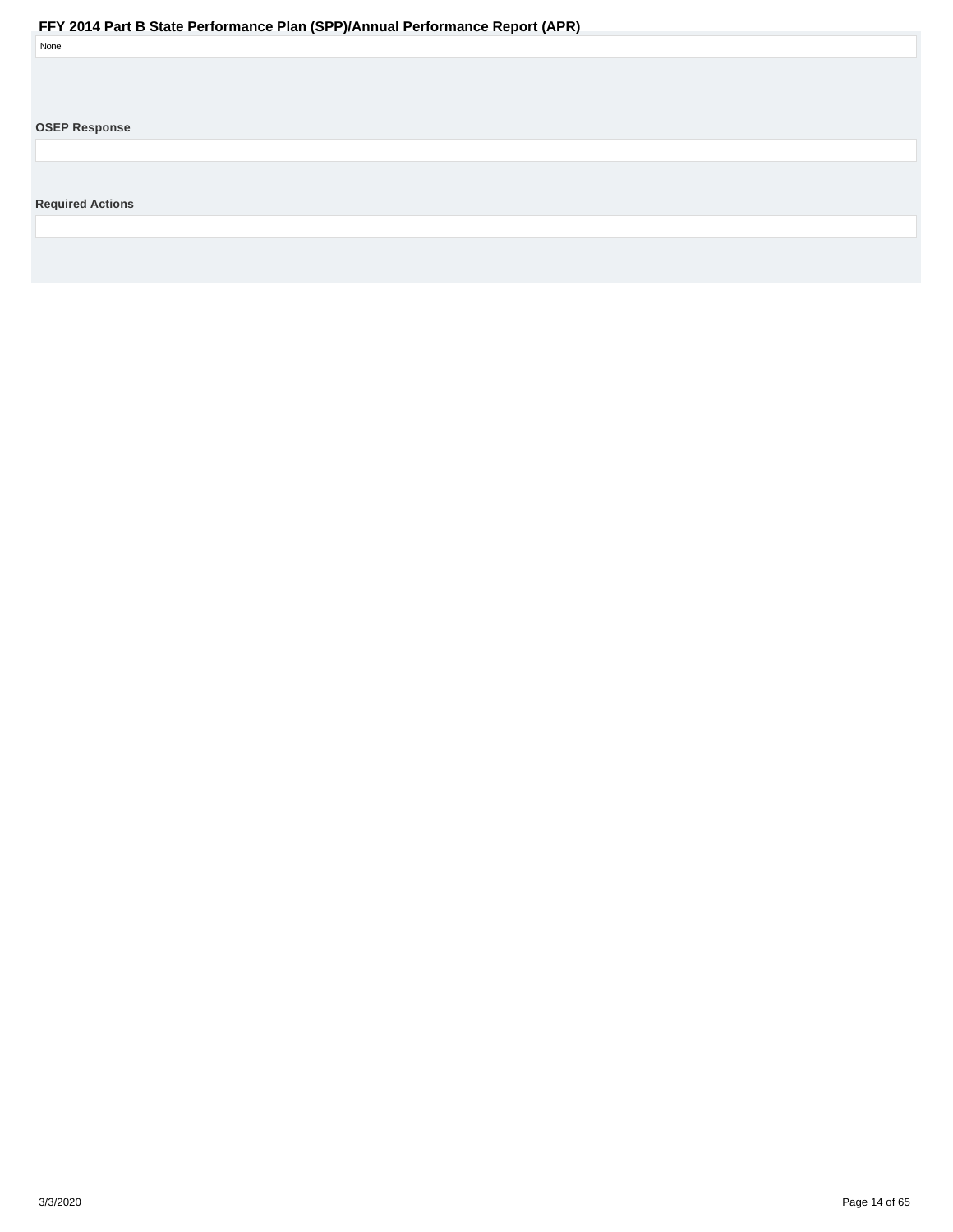None

**OSEP Response**

**Required Actions**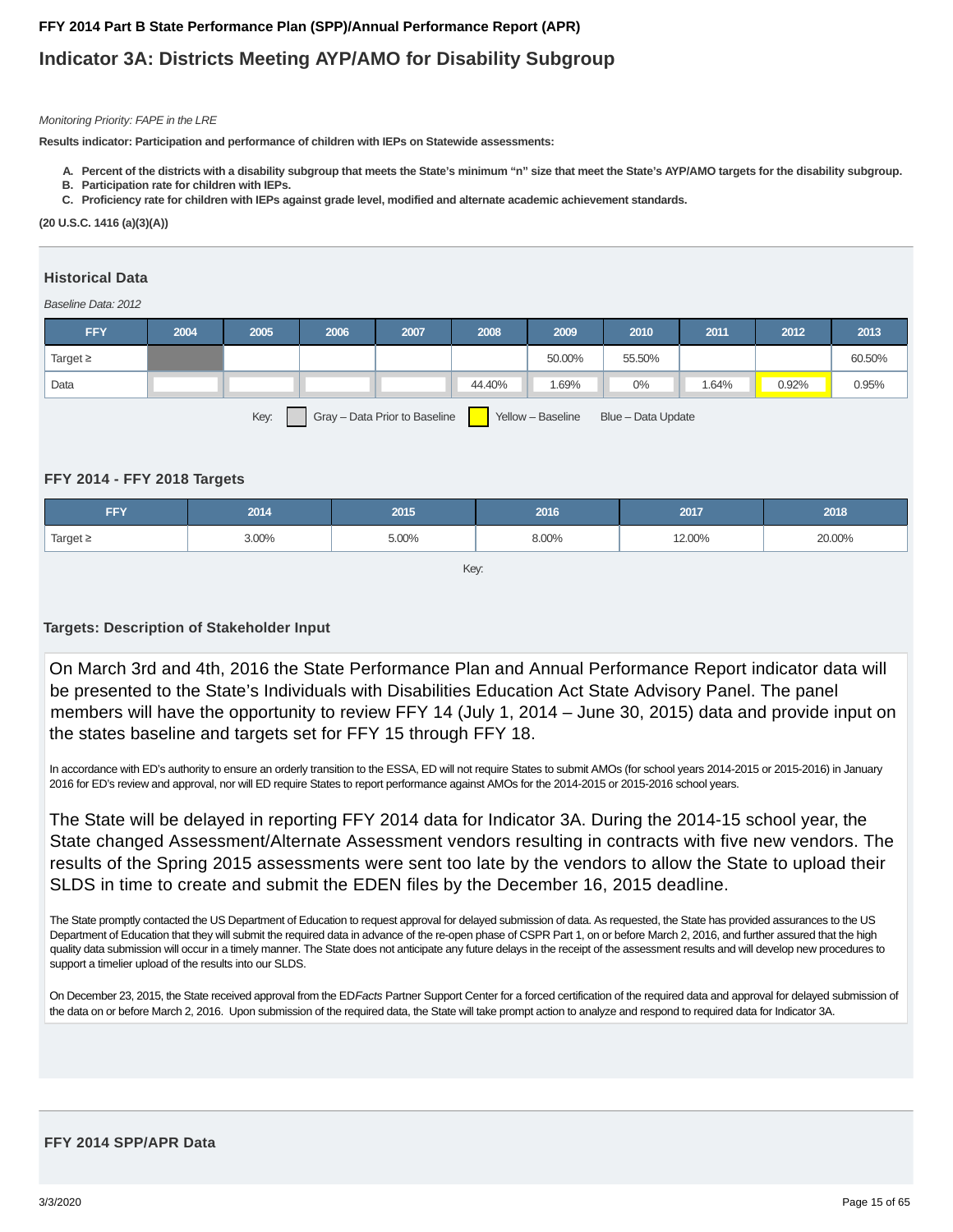## FFY 2014 Part B State Performance Plan (SPP)/Annual Performance Report (APR)

# Indicator 3A: Districts Meeting AYP/AMO for Disability Subgroup

*Monitoring Priority: FAPE in the LRE*

**Results indicator: Participation and performance of children with IEPs on Statewide assessments:**

- **A. Percent of the districts with a disability subgroup that meets the State's minimum "n" size that meet the State's AYP/AMO targets for the disability subgroup.**
- **B. Participation rate for children with IEPs.**
- **C. Proficiency rate for children with IEPs against grade level, modified and alternate academic achievement standards.**

**(20 U.S.C. 1416 (a)(3)(A))**

### Historical Data

*Baseline Data: 2012*

| FFY | 2004 | 2005 | 2006 | 2007 | 2008 | 2009 | 2010 | 2011 | 2012 | 2013 |
|---|---|---|---|---|---|---|---|---|---|---|
| Target ≥ | | | | | | 50.00% | 55.50% | | | 60.50% |
| Data | | | | | 44.40% | 1.69% | 0% | 1.64% | 0.92% | 0.95% |

Key: Gray – Data Prior to Baseline | Yellow – Baseline | Blue – Data Update

### FFY 2014 - FFY 2018 Targets

| FFY | 2014 | 2015 | 2016 | 2017 | 2018 |
|---|---|---|---|---|---|
| Target ≥ | 3.00% | 5.00% | 8.00% | 12.00% | 20.00% |

Key:

### Targets: Description of Stakeholder Input

On March 3rd and 4th, 2016 the State Performance Plan and Annual Performance Report indicator data will be presented to the State's Individuals with Disabilities Education Act State Advisory Panel. The panel members will have the opportunity to review FFY 14 (July 1, 2014 – June 30, 2015) data and provide input on the states baseline and targets set for FFY 15 through FFY 18.

In accordance with ED's authority to ensure an orderly transition to the ESSA, ED will not require States to submit AMOs (for school years 2014-2015 or 2015-2016) in January 2016 for ED's review and approval, nor will ED require States to report performance against AMOs for the 2014-2015 or 2015-2016 school years.

The State will be delayed in reporting FFY 2014 data for Indicator 3A. During the 2014-15 school year, the State changed Assessment/Alternate Assessment vendors resulting in contracts with five new vendors. The results of the Spring 2015 assessments were sent too late by the vendors to allow the State to upload their SLDS in time to create and submit the EDEN files by the December 16, 2015 deadline.

The State promptly contacted the US Department of Education to request approval for delayed submission of data. As requested, the State has provided assurances to the US Department of Education that they will submit the required data in advance of the re-open phase of CSPR Part 1, on or before March 2, 2016, and further assured that the high quality data submission will occur in a timely manner. The State does not anticipate any future delays in the receipt of the assessment results and will develop new procedures to support a timelier upload of the results into our SLDS.

On December 23, 2015, the State received approval from the ED*Facts* Partner Support Center for a forced certification of the required data and approval for delayed submission of the data on or before March 2, 2016. Upon submission of the required data, the State will take prompt action to analyze and respond to required data for Indicator 3A.

### FFY 2014 SPP/APR Data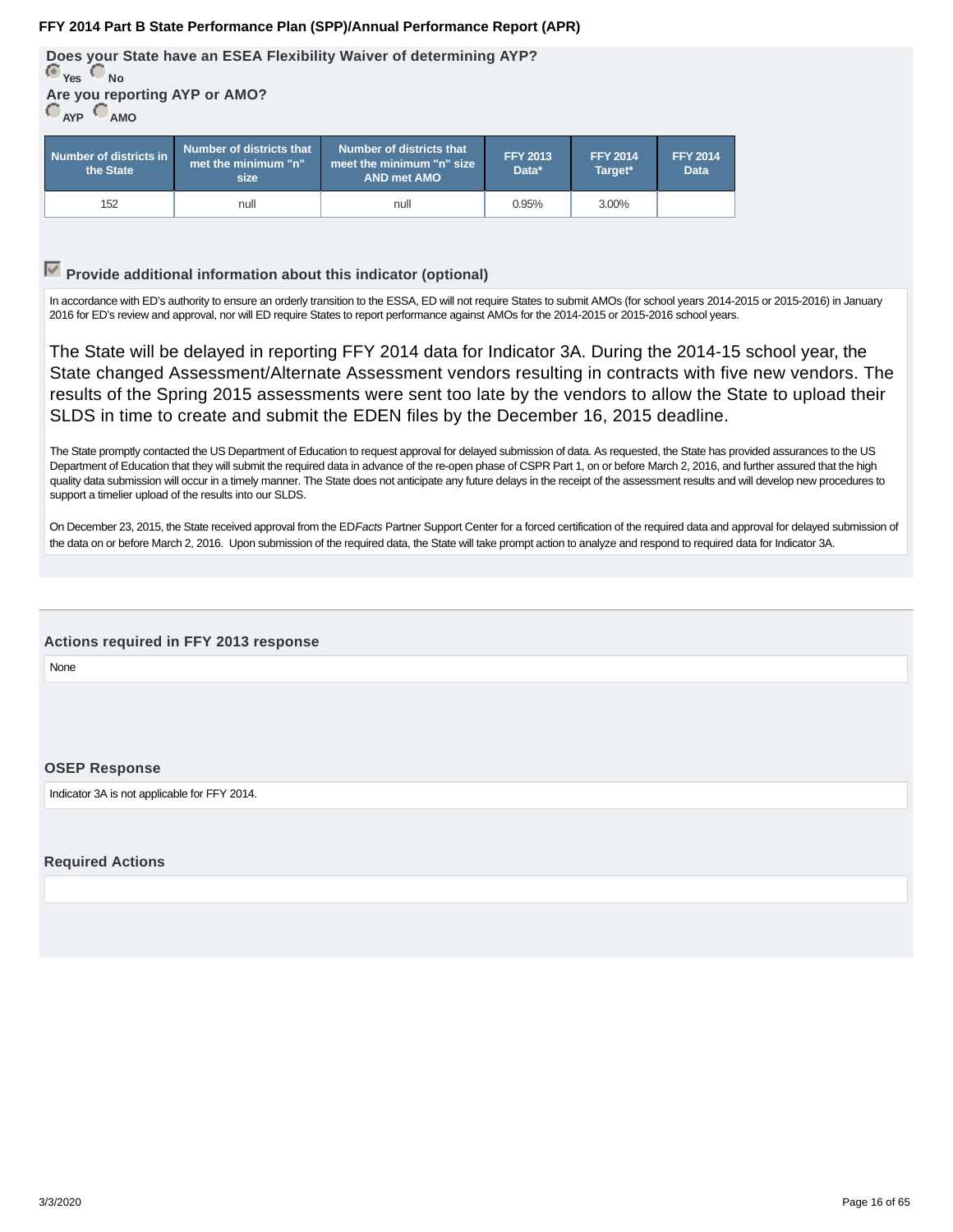**Does your State have an ESEA Flexibility Waiver of determining AYP?**

Yes No

**Are you reporting AYP or AMO?**

AYP AMO

| Number of districts in the State | Number of districts that met the minimum "n" size | Number of districts that meet the minimum "n" size AND met AMO | FFY 2013 Data* | FFY 2014 Target* | FFY 2014 Data |
|---|---|---|---|---|---|
| 152 | null | null | 0.95% | 3.00% | |

### Provide additional information about this indicator (optional)

In accordance with ED's authority to ensure an orderly transition to the ESSA, ED will not require States to submit AMOs (for school years 2014-2015 or 2015-2016) in January 2016 for ED's review and approval, nor will ED require States to report performance against AMOs for the 2014-2015 or 2015-2016 school years.

The State will be delayed in reporting FFY 2014 data for Indicator 3A. During the 2014-15 school year, the State changed Assessment/Alternate Assessment vendors resulting in contracts with five new vendors. The results of the Spring 2015 assessments were sent too late by the vendors to allow the State to upload their SLDS in time to create and submit the EDEN files by the December 16, 2015 deadline.

The State promptly contacted the US Department of Education to request approval for delayed submission of data. As requested, the State has provided assurances to the US Department of Education that they will submit the required data in advance of the re-open phase of CSPR Part 1, on or before March 2, 2016, and further assured that the high quality data submission will occur in a timely manner. The State does not anticipate any future delays in the receipt of the assessment results and will develop new procedures to support a timelier upload of the results into our SLDS.

On December 23, 2015, the State received approval from the ED*Facts* Partner Support Center for a forced certification of the required data and approval for delayed submission of the data on or before March 2, 2016. Upon submission of the required data, the State will take prompt action to analyze and respond to required data for Indicator 3A.

### Actions required in FFY 2013 response

None

### OSEP Response

Indicator 3A is not applicable for FFY 2014.

### Required Actions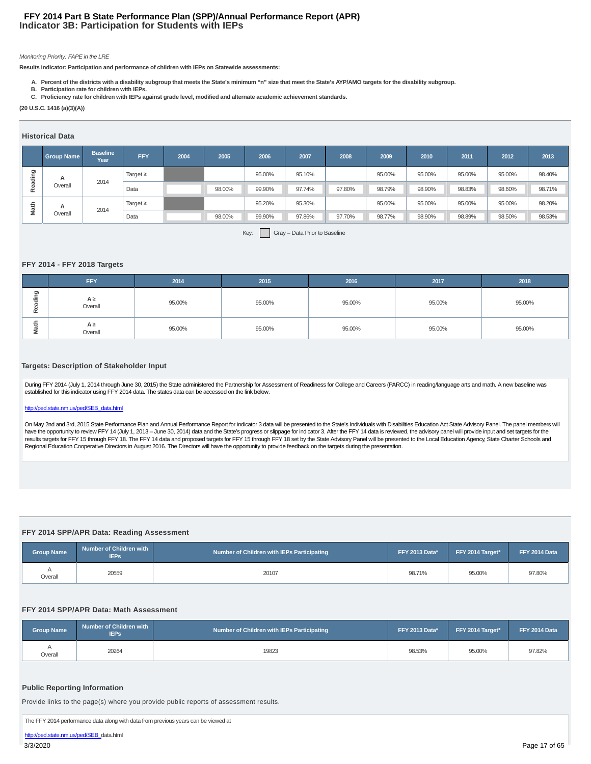# FFY 2014 Part B State Performance Plan (SPP)/Annual Performance Report (APR)
## Indicator 3B: Participation for Students with IEPs

*Monitoring Priority: FAPE in the LRE*

**Results indicator: Participation and performance of children with IEPs on Statewide assessments:**

A. **Percent of the districts with a disability subgroup that meets the State's minimum "n" size that meet the State's AYP/AMO targets for the disability subgroup.**
B. **Participation rate for children with IEPs.**
C. **Proficiency rate for children with IEPs against grade level, modified and alternate academic achievement standards.**

**(20 U.S.C. 1416 (a)(3)(A))**

### Historical Data

| | Group Name | Baseline Year | FFY | 2004 | 2005 | 2006 | 2007 | 2008 | 2009 | 2010 | 2011 | 2012 | 2013 |
|---|---|---|---|---|---|---|---|---|---|---|---|---|---|
| Reading | A Overall | 2014 | Target ≥ | | | 95.00% | 95.10% | | 95.00% | 95.00% | 95.00% | 95.00% | 98.40% |
| | | | Data | | 98.00% | 99.90% | 97.74% | 97.80% | 98.79% | 98.90% | 98.83% | 98.60% | 98.71% |
| Math | A Overall | 2014 | Target ≥ | | | 95.20% | 95.30% | | 95.00% | 95.00% | 95.00% | 95.00% | 98.20% |
| | | | Data | | 98.00% | 99.90% | 97.86% | 97.70% | 98.77% | 98.90% | 98.89% | 98.50% | 98.53% |

Key: Gray – Data Prior to Baseline

### FFY 2014 - FFY 2018 Targets

| | FFY | 2014 | 2015 | 2016 | 2017 | 2018 |
|---|---|---|---|---|---|---|
| Reading | A ≥ Overall | 95.00% | 95.00% | 95.00% | 95.00% | 95.00% |
| Math | A ≥ Overall | 95.00% | 95.00% | 95.00% | 95.00% | 95.00% |

### Targets: Description of Stakeholder Input

During FFY 2014 (July 1, 2014 through June 30, 2015) the State administered the Partnership for Assessment of Readiness for College and Careers (PARCC) in reading/language arts and math. A new baseline was established for this indicator using FFY 2014 data. The states data can be accessed on the link below.

http://ped.state.nm.us/ped/SEB_data.html

On May 2nd and 3rd, 2015 State Performance Plan and Annual Performance Report for indicator 3 data will be presented to the State's Individuals with Disabilities Education Act State Advisory Panel. The panel members will have the opportunity to review FFY 14 (July 1, 2013 – June 30, 2014) data and the State's progress or slippage for indicator 3. After the FFY 14 data is reviewed, the advisory panel will provide input and set targets for the results targets for FFY 15 through FFY 18. The FFY 14 data and proposed targets for FFY 15 through FFY 18 set by the State Advisory Panel will be presented to the Local Education Agency, State Charter Schools and Regional Education Cooperative Directors in August 2016. The Directors will have the opportunity to provide feedback on the targets during the presentation.

### FFY 2014 SPP/APR Data: Reading Assessment

| Group Name | Number of Children with IEPs | Number of Children with IEPs Participating | FFY 2013 Data* | FFY 2014 Target* | FFY 2014 Data |
|---|---|---|---|---|---|
| A Overall | 20559 | 20107 | 98.71% | 95.00% | 97.80% |

### FFY 2014 SPP/APR Data: Math Assessment

| Group Name | Number of Children with IEPs | Number of Children with IEPs Participating | FFY 2013 Data* | FFY 2014 Target* | FFY 2014 Data |
|---|---|---|---|---|---|
| A Overall | 20264 | 19823 | 98.53% | 95.00% | 97.82% |

### Public Reporting Information

Provide links to the page(s) where you provide public reports of assessment results.

The FFY 2014 performance data along with data from previous years can be viewed at

http://ped.state.nm.us/ped/SEB_data.html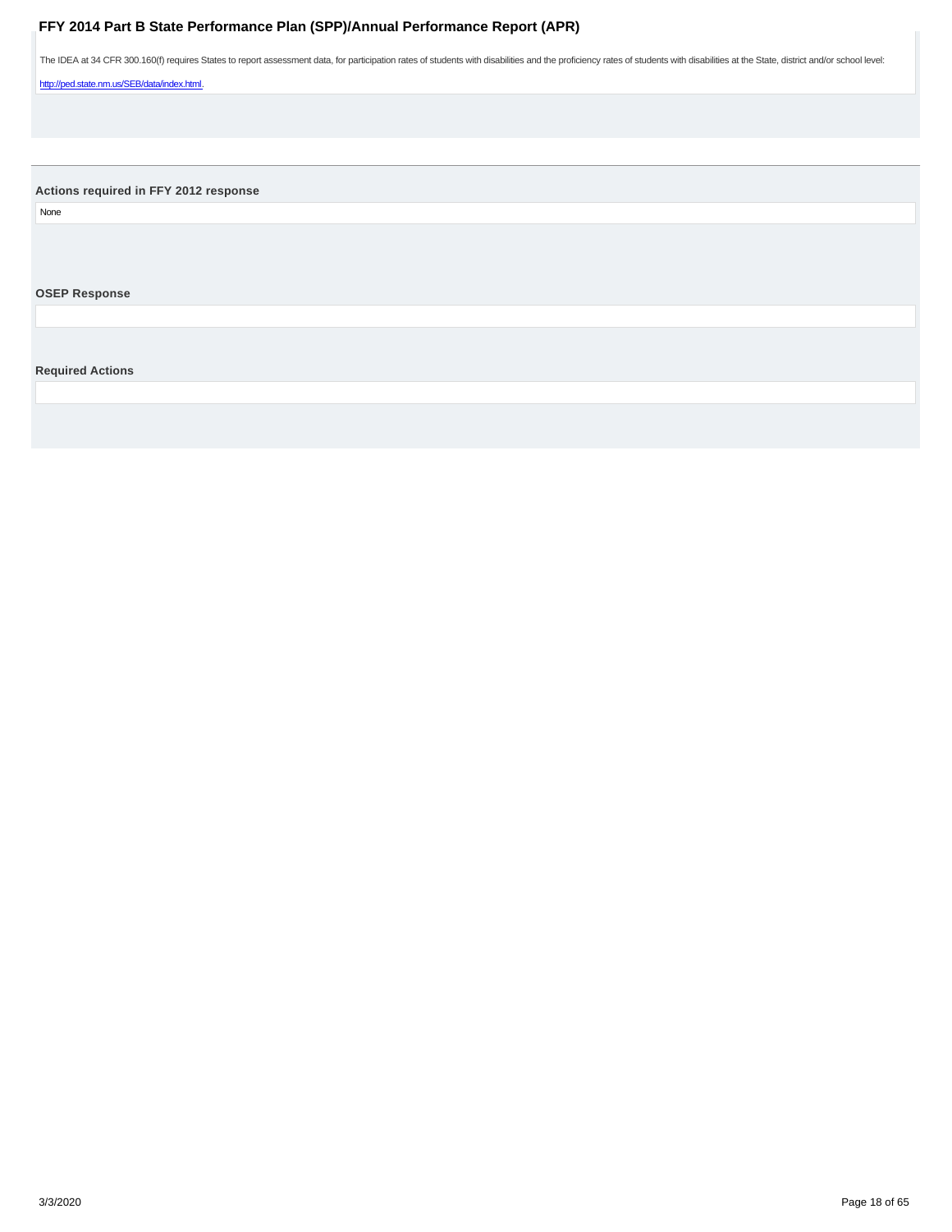The IDEA at 34 CFR 300.160(f) requires States to report assessment data, for participation rates of students with disabilities and the proficiency rates of students with disabilities at the State, district and/or school level:

http://ped.state.nm.us/SEB/data/index.html.

### Actions required in FFY 2012 response

None

### OSEP Response

### Required Actions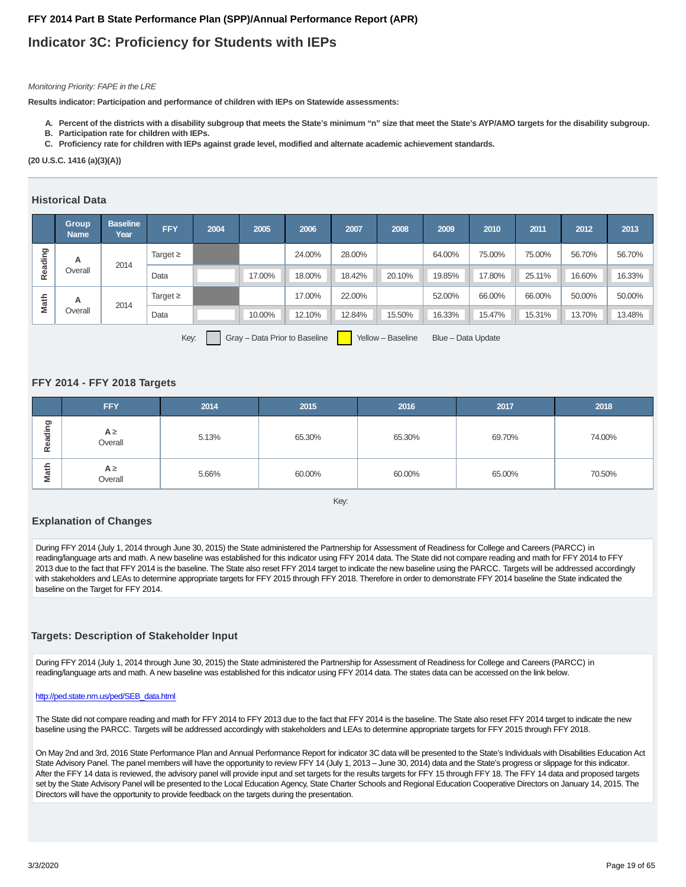**FFY 2014 Part B State Performance Plan (SPP)/Annual Performance Report (APR)**

# Indicator 3C: Proficiency for Students with IEPs

*Monitoring Priority: FAPE in the LRE*

**Results indicator: Participation and performance of children with IEPs on Statewide assessments:**

- **A. Percent of the districts with a disability subgroup that meets the State's minimum "n" size that meet the State's AYP/AMO targets for the disability subgroup.**
- **B. Participation rate for children with IEPs.**
- **C. Proficiency rate for children with IEPs against grade level, modified and alternate academic achievement standards.**

**(20 U.S.C. 1416 (a)(3)(A))**

## Historical Data

| | Group Name | Baseline Year | FFY | 2004 | 2005 | 2006 | 2007 | 2008 | 2009 | 2010 | 2011 | 2012 | 2013 |
|---|---|---|---|---|---|---|---|---|---|---|---|---|---|
| Reading | A Overall | 2014 | Target ≥ | | | 24.00% | 28.00% | | 64.00% | 75.00% | 75.00% | 56.70% | 56.70% |
| | | | Data | | 17.00% | 18.00% | 18.42% | 20.10% | 19.85% | 17.80% | 25.11% | 16.60% | 16.33% |
| Math | A Overall | 2014 | Target ≥ | | | 17.00% | 22.00% | | 52.00% | 66.00% | 66.00% | 50.00% | 50.00% |
| | | | Data | | 10.00% | 12.10% | 12.84% | 15.50% | 16.33% | 15.47% | 15.31% | 13.70% | 13.48% |

Key: Gray – Data Prior to Baseline  Yellow – Baseline  Blue – Data Update

## FFY 2014 - FFY 2018 Targets

| | FFY | 2014 | 2015 | 2016 | 2017 | 2018 |
|---|---|---|---|---|---|---|
| Reading | A ≥ Overall | 5.13% | 65.30% | 65.30% | 69.70% | 74.00% |
| Math | A ≥ Overall | 5.66% | 60.00% | 60.00% | 65.00% | 70.50% |

Key:

## Explanation of Changes

During FFY 2014 (July 1, 2014 through June 30, 2015) the State administered the Partnership for Assessment of Readiness for College and Careers (PARCC) in reading/language arts and math. A new baseline was established for this indicator using FFY 2014 data. The State did not compare reading and math for FFY 2014 to FFY 2013 due to the fact that FFY 2014 is the baseline. The State also reset FFY 2014 target to indicate the new baseline using the PARCC. Targets will be addressed accordingly with stakeholders and LEAs to determine appropriate targets for FFY 2015 through FFY 2018. Therefore in order to demonstrate FFY 2014 baseline the State indicated the baseline on the Target for FFY 2014.

## Targets: Description of Stakeholder Input

During FFY 2014 (July 1, 2014 through June 30, 2015) the State administered the Partnership for Assessment of Readiness for College and Careers (PARCC) in reading/language arts and math. A new baseline was established for this indicator using FFY 2014 data. The states data can be accessed on the link below.

http://ped.state.nm.us/ped/SEB_data.html

The State did not compare reading and math for FFY 2014 to FFY 2013 due to the fact that FFY 2014 is the baseline. The State also reset FFY 2014 target to indicate the new baseline using the PARCC. Targets will be addressed accordingly with stakeholders and LEAs to determine appropriate targets for FFY 2015 through FFY 2018.

On May 2nd and 3rd, 2016 State Performance Plan and Annual Performance Report for indicator 3C data will be presented to the State's Individuals with Disabilities Education Act State Advisory Panel. The panel members will have the opportunity to review FFY 14 (July 1, 2013 – June 30, 2014) data and the State's progress or slippage for this indicator. After the FFY 14 data is reviewed, the advisory panel will provide input and set targets for the results targets for FFY 15 through FFY 18. The FFY 14 data and proposed targets set by the State Advisory Panel will be presented to the Local Education Agency, State Charter Schools and Regional Education Cooperative Directors on January 14, 2015. The Directors will have the opportunity to provide feedback on the targets during the presentation.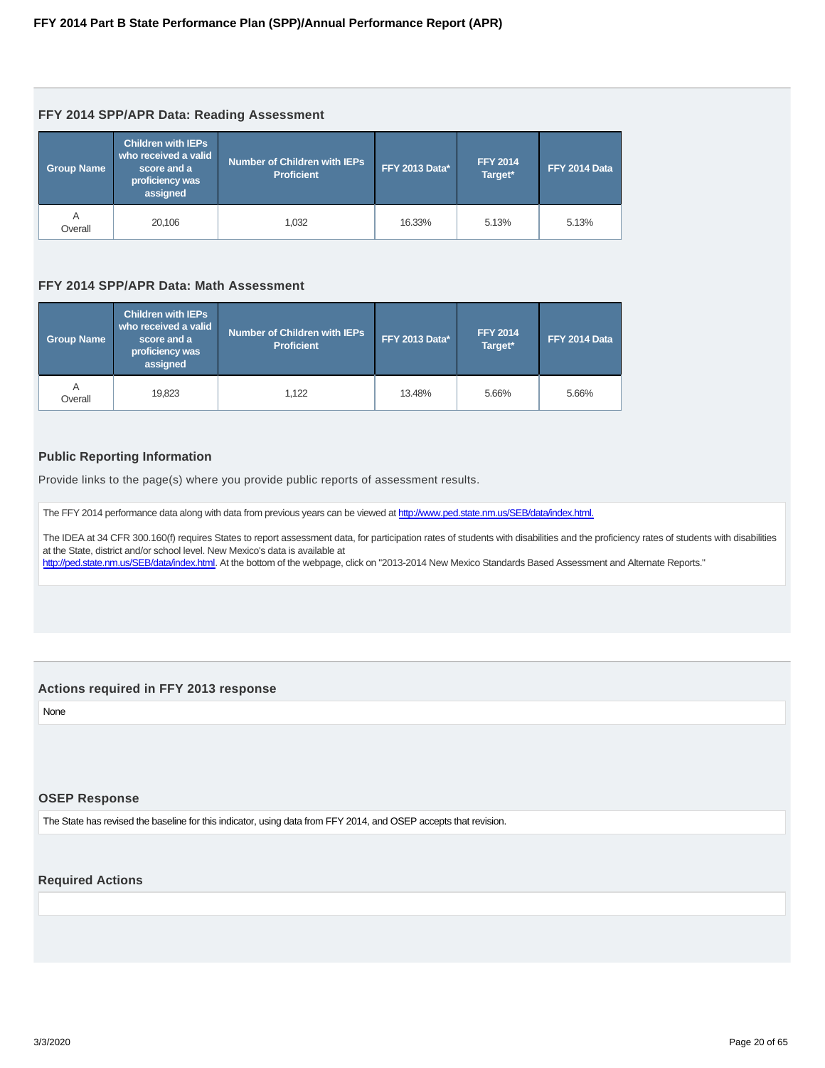### FFY 2014 SPP/APR Data: Reading Assessment

| Group Name | Children with IEPs who received a valid score and a proficiency was assigned | Number of Children with IEPs Proficient | FFY 2013 Data* | FFY 2014 Target* | FFY 2014 Data |
|---|---|---|---|---|---|
| A Overall | 20,106 | 1,032 | 16.33% | 5.13% | 5.13% |

### FFY 2014 SPP/APR Data: Math Assessment

| Group Name | Children with IEPs who received a valid score and a proficiency was assigned | Number of Children with IEPs Proficient | FFY 2013 Data* | FFY 2014 Target* | FFY 2014 Data |
|---|---|---|---|---|---|
| A Overall | 19,823 | 1,122 | 13.48% | 5.66% | 5.66% |

### Public Reporting Information

Provide links to the page(s) where you provide public reports of assessment results.

The FFY 2014 performance data along with data from previous years can be viewed at http://www.ped.state.nm.us/SEB/data/index.html.

The IDEA at 34 CFR 300.160(f) requires States to report assessment data, for participation rates of students with disabilities and the proficiency rates of students with disabilities at the State, district and/or school level. New Mexico's data is available at http://ped.state.nm.us/SEB/data/index.html. At the bottom of the webpage, click on "2013-2014 New Mexico Standards Based Assessment and Alternate Reports."

### Actions required in FFY 2013 response

None

### OSEP Response

The State has revised the baseline for this indicator, using data from FFY 2014, and OSEP accepts that revision.

### Required Actions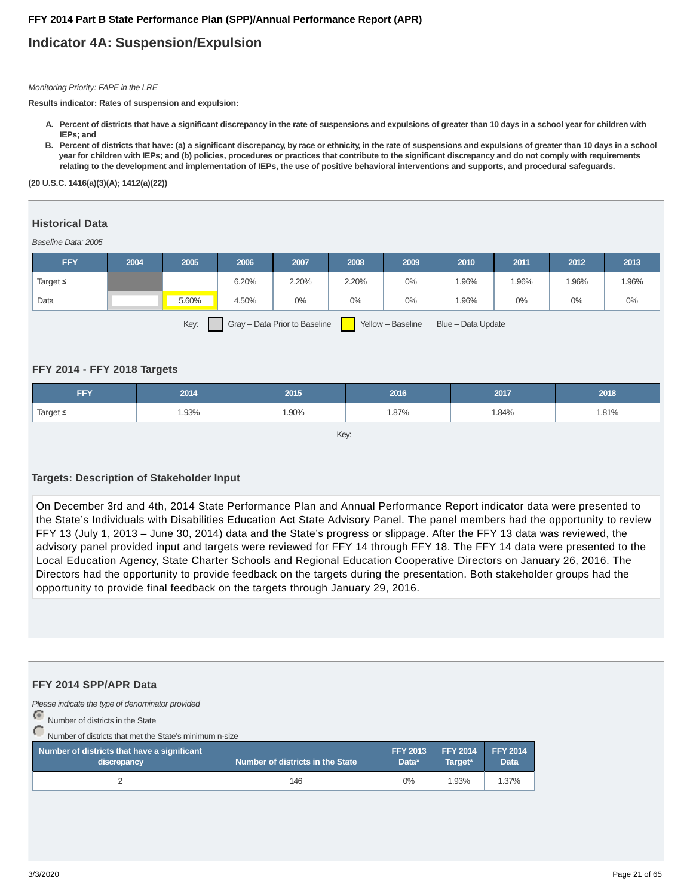**FFY 2014 Part B State Performance Plan (SPP)/Annual Performance Report (APR)**

# Indicator 4A: Suspension/Expulsion

*Monitoring Priority: FAPE in the LRE*

**Results indicator: Rates of suspension and expulsion:**

A. **Percent of districts that have a significant discrepancy in the rate of suspensions and expulsions of greater than 10 days in a school year for children with IEPs; and**
B. **Percent of districts that have: (a) a significant discrepancy, by race or ethnicity, in the rate of suspensions and expulsions of greater than 10 days in a school year for children with IEPs; and (b) policies, procedures or practices that contribute to the significant discrepancy and do not comply with requirements relating to the development and implementation of IEPs, the use of positive behavioral interventions and supports, and procedural safeguards.**

**(20 U.S.C. 1416(a)(3)(A); 1412(a)(22))**

## Historical Data

*Baseline Data: 2005*

| FFY | 2004 | 2005 | 2006 | 2007 | 2008 | 2009 | 2010 | 2011 | 2012 | 2013 |
|---|---|---|---|---|---|---|---|---|---|---|
| Target ≤ | | | 6.20% | 2.20% | 2.20% | 0% | 1.96% | 1.96% | 1.96% | 1.96% |
| Data | | 5.60% | 4.50% | 0% | 0% | 0% | 1.96% | 0% | 0% | 0% |

Key: Gray – Data Prior to Baseline | Yellow – Baseline | Blue – Data Update

## FFY 2014 - FFY 2018 Targets

| FFY | 2014 | 2015 | 2016 | 2017 | 2018 |
|---|---|---|---|---|---|
| Target ≤ | 1.93% | 1.90% | 1.87% | 1.84% | 1.81% |

Key:

## Targets: Description of Stakeholder Input

On December 3rd and 4th, 2014 State Performance Plan and Annual Performance Report indicator data were presented to the State's Individuals with Disabilities Education Act State Advisory Panel. The panel members had the opportunity to review FFY 13 (July 1, 2013 – June 30, 2014) data and the State's progress or slippage. After the FFY 13 data was reviewed, the advisory panel provided input and targets were reviewed for FFY 14 through FFY 18. The FFY 14 data were presented to the Local Education Agency, State Charter Schools and Regional Education Cooperative Directors on January 26, 2016. The Directors had the opportunity to provide feedback on the targets during the presentation. Both stakeholder groups had the opportunity to provide final feedback on the targets through January 29, 2016.

## FFY 2014 SPP/APR Data

*Please indicate the type of denominator provided*

- Number of districts in the State
- Number of districts that met the State's minimum n-size

| Number of districts that have a significant discrepancy | Number of districts in the State | FFY 2013 Data* | FFY 2014 Target* | FFY 2014 Data |
|---|---|---|---|---|
| 2 | 146 | 0% | 1.93% | 1.37% |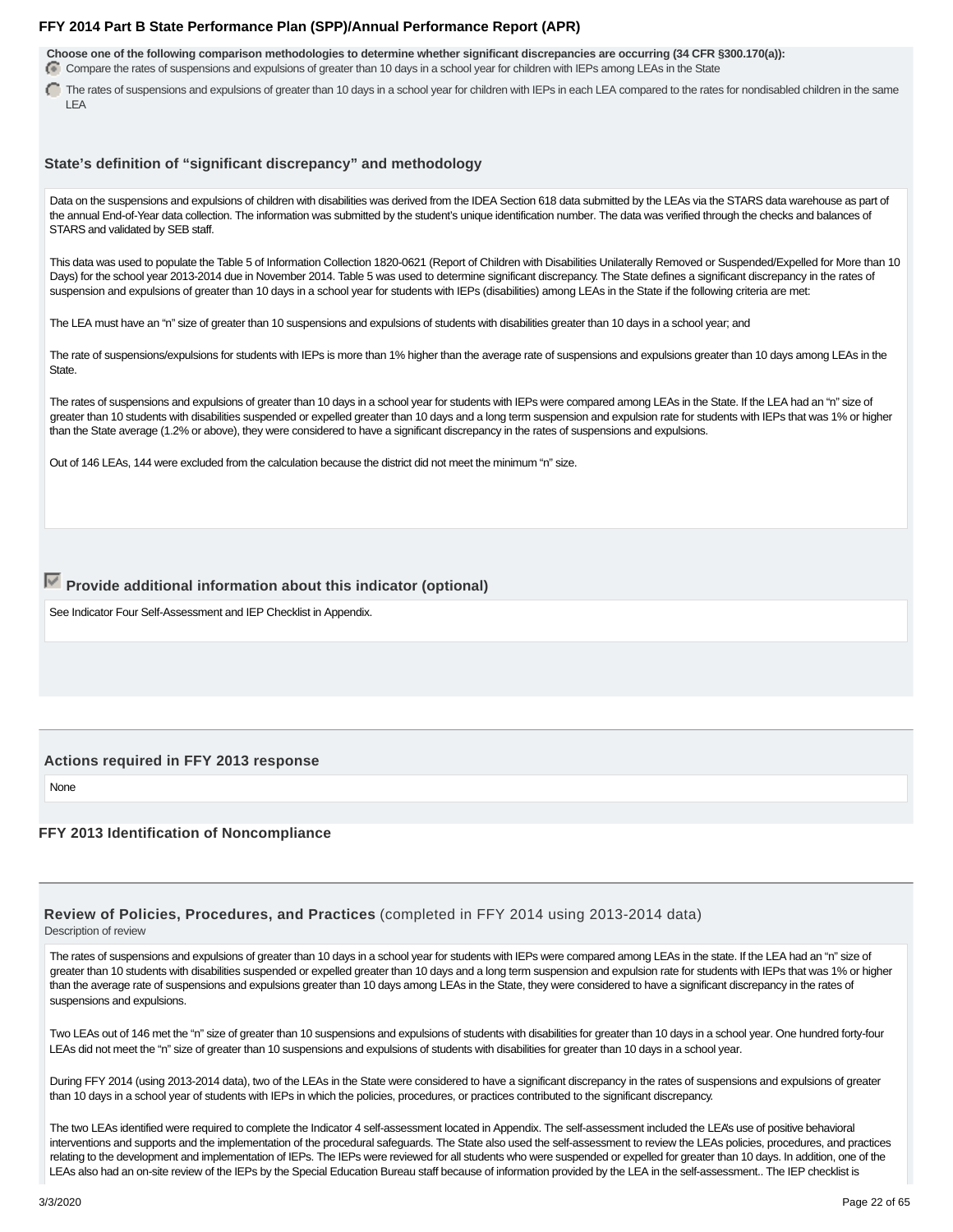**Choose one of the following comparison methodologies to determine whether significant discrepancies are occurring (34 CFR §300.170(a)):**

- (selected) Compare the rates of suspensions and expulsions of greater than 10 days in a school year for children with IEPs among LEAs in the State
- The rates of suspensions and expulsions of greater than 10 days in a school year for children with IEPs in each LEA compared to the rates for nondisabled children in the same LEA

### State's definition of "significant discrepancy" and methodology

Data on the suspensions and expulsions of children with disabilities was derived from the IDEA Section 618 data submitted by the LEAs via the STARS data warehouse as part of the annual End-of-Year data collection. The information was submitted by the student's unique identification number. The data was verified through the checks and balances of STARS and validated by SEB staff.

This data was used to populate the Table 5 of Information Collection 1820-0621 (Report of Children with Disabilities Unilaterally Removed or Suspended/Expelled for More than 10 Days) for the school year 2013-2014 due in November 2014. Table 5 was used to determine significant discrepancy. The State defines a significant discrepancy in the rates of suspension and expulsions of greater than 10 days in a school year for students with IEPs (disabilities) among LEAs in the State if the following criteria are met:

The LEA must have an "n" size of greater than 10 suspensions and expulsions of students with disabilities greater than 10 days in a school year; and

The rate of suspensions/expulsions for students with IEPs is more than 1% higher than the average rate of suspensions and expulsions greater than 10 days among LEAs in the State.

The rates of suspensions and expulsions of greater than 10 days in a school year for students with IEPs were compared among LEAs in the State. If the LEA had an "n" size of greater than 10 students with disabilities suspended or expelled greater than 10 days and a long term suspension and expulsion rate for students with IEPs that was 1% or higher than the State average (1.2% or above), they were considered to have a significant discrepancy in the rates of suspensions and expulsions.

Out of 146 LEAs, 144 were excluded from the calculation because the district did not meet the minimum "n" size.

### Provide additional information about this indicator (optional)

See Indicator Four Self-Assessment and IEP Checklist in Appendix.

### Actions required in FFY 2013 response

None

## FFY 2013 Identification of Noncompliance

### Review of Policies, Procedures, and Practices (completed in FFY 2014 using 2013-2014 data)

Description of review

The rates of suspensions and expulsions of greater than 10 days in a school year for students with IEPs were compared among LEAs in the state. If the LEA had an "n" size of greater than 10 students with disabilities suspended or expelled greater than 10 days and a long term suspension and expulsion rate for students with IEPs that was 1% or higher than the average rate of suspensions and expulsions greater than 10 days among LEAs in the State, they were considered to have a significant discrepancy in the rates of suspensions and expulsions.

Two LEAs out of 146 met the "n" size of greater than 10 suspensions and expulsions of students with disabilities for greater than 10 days in a school year. One hundred forty-four LEAs did not meet the "n" size of greater than 10 suspensions and expulsions of students with disabilities for greater than 10 days in a school year.

During FFY 2014 (using 2013-2014 data), two of the LEAs in the State were considered to have a significant discrepancy in the rates of suspensions and expulsions of greater than 10 days in a school year of students with IEPs in which the policies, procedures, or practices contributed to the significant discrepancy.

The two LEAs identified were required to complete the Indicator 4 self-assessment located in Appendix. The self-assessment included the LEA's use of positive behavioral interventions and supports and the implementation of the procedural safeguards. The State also used the self-assessment to review the LEAs policies, procedures, and practices relating to the development and implementation of IEPs. The IEPs were reviewed for all students who were suspended or expelled for greater than 10 days. In addition, one of the LEAs also had an on-site review of the IEPs by the Special Education Bureau staff because of information provided by the LEA in the self-assessment.. The IEP checklist is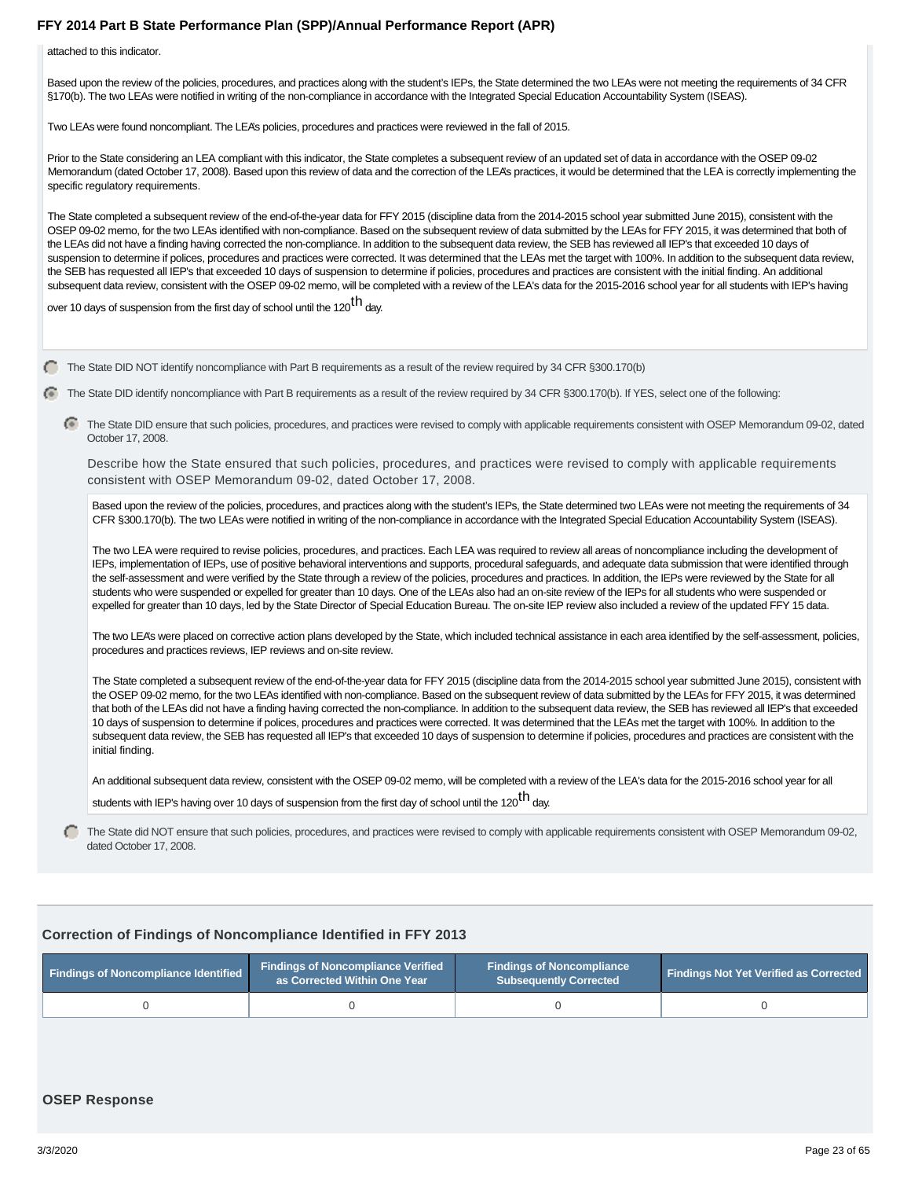attached to this indicator.

Based upon the review of the policies, procedures, and practices along with the student's IEPs, the State determined the two LEAs were not meeting the requirements of 34 CFR §170(b). The two LEAs were notified in writing of the non-compliance in accordance with the Integrated Special Education Accountability System (ISEAS).

Two LEAs were found noncompliant. The LEA's policies, procedures and practices were reviewed in the fall of 2015.

Prior to the State considering an LEA compliant with this indicator, the State completes a subsequent review of an updated set of data in accordance with the OSEP 09-02 Memorandum (dated October 17, 2008). Based upon this review of data and the correction of the LEA's practices, it would be determined that the LEA is correctly implementing the specific regulatory requirements.

The State completed a subsequent review of the end-of-the-year data for FFY 2015 (discipline data from the 2014-2015 school year submitted June 2015), consistent with the OSEP 09-02 memo, for the two LEAs identified with non-compliance. Based on the subsequent review of data submitted by the LEAs for FFY 2015, it was determined that both of the LEAs did not have a finding having corrected the non-compliance. In addition to the subsequent data review, the SEB has reviewed all IEP's that exceeded 10 days of suspension to determine if polices, procedures and practices were corrected. It was determined that the LEAs met the target with 100%. In addition to the subsequent data review, the SEB has requested all IEP's that exceeded 10 days of suspension to determine if policies, procedures and practices are consistent with the initial finding. An additional subsequent data review, consistent with the OSEP 09-02 memo, will be completed with a review of the LEA's data for the 2015-2016 school year for all students with IEP's having over 10 days of suspension from the first day of school until the 120th day.

- ○ The State DID NOT identify noncompliance with Part B requirements as a result of the review required by 34 CFR §300.170(b)
- ● The State DID identify noncompliance with Part B requirements as a result of the review required by 34 CFR §300.170(b). If YES, select one of the following:
  - ● The State DID ensure that such policies, procedures, and practices were revised to comply with applicable requirements consistent with OSEP Memorandum 09-02, dated October 17, 2008.

    Describe how the State ensured that such policies, procedures, and practices were revised to comply with applicable requirements consistent with OSEP Memorandum 09-02, dated October 17, 2008.

    Based upon the review of the policies, procedures, and practices along with the student's IEPs, the State determined two LEAs were not meeting the requirements of 34 CFR §300.170(b). The two LEAs were notified in writing of the non-compliance in accordance with the Integrated Special Education Accountability System (ISEAS).

    The two LEA were required to revise policies, procedures, and practices. Each LEA was required to review all areas of noncompliance including the development of IEPs, implementation of IEPs, use of positive behavioral interventions and supports, procedural safeguards, and adequate data submission that were identified through the self-assessment and were verified by the State through a review of the policies, procedures and practices. In addition, the IEPs were reviewed by the State for all students who were suspended or expelled for greater than 10 days. One of the LEAs also had an on-site review of the IEPs for all students who were suspended or expelled for greater than 10 days, led by the State Director of Special Education Bureau. The on-site IEP review also included a review of the updated FFY 15 data.

    The two LEA's were placed on corrective action plans developed by the State, which included technical assistance in each area identified by the self-assessment, policies, procedures and practices reviews, IEP reviews and on-site review.

    The State completed a subsequent review of the end-of-the-year data for FFY 2015 (discipline data from the 2014-2015 school year submitted June 2015), consistent with the OSEP 09-02 memo, for the two LEAs identified with non-compliance. Based on the subsequent review of data submitted by the LEAs for FFY 2015, it was determined that both of the LEAs did not have a finding having corrected the non-compliance. In addition to the subsequent data review, the SEB has reviewed all IEP's that exceeded 10 days of suspension to determine if polices, procedures and practices were corrected. It was determined that the LEAs met the target with 100%. In addition to the subsequent data review, the SEB has requested all IEP's that exceeded 10 days of suspension to determine if policies, procedures and practices are consistent with the initial finding.

    An additional subsequent data review, consistent with the OSEP 09-02 memo, will be completed with a review of the LEA's data for the 2015-2016 school year for all students with IEP's having over 10 days of suspension from the first day of school until the 120th day.
  - ○ The State did NOT ensure that such policies, procedures, and practices were revised to comply with applicable requirements consistent with OSEP Memorandum 09-02, dated October 17, 2008.

### Correction of Findings of Noncompliance Identified in FFY 2013

| Findings of Noncompliance Identified | Findings of Noncompliance Verified as Corrected Within One Year | Findings of Noncompliance Subsequently Corrected | Findings Not Yet Verified as Corrected |
|---|---|---|---|
| 0 | 0 | 0 | 0 |

### OSEP Response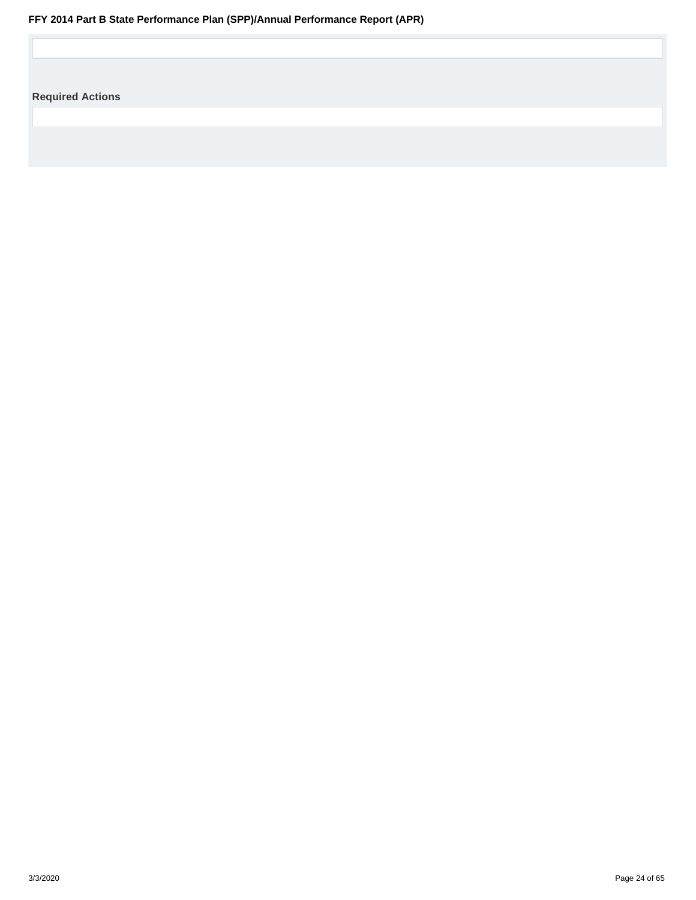### Required Actions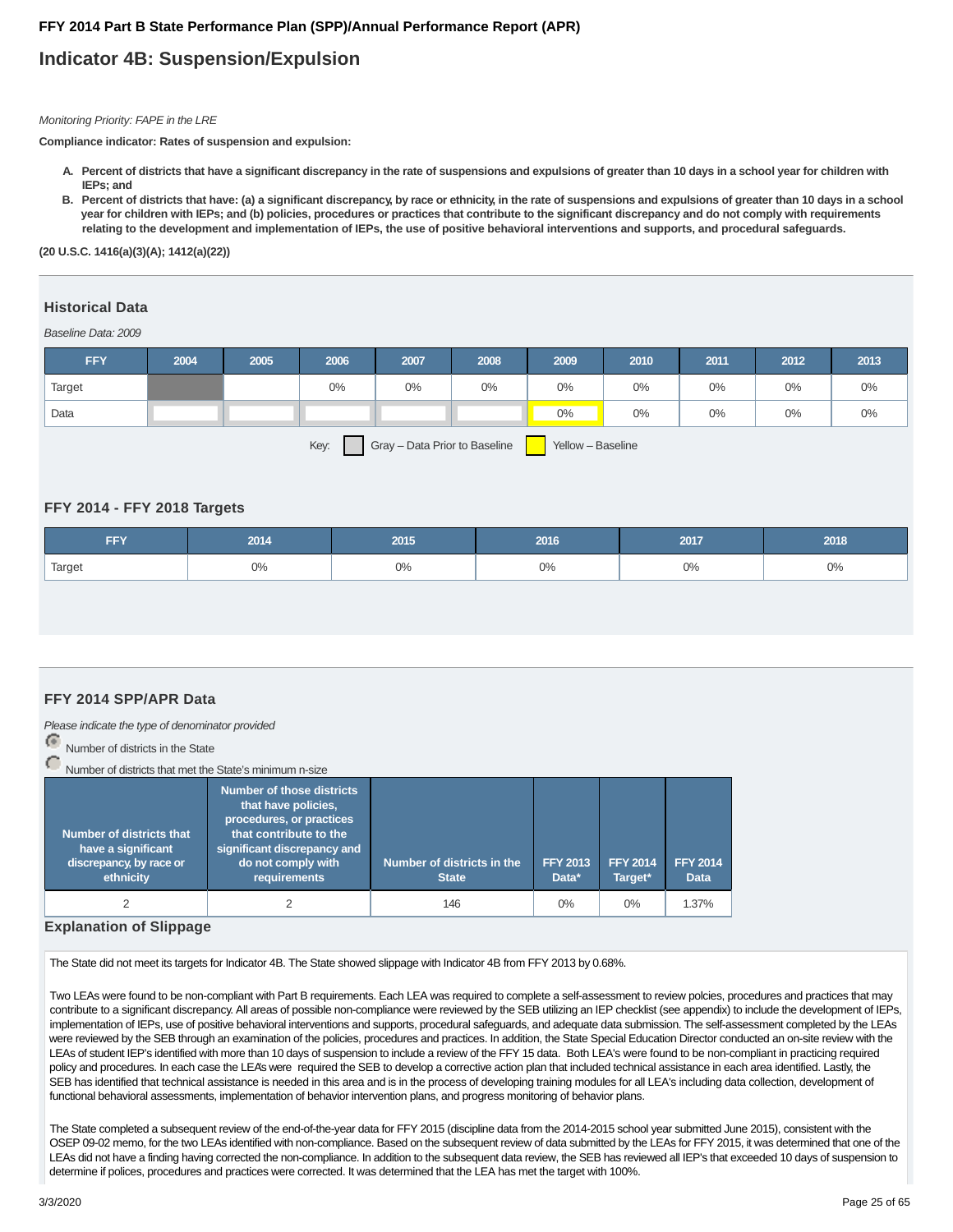FFY 2014 Part B State Performance Plan (SPP)/Annual Performance Report (APR)

# Indicator 4B: Suspension/Expulsion

*Monitoring Priority: FAPE in the LRE*

**Compliance indicator: Rates of suspension and expulsion:**

A. **Percent of districts that have a significant discrepancy in the rate of suspensions and expulsions of greater than 10 days in a school year for children with IEPs; and**
B. **Percent of districts that have: (a) a significant discrepancy, by race or ethnicity, in the rate of suspensions and expulsions of greater than 10 days in a school year for children with IEPs; and (b) policies, procedures or practices that contribute to the significant discrepancy and do not comply with requirements relating to the development and implementation of IEPs, the use of positive behavioral interventions and supports, and procedural safeguards.**

**(20 U.S.C. 1416(a)(3)(A); 1412(a)(22))**

## Historical Data

*Baseline Data: 2009*

| FFY | 2004 | 2005 | 2006 | 2007 | 2008 | 2009 | 2010 | 2011 | 2012 | 2013 |
|---|---|---|---|---|---|---|---|---|---|---|
| Target | | | 0% | 0% | 0% | 0% | 0% | 0% | 0% | 0% |
| Data | | | | | | 0% | 0% | 0% | 0% | 0% |

Key: Gray – Data Prior to Baseline; Yellow – Baseline

## FFY 2014 - FFY 2018 Targets

| FFY | 2014 | 2015 | 2016 | 2017 | 2018 |
|---|---|---|---|---|---|
| Target | 0% | 0% | 0% | 0% | 0% |

## FFY 2014 SPP/APR Data

*Please indicate the type of denominator provided*

- Number of districts in the State
- Number of districts that met the State's minimum n-size

| Number of districts that have a significant discrepancy, by race or ethnicity | Number of those districts that have policies, procedures, or practices that contribute to the significant discrepancy and do not comply with requirements | Number of districts in the State | FFY 2013 Data* | FFY 2014 Target* | FFY 2014 Data |
|---|---|---|---|---|---|
| 2 | 2 | 146 | 0% | 0% | 1.37% |

### Explanation of Slippage

The State did not meet its targets for Indicator 4B. The State showed slippage with Indicator 4B from FFY 2013 by 0.68%.

Two LEAs were found to be non-compliant with Part B requirements. Each LEA was required to complete a self-assessment to review polcies, procedures and practices that may contribute to a significant discrepancy. All areas of possible non-compliance were reviewed by the SEB utilizing an IEP checklist (see appendix) to include the development of IEPs, implementation of IEPs, use of positive behavioral interventions and supports, procedural safeguards, and adequate data submission. The self-assessment completed by the LEAs were reviewed by the SEB through an examination of the policies, procedures and practices. In addition, the State Special Education Director conducted an on-site review with the LEAs of student IEP's identified with more than 10 days of suspension to include a review of the FFY 15 data. Both LEA's were found to be non-compliant in practicing required policy and procedures. In each case the LEA's were required the SEB to develop a corrective action plan that included technical assistance in each area identified. Lastly, the SEB has identified that technical assistance is needed in this area and is in the process of developing training modules for all LEA's including data collection, development of functional behavioral assessments, implementation of behavior intervention plans, and progress monitoring of behavior plans.

The State completed a subsequent review of the end-of-the-year data for FFY 2015 (discipline data from the 2014-2015 school year submitted June 2015), consistent with the OSEP 09-02 memo, for the two LEAs identified with non-compliance. Based on the subsequent review of data submitted by the LEAs for FFY 2015, it was determined that one of the LEAs did not have a finding having corrected the non-compliance. In addition to the subsequent data review, the SEB has reviewed all IEP's that exceeded 10 days of suspension to determine if polices, procedures and practices were corrected. It was determined that the LEA has met the target with 100%.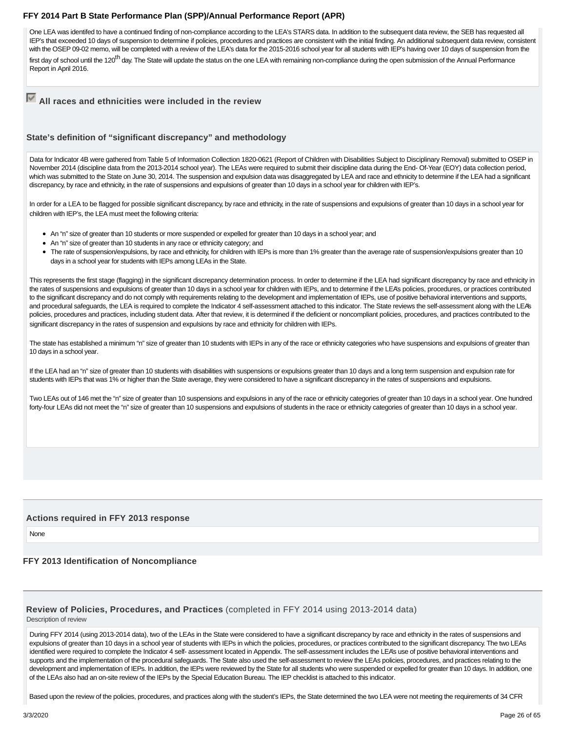One LEA was identifed to have a continued finding of non-compliance according to the LEA's STARS data. In addition to the subsequent data review, the SEB has requested all IEP's that exceeded 10 days of suspension to determine if policies, procedures and practices are consistent with the initial finding. An additional subsequent data review, consistent with the OSEP 09-02 memo, will be completed with a review of the LEA's data for the 2015-2016 school year for all students with IEP's having over 10 days of suspension from the first day of school until the 120th day. The State will update the status on the one LEA with remaining non-compliance during the open submission of the Annual Performance Report in April 2016.

☑ **All races and ethnicities were included in the review**

### State's definition of "significant discrepancy" and methodology

Data for Indicator 4B were gathered from Table 5 of Information Collection 1820-0621 (Report of Children with Disabilities Subject to Disciplinary Removal) submitted to OSEP in November 2014 (discipline data from the 2013-2014 school year). The LEAs were required to submit their discipline data during the End- Of-Year (EOY) data collection period, which was submitted to the State on June 30, 2014. The suspension and expulsion data was disaggregated by LEA and race and ethnicity to determine if the LEA had a significant discrepancy, by race and ethnicity, in the rate of suspensions and expulsions of greater than 10 days in a school year for children with IEP's.

In order for a LEA to be flagged for possible significant discrepancy, by race and ethnicity, in the rate of suspensions and expulsions of greater than 10 days in a school year for children with IEP's, the LEA must meet the following criteria:

- An "n" size of greater than 10 students or more suspended or expelled for greater than 10 days in a school year; and
- An "n" size of greater than 10 students in any race or ethnicity category; and
- The rate of suspension/expulsions, by race and ethnicity, for children with IEPs is more than 1% greater than the average rate of suspension/expulsions greater than 10 days in a school year for students with IEPs among LEAs in the State.

This represents the first stage (flagging) in the significant discrepancy determination process. In order to determine if the LEA had significant discrepancy by race and ethnicity in the rates of suspensions and expulsions of greater than 10 days in a school year for children with IEPs, and to determine if the LEA's policies, procedures, or practices contributed to the significant discrepancy and do not comply with requirements relating to the development and implementation of IEPs, use of positive behavioral interventions and supports, and procedural safeguards, the LEA is required to complete the Indicator 4 self-assessment attached to this indicator. The State reviews the self-assessment along with the LEA's policies, procedures and practices, including student data. After that review, it is determined if the deficient or noncompliant policies, procedures, and practices contributed to the significant discrepancy in the rates of suspension and expulsions by race and ethnicity for children with IEPs.

The state has established a minimum "n" size of greater than 10 students with IEPs in any of the race or ethnicity categories who have suspensions and expulsions of greater than 10 days in a school year.

If the LEA had an "n" size of greater than 10 students with disabilities with suspensions or expulsions greater than 10 days and a long term suspension and expulsion rate for students with IEPs that was 1% or higher than the State average, they were considered to have a significant discrepancy in the rates of suspensions and expulsions.

Two LEAs out of 146 met the "n" size of greater than 10 suspensions and expulsions in any of the race or ethnicity categories of greater than 10 days in a school year. One hundred forty-four LEAs did not meet the "n" size of greater than 10 suspensions and expulsions of students in the race or ethnicity categories of greater than 10 days in a school year.

### Actions required in FFY 2013 response

None

### FFY 2013 Identification of Noncompliance

### Review of Policies, Procedures, and Practices (completed in FFY 2014 using 2013-2014 data)

Description of review

During FFY 2014 (using 2013-2014 data), two of the LEAs in the State were considered to have a significant discrepancy by race and ethnicity in the rates of suspensions and expulsions of greater than 10 days in a school year of students with IEPs in which the policies, procedures, or practices contributed to the significant discrepancy. The two LEAs identified were required to complete the Indicator 4 self- assessment located in Appendix. The self-assessment includes the LEA's use of positive behavioral interventions and supports and the implementation of the procedural safeguards. The State also used the self-assessment to review the LEAs policies, procedures, and practices relating to the development and implementation of IEPs. In addition, the IEPs were reviewed by the State for all students who were suspended or expelled for greater than 10 days. In addition, one of the LEAs also had an on-site review of the IEPs by the Special Education Bureau. The IEP checklist is attached to this indicator.

Based upon the review of the policies, procedures, and practices along with the student's IEPs, the State determined the two LEA were not meeting the requirements of 34 CFR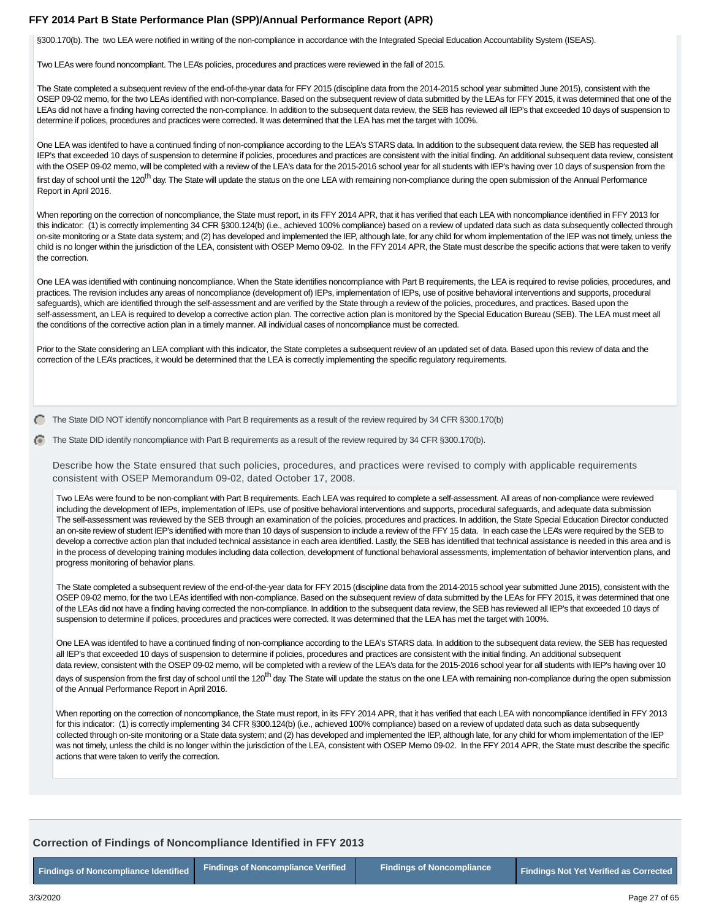§300.170(b). The two LEA were notified in writing of the non-compliance in accordance with the Integrated Special Education Accountability System (ISEAS).

Two LEAs were found noncompliant. The LEA's policies, procedures and practices were reviewed in the fall of 2015.

The State completed a subsequent review of the end-of-the-year data for FFY 2015 (discipline data from the 2014-2015 school year submitted June 2015), consistent with the OSEP 09-02 memo, for the two LEAs identified with non-compliance. Based on the subsequent review of data submitted by the LEAs for FFY 2015, it was determined that one of the LEAs did not have a finding having corrected the non-compliance. In addition to the subsequent data review, the SEB has reviewed all IEP's that exceeded 10 days of suspension to determine if polices, procedures and practices were corrected. It was determined that the LEA has met the target with 100%.

One LEA was identifed to have a continued finding of non-compliance according to the LEA's STARS data. In addition to the subsequent data review, the SEB has requested all IEP's that exceeded 10 days of suspension to determine if policies, procedures and practices are consistent with the initial finding. An additional subsequent data review, consistent with the OSEP 09-02 memo, will be completed with a review of the LEA's data for the 2015-2016 school year for all students with IEP's having over 10 days of suspension from the first day of school until the 120th day. The State will update the status on the one LEA with remaining non-compliance during the open submission of the Annual Performance Report in April 2016.

When reporting on the correction of noncompliance, the State must report, in its FFY 2014 APR, that it has verified that each LEA with noncompliance identified in FFY 2013 for this indicator: (1) is correctly implementing 34 CFR §300.124(b) (i.e., achieved 100% compliance) based on a review of updated data such as data subsequently collected through on-site monitoring or a State data system; and (2) has developed and implemented the IEP, although late, for any child for whom implementation of the IEP was not timely, unless the child is no longer within the jurisdiction of the LEA, consistent with OSEP Memo 09-02. In the FFY 2014 APR, the State must describe the specific actions that were taken to verify the correction.

One LEA was identified with continuing noncompliance. When the State identifies noncompliance with Part B requirements, the LEA is required to revise policies, procedures, and practices. The revision includes any areas of noncompliance (development of) IEPs, implementation of IEPs, use of positive behavioral interventions and supports, procedural safeguards), which are identified through the self-assessment and are verified by the State through a review of the policies, procedures, and practices. Based upon the self-assessment, an LEA is required to develop a corrective action plan. The corrective action plan is monitored by the Special Education Bureau (SEB). The LEA must meet all the conditions of the corrective action plan in a timely manner. All individual cases of noncompliance must be corrected.

Prior to the State considering an LEA compliant with this indicator, the State completes a subsequent review of an updated set of data. Based upon this review of data and the correction of the LEA's practices, it would be determined that the LEA is correctly implementing the specific regulatory requirements.

- ○ The State DID NOT identify noncompliance with Part B requirements as a result of the review required by 34 CFR §300.170(b)
- ● The State DID identify noncompliance with Part B requirements as a result of the review required by 34 CFR §300.170(b).

Describe how the State ensured that such policies, procedures, and practices were revised to comply with applicable requirements consistent with OSEP Memorandum 09-02, dated October 17, 2008.

Two LEAs were found to be non-compliant with Part B requirements. Each LEA was required to complete a self-assessment. All areas of non-compliance were reviewed including the development of IEPs, implementation of IEPs, use of positive behavioral interventions and supports, procedural safeguards, and adequate data submission The self-assessment was reviewed by the SEB through an examination of the policies, procedures and practices. In addition, the State Special Education Director conducted an on-site review of student IEP's identified with more than 10 days of suspension to include a review of the FFY 15 data. In each case the LEA's were required by the SEB to develop a corrective action plan that included technical assistance in each area identified. Lastly, the SEB has identified that technical assistance is needed in this area and is in the process of developing training modules including data collection, development of functional behavioral assessments, implementation of behavior intervention plans, and progress monitoring of behavior plans.

The State completed a subsequent review of the end-of-the-year data for FFY 2015 (discipline data from the 2014-2015 school year submitted June 2015), consistent with the OSEP 09-02 memo, for the two LEAs identified with non-compliance. Based on the subsequent review of data submitted by the LEAs for FFY 2015, it was determined that one of the LEAs did not have a finding having corrected the non-compliance. In addition to the subsequent data review, the SEB has reviewed all IEP's that exceeded 10 days of suspension to determine if polices, procedures and practices were corrected. It was determined that the LEA has met the target with 100%.

One LEA was identifed to have a continued finding of non-compliance according to the LEA's STARS data. In addition to the subsequent data review, the SEB has requested all IEP's that exceeded 10 days of suspension to determine if policies, procedures and practices are consistent with the initial finding. An additional subsequent data review, consistent with the OSEP 09-02 memo, will be completed with a review of the LEA's data for the 2015-2016 school year for all students with IEP's having over 10 days of suspension from the first day of school until the 120th day. The State will update the status on the one LEA with remaining non-compliance during the open submission of the Annual Performance Report in April 2016.

When reporting on the correction of noncompliance, the State must report, in its FFY 2014 APR, that it has verified that each LEA with noncompliance identified in FFY 2013 for this indicator: (1) is correctly implementing 34 CFR §300.124(b) (i.e., achieved 100% compliance) based on a review of updated data such as data subsequently collected through on-site monitoring or a State data system; and (2) has developed and implemented the IEP, although late, for any child for whom implementation of the IEP was not timely, unless the child is no longer within the jurisdiction of the LEA, consistent with OSEP Memo 09-02. In the FFY 2014 APR, the State must describe the specific actions that were taken to verify the correction.

## Correction of Findings of Noncompliance Identified in FFY 2013

| Findings of Noncompliance Identified | Findings of Noncompliance Verified | Findings of Noncompliance | Findings Not Yet Verified as Corrected |
|---|---|---|---|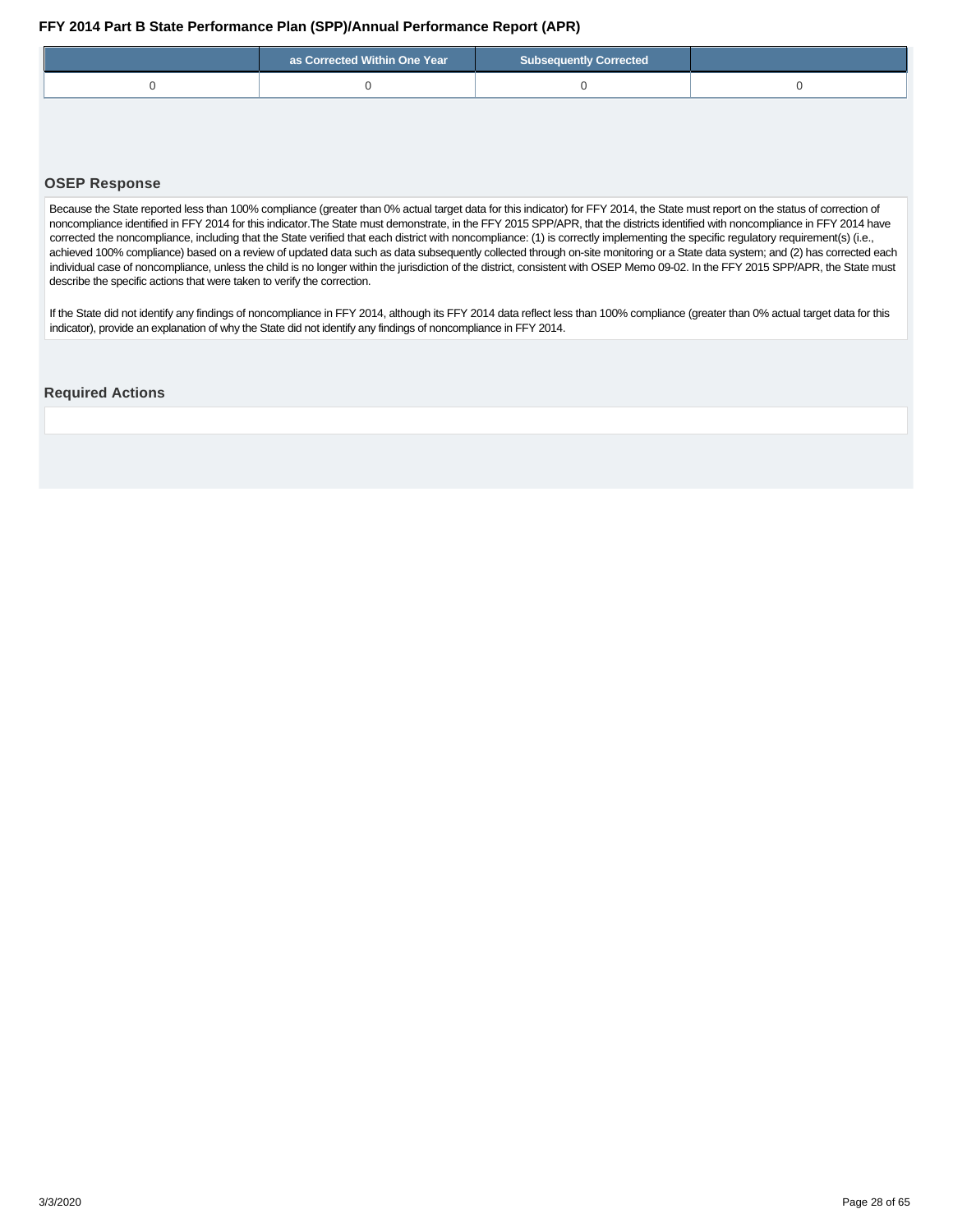| | as Corrected Within One Year | Subsequently Corrected | |
|---|---|---|---|
| 0 | 0 | 0 | 0 |

### OSEP Response

Because the State reported less than 100% compliance (greater than 0% actual target data for this indicator) for FFY 2014, the State must report on the status of correction of noncompliance identified in FFY 2014 for this indicator.The State must demonstrate, in the FFY 2015 SPP/APR, that the districts identified with noncompliance in FFY 2014 have corrected the noncompliance, including that the State verified that each district with noncompliance: (1) is correctly implementing the specific regulatory requirement(s) (i.e., achieved 100% compliance) based on a review of updated data such as data subsequently collected through on-site monitoring or a State data system; and (2) has corrected each individual case of noncompliance, unless the child is no longer within the jurisdiction of the district, consistent with OSEP Memo 09-02. In the FFY 2015 SPP/APR, the State must describe the specific actions that were taken to verify the correction.

If the State did not identify any findings of noncompliance in FFY 2014, although its FFY 2014 data reflect less than 100% compliance (greater than 0% actual target data for this indicator), provide an explanation of why the State did not identify any findings of noncompliance in FFY 2014.

### Required Actions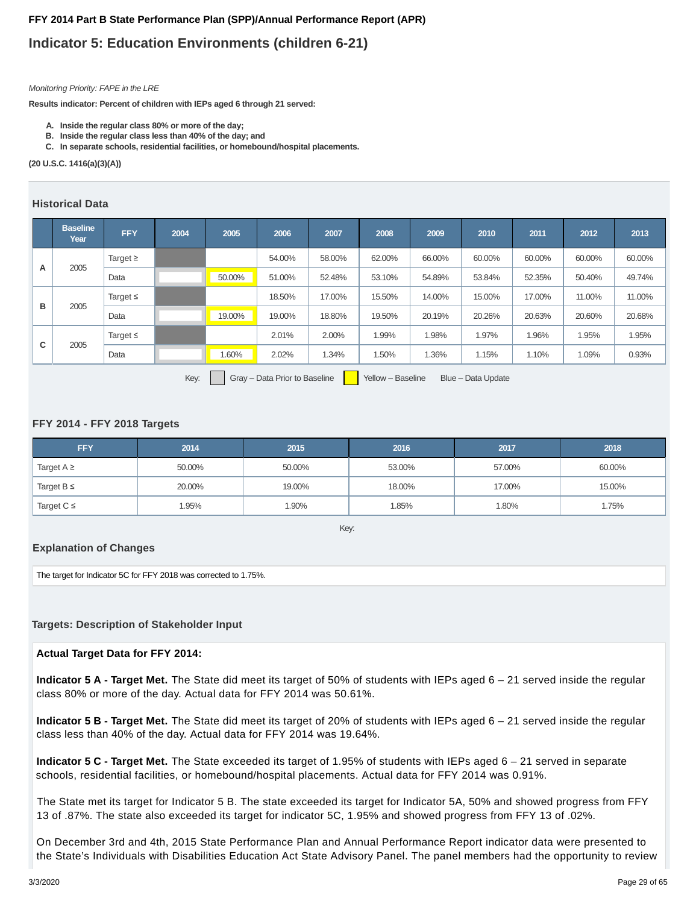## Indicator 5: Education Environments (children 6-21)

*Monitoring Priority: FAPE in the LRE*

**Results indicator: Percent of children with IEPs aged 6 through 21 served:**

- **A. Inside the regular class 80% or more of the day;**
- **B. Inside the regular class less than 40% of the day; and**
- **C. In separate schools, residential facilities, or homebound/hospital placements.**

**(20 U.S.C. 1416(a)(3)(A))**

### Historical Data

| | Baseline Year | FFY | 2004 | 2005 | 2006 | 2007 | 2008 | 2009 | 2010 | 2011 | 2012 | 2013 |
|---|---|---|---|---|---|---|---|---|---|---|---|---|
| A | 2005 | Target ≥ | | | 54.00% | 58.00% | 62.00% | 66.00% | 60.00% | 60.00% | 60.00% | 60.00% |
| | | Data | | 50.00% | 51.00% | 52.48% | 53.10% | 54.89% | 53.84% | 52.35% | 50.40% | 49.74% |
| B | 2005 | Target ≤ | | | 18.50% | 17.00% | 15.50% | 14.00% | 15.00% | 17.00% | 11.00% | 11.00% |
| | | Data | | 19.00% | 19.00% | 18.80% | 19.50% | 20.19% | 20.26% | 20.63% | 20.60% | 20.68% |
| C | 2005 | Target ≤ | | | 2.01% | 2.00% | 1.99% | 1.98% | 1.97% | 1.96% | 1.95% | 1.95% |
| | | Data | | 1.60% | 2.02% | 1.34% | 1.50% | 1.36% | 1.15% | 1.10% | 1.09% | 0.93% |

Key: Gray – Data Prior to Baseline Yellow – Baseline Blue – Data Update

### FFY 2014 - FFY 2018 Targets

| FFY | 2014 | 2015 | 2016 | 2017 | 2018 |
|---|---|---|---|---|---|
| Target A ≥ | 50.00% | 50.00% | 53.00% | 57.00% | 60.00% |
| Target B ≤ | 20.00% | 19.00% | 18.00% | 17.00% | 15.00% |
| Target C ≤ | 1.95% | 1.90% | 1.85% | 1.80% | 1.75% |

Key:

### Explanation of Changes

The target for Indicator 5C for FFY 2018 was corrected to 1.75%.

### Targets: Description of Stakeholder Input

**Actual Target Data for FFY 2014:**

**Indicator 5 A - Target Met.** The State did meet its target of 50% of students with IEPs aged 6 – 21 served inside the regular class 80% or more of the day. Actual data for FFY 2014 was 50.61%.

**Indicator 5 B - Target Met.** The State did meet its target of 20% of students with IEPs aged 6 – 21 served inside the regular class less than 40% of the day. Actual data for FFY 2014 was 19.64%.

**Indicator 5 C - Target Met.** The State exceeded its target of 1.95% of students with IEPs aged 6 – 21 served in separate schools, residential facilities, or homebound/hospital placements. Actual data for FFY 2014 was 0.91%.

The State met its target for Indicator 5 B. The state exceeded its target for Indicator 5A, 50% and showed progress from FFY 13 of .87%. The state also exceeded its target for indicator 5C, 1.95% and showed progress from FFY 13 of .02%.

On December 3rd and 4th, 2015 State Performance Plan and Annual Performance Report indicator data were presented to the State's Individuals with Disabilities Education Act State Advisory Panel. The panel members had the opportunity to review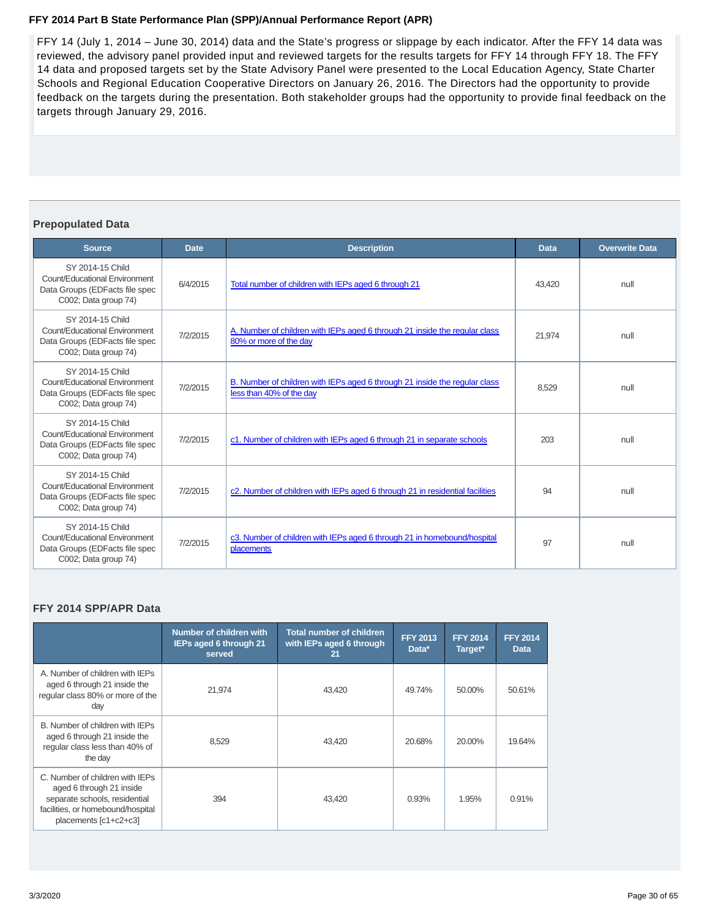FFY 14 (July 1, 2014 – June 30, 2014) data and the State's progress or slippage by each indicator. After the FFY 14 data was reviewed, the advisory panel provided input and reviewed targets for the results targets for FFY 14 through FFY 18. The FFY 14 data and proposed targets set by the State Advisory Panel were presented to the Local Education Agency, State Charter Schools and Regional Education Cooperative Directors on January 26, 2016. The Directors had the opportunity to provide feedback on the targets during the presentation. Both stakeholder groups had the opportunity to provide final feedback on the targets through January 29, 2016.

### Prepopulated Data

| Source | Date | Description | Data | Overwrite Data |
|---|---|---|---|---|
| SY 2014-15 Child Count/Educational Environment Data Groups (EDFacts file spec C002; Data group 74) | 6/4/2015 | Total number of children with IEPs aged 6 through 21 | 43,420 | null |
| SY 2014-15 Child Count/Educational Environment Data Groups (EDFacts file spec C002; Data group 74) | 7/2/2015 | A. Number of children with IEPs aged 6 through 21 inside the regular class 80% or more of the day | 21,974 | null |
| SY 2014-15 Child Count/Educational Environment Data Groups (EDFacts file spec C002; Data group 74) | 7/2/2015 | B. Number of children with IEPs aged 6 through 21 inside the regular class less than 40% of the day | 8,529 | null |
| SY 2014-15 Child Count/Educational Environment Data Groups (EDFacts file spec C002; Data group 74) | 7/2/2015 | c1. Number of children with IEPs aged 6 through 21 in separate schools | 203 | null |
| SY 2014-15 Child Count/Educational Environment Data Groups (EDFacts file spec C002; Data group 74) | 7/2/2015 | c2. Number of children with IEPs aged 6 through 21 in residential facilities | 94 | null |
| SY 2014-15 Child Count/Educational Environment Data Groups (EDFacts file spec C002; Data group 74) | 7/2/2015 | c3. Number of children with IEPs aged 6 through 21 in homebound/hospital placements | 97 | null |

### FFY 2014 SPP/APR Data

| | Number of children with IEPs aged 6 through 21 served | Total number of children with IEPs aged 6 through 21 | FFY 2013 Data* | FFY 2014 Target* | FFY 2014 Data |
|---|---|---|---|---|---|
| A. Number of children with IEPs aged 6 through 21 inside the regular class 80% or more of the day | 21,974 | 43,420 | 49.74% | 50.00% | 50.61% |
| B. Number of children with IEPs aged 6 through 21 inside the regular class less than 40% of the day | 8,529 | 43,420 | 20.68% | 20.00% | 19.64% |
| C. Number of children with IEPs aged 6 through 21 inside separate schools, residential facilities, or homebound/hospital placements [c1+c2+c3] | 394 | 43,420 | 0.93% | 1.95% | 0.91% |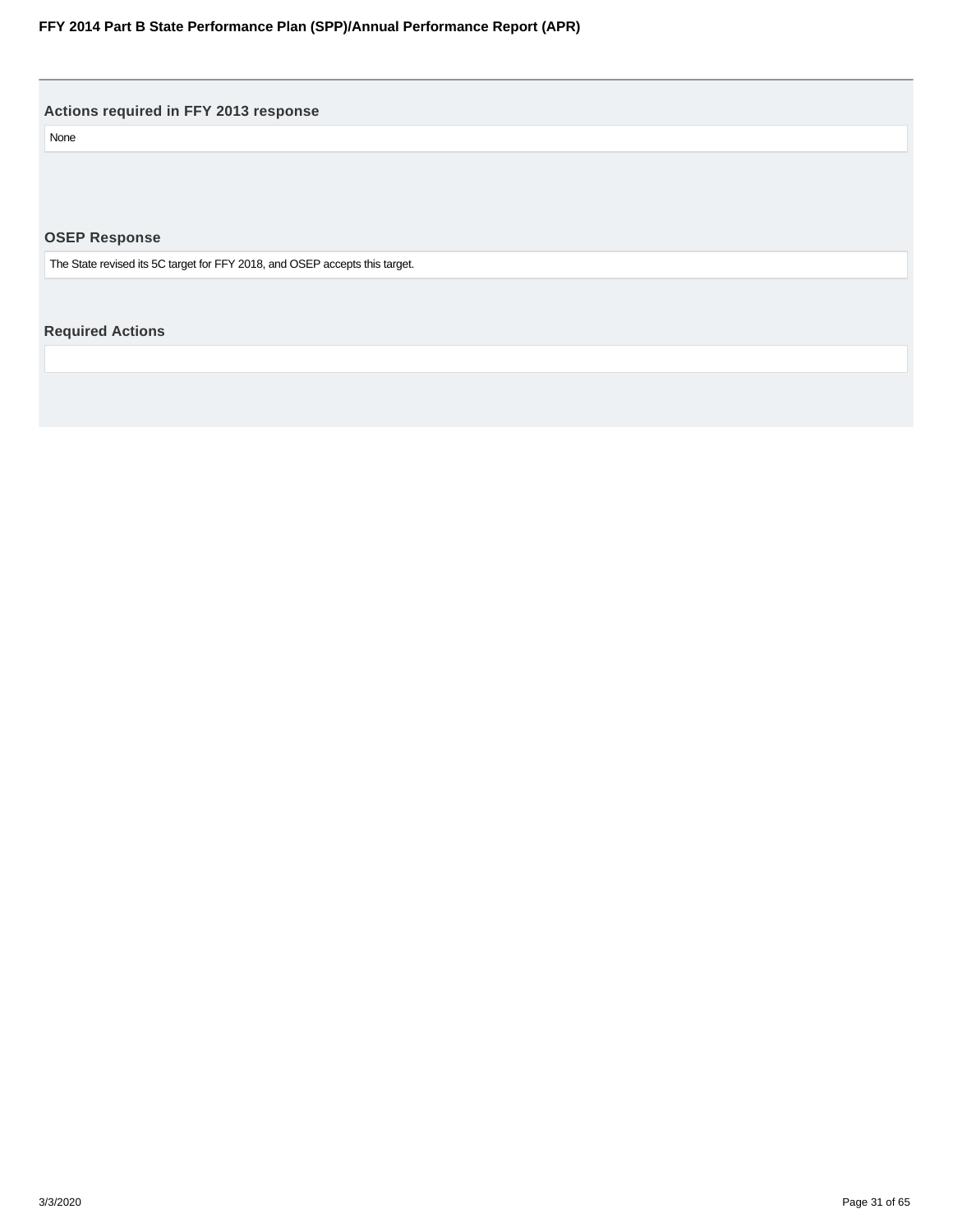### Actions required in FFY 2013 response

None

### OSEP Response

The State revised its 5C target for FFY 2018, and OSEP accepts this target.

### Required Actions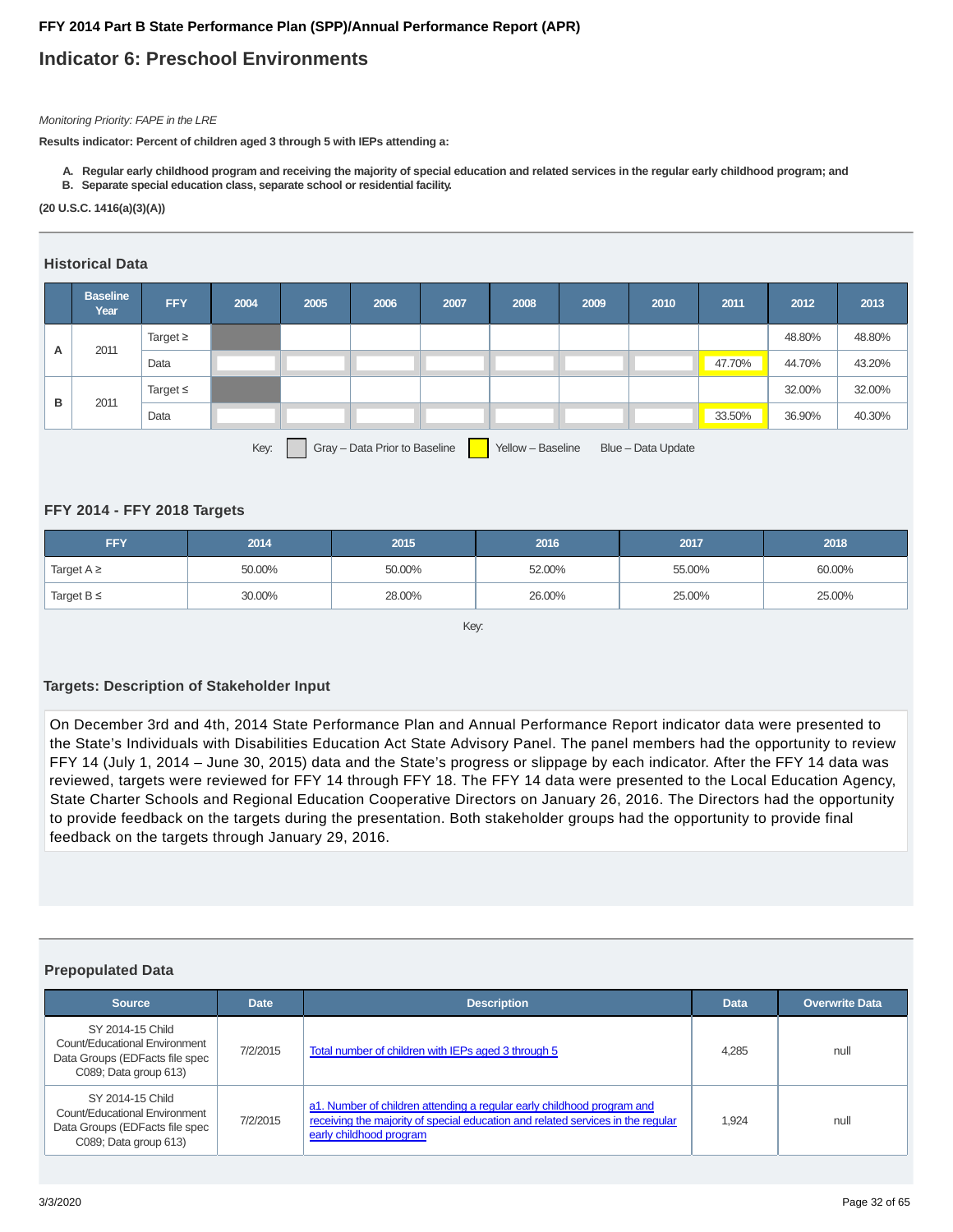**FFY 2014 Part B State Performance Plan (SPP)/Annual Performance Report (APR)**

## Indicator 6: Preschool Environments

*Monitoring Priority: FAPE in the LRE*

**Results indicator: Percent of children aged 3 through 5 with IEPs attending a:**

- **A. Regular early childhood program and receiving the majority of special education and related services in the regular early childhood program; and**
- **B. Separate special education class, separate school or residential facility.**

**(20 U.S.C. 1416(a)(3)(A))**

### Historical Data

| | Baseline Year | FFY | 2004 | 2005 | 2006 | 2007 | 2008 | 2009 | 2010 | 2011 | 2012 | 2013 |
|---|---|---|---|---|---|---|---|---|---|---|---|---|
| A | 2011 | Target ≥ | | | | | | | | | 48.80% | 48.80% |
| | | Data | | | | | | | | 47.70% | 44.70% | 43.20% |
| B | 2011 | Target ≤ | | | | | | | | | 32.00% | 32.00% |
| | | Data | | | | | | | | 33.50% | 36.90% | 40.30% |

Key: Gray – Data Prior to Baseline  Yellow – Baseline  Blue – Data Update

### FFY 2014 - FFY 2018 Targets

| FFY | 2014 | 2015 | 2016 | 2017 | 2018 |
|---|---|---|---|---|---|
| Target A ≥ | 50.00% | 50.00% | 52.00% | 55.00% | 60.00% |
| Target B ≤ | 30.00% | 28.00% | 26.00% | 25.00% | 25.00% |

Key:

### Targets: Description of Stakeholder Input

On December 3rd and 4th, 2014 State Performance Plan and Annual Performance Report indicator data were presented to the State's Individuals with Disabilities Education Act State Advisory Panel. The panel members had the opportunity to review FFY 14 (July 1, 2014 – June 30, 2015) data and the State's progress or slippage by each indicator. After the FFY 14 data was reviewed, targets were reviewed for FFY 14 through FFY 18. The FFY 14 data were presented to the Local Education Agency, State Charter Schools and Regional Education Cooperative Directors on January 26, 2016. The Directors had the opportunity to provide feedback on the targets during the presentation. Both stakeholder groups had the opportunity to provide final feedback on the targets through January 29, 2016.

### Prepopulated Data

| Source | Date | Description | Data | Overwrite Data |
|---|---|---|---|---|
| SY 2014-15 Child Count/Educational Environment Data Groups (EDFacts file spec C089; Data group 613) | 7/2/2015 | Total number of children with IEPs aged 3 through 5 | 4,285 | null |
| SY 2014-15 Child Count/Educational Environment Data Groups (EDFacts file spec C089; Data group 613) | 7/2/2015 | a1. Number of children attending a regular early childhood program and receiving the majority of special education and related services in the regular early childhood program | 1,924 | null |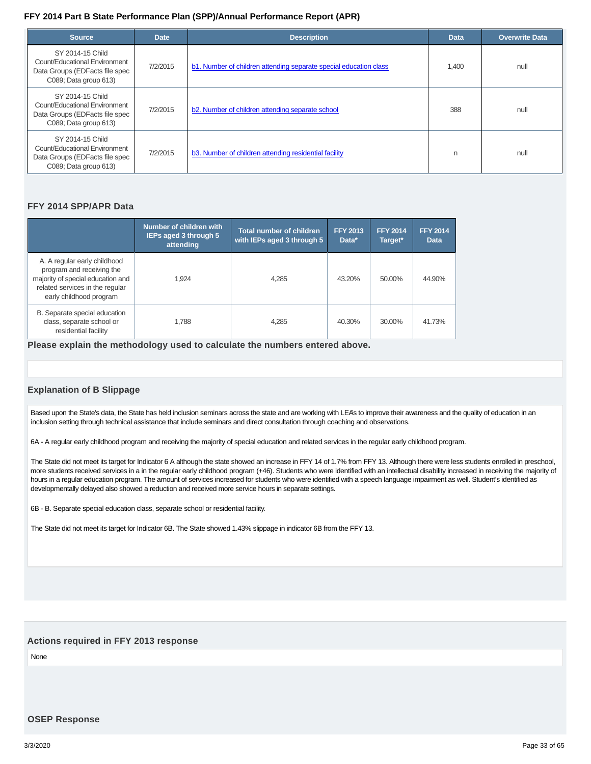**FFY 2014 Part B State Performance Plan (SPP)/Annual Performance Report (APR)**

| Source | Date | Description | Data | Overwrite Data |
|---|---|---|---|---|
| SY 2014-15 Child Count/Educational Environment Data Groups (EDFacts file spec C089; Data group 613) | 7/2/2015 | b1. Number of children attending separate special education class | 1,400 | null |
| SY 2014-15 Child Count/Educational Environment Data Groups (EDFacts file spec C089; Data group 613) | 7/2/2015 | b2. Number of children attending separate school | 388 | null |
| SY 2014-15 Child Count/Educational Environment Data Groups (EDFacts file spec C089; Data group 613) | 7/2/2015 | b3. Number of children attending residential facility | n | null |

### FFY 2014 SPP/APR Data

| | Number of children with IEPs aged 3 through 5 attending | Total number of children with IEPs aged 3 through 5 | FFY 2013 Data* | FFY 2014 Target* | FFY 2014 Data |
|---|---|---|---|---|---|
| A. A regular early childhood program and receiving the majority of special education and related services in the regular early childhood program | 1,924 | 4,285 | 43.20% | 50.00% | 44.90% |
| B. Separate special education class, separate school or residential facility | 1,788 | 4,285 | 40.30% | 30.00% | 41.73% |

**Please explain the methodology used to calculate the numbers entered above.**

### Explanation of B Slippage

Based upon the State's data, the State has held inclusion seminars across the state and are working with LEA's to improve their awareness and the quality of education in an inclusion setting through technical assistance that include seminars and direct consultation through coaching and observations.

6A - A regular early childhood program and receiving the majority of special education and related services in the regular early childhood program.

The State did not meet its target for Indicator 6 A although the state showed an increase in FFY 14 of 1.7% from FFY 13. Although there were less students enrolled in preschool, more students received services in a in the regular early childhood program (+46). Students who were identified with an intellectual disability increased in receiving the majority of hours in a regular education program. The amount of services increased for students who were identified with a speech language impairment as well. Student's identified as developmentally delayed also showed a reduction and received more service hours in separate settings.

6B - B. Separate special education class, separate school or residential facility.

The State did not meet its target for Indicator 6B. The State showed 1.43% slippage in indicator 6B from the FFY 13.

### Actions required in FFY 2013 response

None

### OSEP Response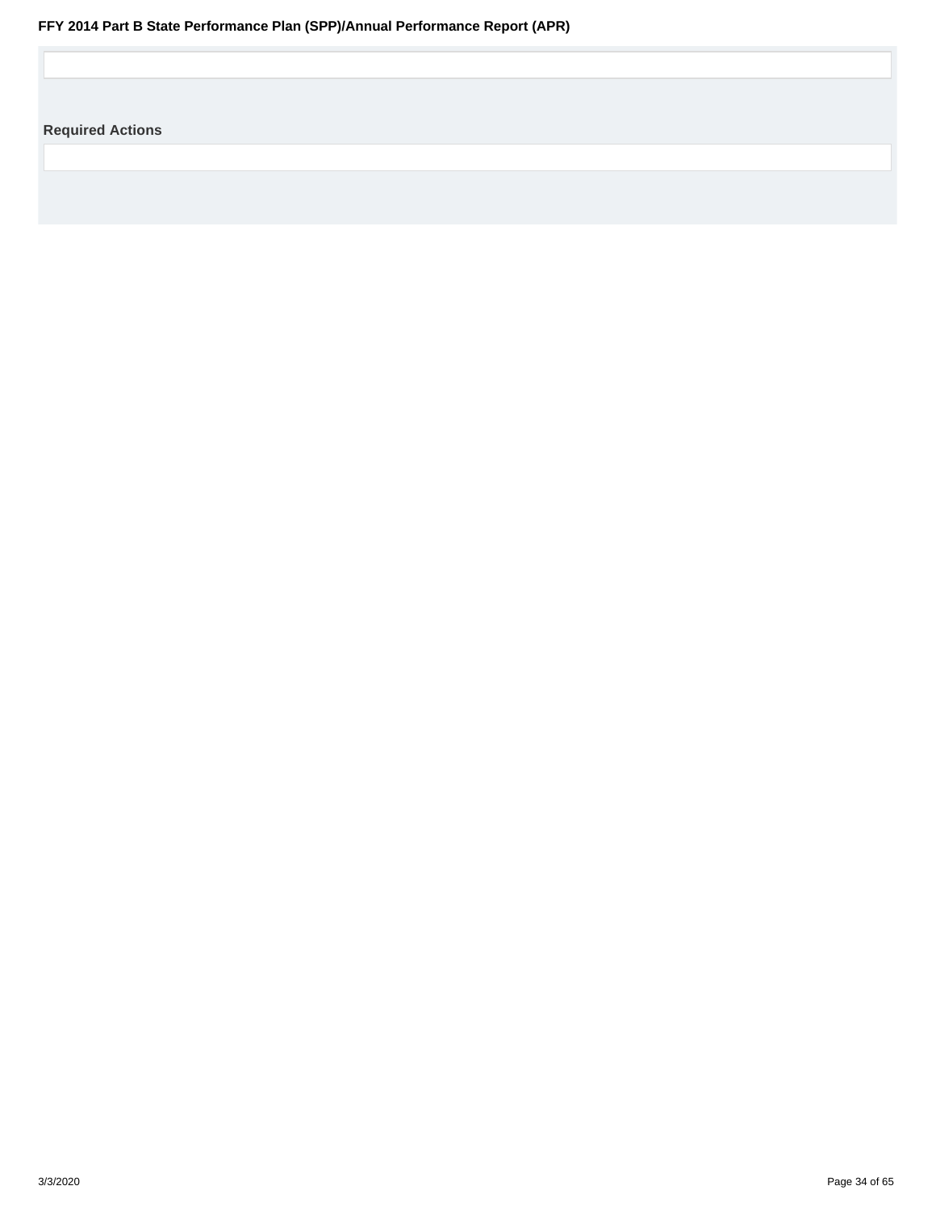### Required Actions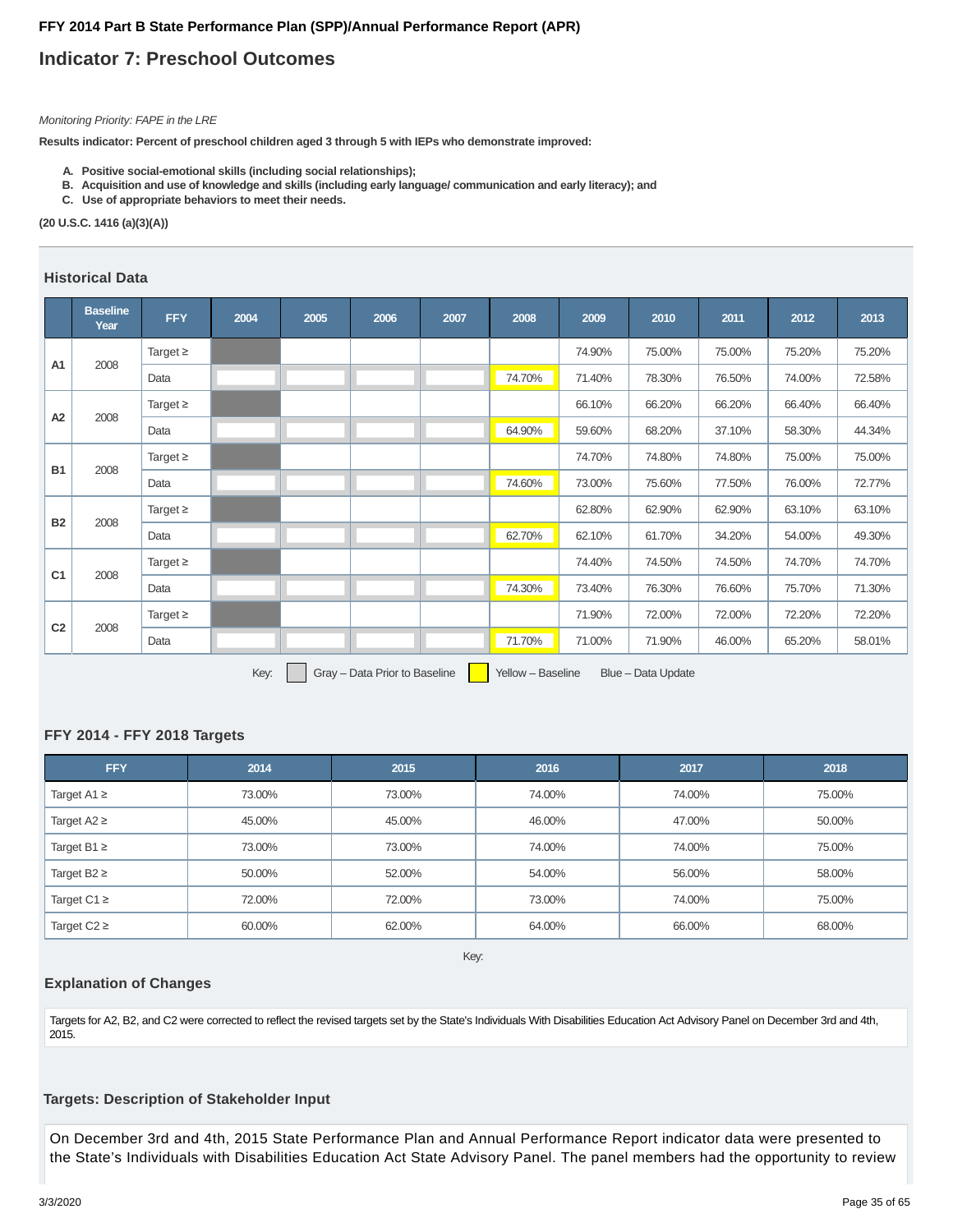**FFY 2014 Part B State Performance Plan (SPP)/Annual Performance Report (APR)**

## Indicator 7: Preschool Outcomes

*Monitoring Priority: FAPE in the LRE*

**Results indicator: Percent of preschool children aged 3 through 5 with IEPs who demonstrate improved:**

- **A. Positive social-emotional skills (including social relationships);**
- **B. Acquisition and use of knowledge and skills (including early language/ communication and early literacy); and**
- **C. Use of appropriate behaviors to meet their needs.**

**(20 U.S.C. 1416 (a)(3)(A))**

### Historical Data

| | Baseline Year | FFY | 2004 | 2005 | 2006 | 2007 | 2008 | 2009 | 2010 | 2011 | 2012 | 2013 |
|---|---|---|---|---|---|---|---|---|---|---|---|---|
| A1 | 2008 | Target ≥ | | | | | | 74.90% | 75.00% | 75.00% | 75.20% | 75.20% |
| | | Data | | | | | 74.70% | 71.40% | 78.30% | 76.50% | 74.00% | 72.58% |
| A2 | 2008 | Target ≥ | | | | | | 66.10% | 66.20% | 66.20% | 66.40% | 66.40% |
| | | Data | | | | | 64.90% | 59.60% | 68.20% | 37.10% | 58.30% | 44.34% |
| B1 | 2008 | Target ≥ | | | | | | 74.70% | 74.80% | 74.80% | 75.00% | 75.00% |
| | | Data | | | | | 74.60% | 73.00% | 75.60% | 77.50% | 76.00% | 72.77% |
| B2 | 2008 | Target ≥ | | | | | | 62.80% | 62.90% | 62.90% | 63.10% | 63.10% |
| | | Data | | | | | 62.70% | 62.10% | 61.70% | 34.20% | 54.00% | 49.30% |
| C1 | 2008 | Target ≥ | | | | | | 74.40% | 74.50% | 74.50% | 74.70% | 74.70% |
| | | Data | | | | | 74.30% | 73.40% | 76.30% | 76.60% | 75.70% | 71.30% |
| C2 | 2008 | Target ≥ | | | | | | 71.90% | 72.00% | 72.00% | 72.20% | 72.20% |
| | | Data | | | | | 71.70% | 71.00% | 71.90% | 46.00% | 65.20% | 58.01% |

Key: Gray – Data Prior to Baseline; Yellow – Baseline; Blue – Data Update

### FFY 2014 - FFY 2018 Targets

| FFY | 2014 | 2015 | 2016 | 2017 | 2018 |
|---|---|---|---|---|---|
| Target A1 ≥ | 73.00% | 73.00% | 74.00% | 74.00% | 75.00% |
| Target A2 ≥ | 45.00% | 45.00% | 46.00% | 47.00% | 50.00% |
| Target B1 ≥ | 73.00% | 73.00% | 74.00% | 74.00% | 75.00% |
| Target B2 ≥ | 50.00% | 52.00% | 54.00% | 56.00% | 58.00% |
| Target C1 ≥ | 72.00% | 72.00% | 73.00% | 74.00% | 75.00% |
| Target C2 ≥ | 60.00% | 62.00% | 64.00% | 66.00% | 68.00% |

Key:

### Explanation of Changes

Targets for A2, B2, and C2 were corrected to reflect the revised targets set by the State's Individuals With Disabilities Education Act Advisory Panel on December 3rd and 4th, 2015.

### Targets: Description of Stakeholder Input

On December 3rd and 4th, 2015 State Performance Plan and Annual Performance Report indicator data were presented to the State's Individuals with Disabilities Education Act State Advisory Panel. The panel members had the opportunity to review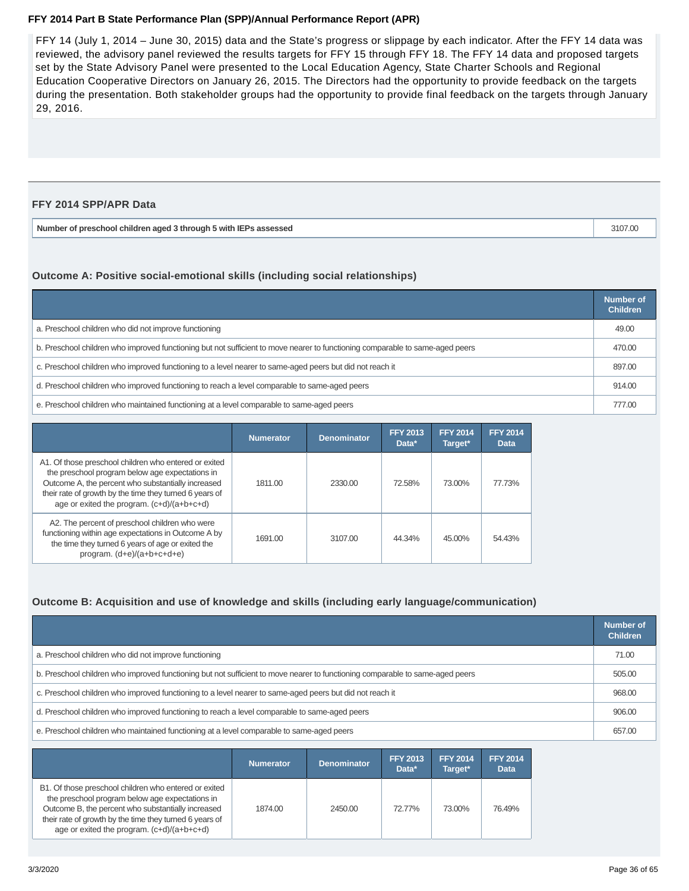FFY 14 (July 1, 2014 – June 30, 2015) data and the State's progress or slippage by each indicator. After the FFY 14 data was reviewed, the advisory panel reviewed the results targets for FFY 15 through FFY 18. The FFY 14 data and proposed targets set by the State Advisory Panel were presented to the Local Education Agency, State Charter Schools and Regional Education Cooperative Directors on January 26, 2015. The Directors had the opportunity to provide feedback on the targets during the presentation. Both stakeholder groups had the opportunity to provide final feedback on the targets through January 29, 2016.

## FFY 2014 SPP/APR Data

| Number of preschool children aged 3 through 5 with IEPs assessed | 3107.00 |
|---|---|

### Outcome A: Positive social-emotional skills (including social relationships)

| | Number of Children |
|---|---|
| a. Preschool children who did not improve functioning | 49.00 |
| b. Preschool children who improved functioning but not sufficient to move nearer to functioning comparable to same-aged peers | 470.00 |
| c. Preschool children who improved functioning to a level nearer to same-aged peers but did not reach it | 897.00 |
| d. Preschool children who improved functioning to reach a level comparable to same-aged peers | 914.00 |
| e. Preschool children who maintained functioning at a level comparable to same-aged peers | 777.00 |

| | Numerator | Denominator | FFY 2013 Data* | FFY 2014 Target* | FFY 2014 Data |
|---|---|---|---|---|---|
| A1. Of those preschool children who entered or exited the preschool program below age expectations in Outcome A, the percent who substantially increased their rate of growth by the time they turned 6 years of age or exited the program. (c+d)/(a+b+c+d) | 1811.00 | 2330.00 | 72.58% | 73.00% | 77.73% |
| A2. The percent of preschool children who were functioning within age expectations in Outcome A by the time they turned 6 years of age or exited the program. (d+e)/(a+b+c+d+e) | 1691.00 | 3107.00 | 44.34% | 45.00% | 54.43% |

### Outcome B: Acquisition and use of knowledge and skills (including early language/communication)

| | Number of Children |
|---|---|
| a. Preschool children who did not improve functioning | 71.00 |
| b. Preschool children who improved functioning but not sufficient to move nearer to functioning comparable to same-aged peers | 505.00 |
| c. Preschool children who improved functioning to a level nearer to same-aged peers but did not reach it | 968.00 |
| d. Preschool children who improved functioning to reach a level comparable to same-aged peers | 906.00 |
| e. Preschool children who maintained functioning at a level comparable to same-aged peers | 657.00 |

| | Numerator | Denominator | FFY 2013 Data* | FFY 2014 Target* | FFY 2014 Data |
|---|---|---|---|---|---|
| B1. Of those preschool children who entered or exited the preschool program below age expectations in Outcome B, the percent who substantially increased their rate of growth by the time they turned 6 years of age or exited the program. (c+d)/(a+b+c+d) | 1874.00 | 2450.00 | 72.77% | 73.00% | 76.49% |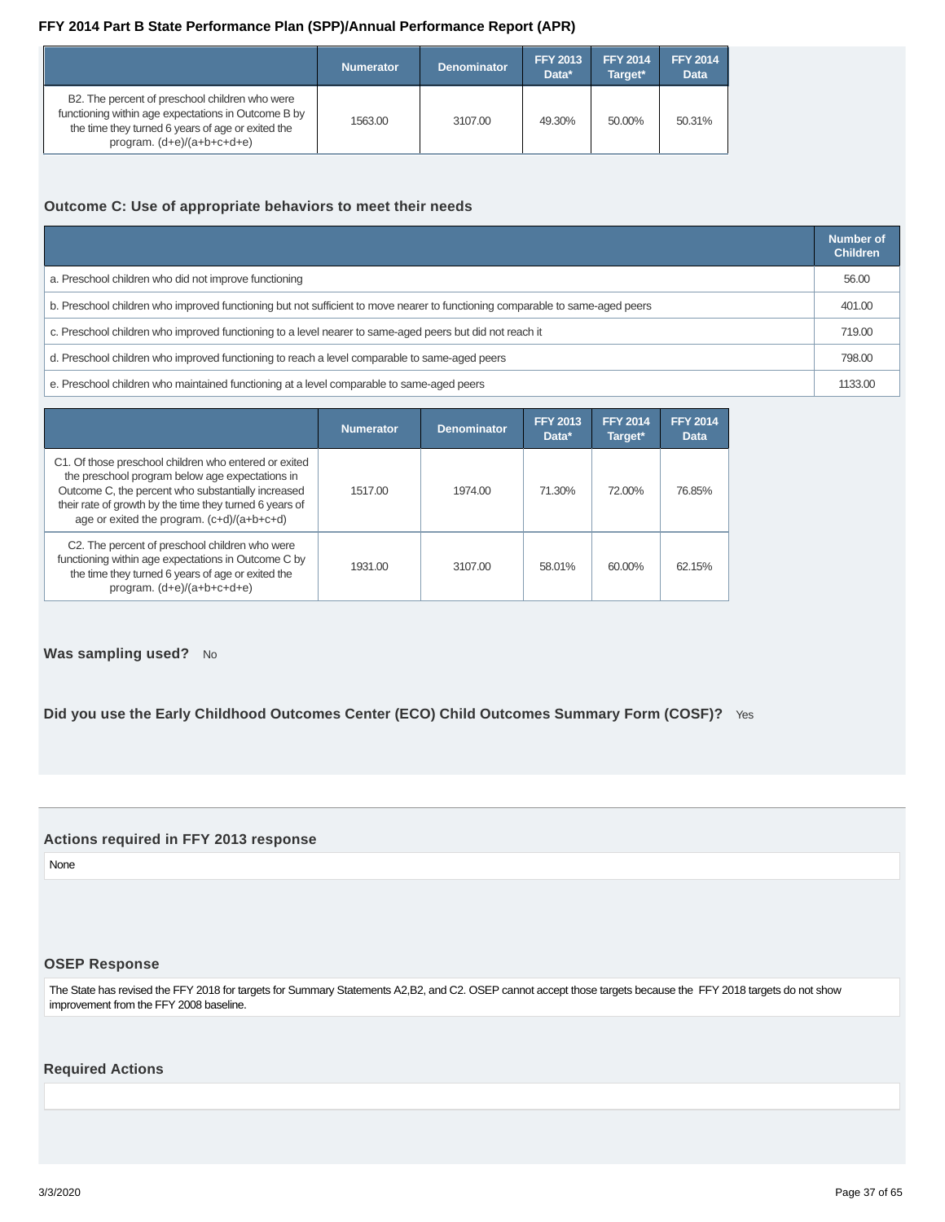| | Numerator | Denominator | FFY 2013 Data* | FFY 2014 Target* | FFY 2014 Data |
|---|---|---|---|---|---|
| B2. The percent of preschool children who were functioning within age expectations in Outcome B by the time they turned 6 years of age or exited the program. (d+e)/(a+b+c+d+e) | 1563.00 | 3107.00 | 49.30% | 50.00% | 50.31% |

### Outcome C: Use of appropriate behaviors to meet their needs

| | Number of Children |
|---|---|
| a. Preschool children who did not improve functioning | 56.00 |
| b. Preschool children who improved functioning but not sufficient to move nearer to functioning comparable to same-aged peers | 401.00 |
| c. Preschool children who improved functioning to a level nearer to same-aged peers but did not reach it | 719.00 |
| d. Preschool children who improved functioning to reach a level comparable to same-aged peers | 798.00 |
| e. Preschool children who maintained functioning at a level comparable to same-aged peers | 1133.00 |

| | Numerator | Denominator | FFY 2013 Data* | FFY 2014 Target* | FFY 2014 Data |
|---|---|---|---|---|---|
| C1. Of those preschool children who entered or exited the preschool program below age expectations in Outcome C, the percent who substantially increased their rate of growth by the time they turned 6 years of age or exited the program. (c+d)/(a+b+c+d) | 1517.00 | 1974.00 | 71.30% | 72.00% | 76.85% |
| C2. The percent of preschool children who were functioning within age expectations in Outcome C by the time they turned 6 years of age or exited the program. (d+e)/(a+b+c+d+e) | 1931.00 | 3107.00 | 58.01% | 60.00% | 62.15% |

**Was sampling used?** No

**Did you use the Early Childhood Outcomes Center (ECO) Child Outcomes Summary Form (COSF)?** Yes

### Actions required in FFY 2013 response

None

### OSEP Response

The State has revised the FFY 2018 for targets for Summary Statements A2,B2, and C2. OSEP cannot accept those targets because the FFY 2018 targets do not show improvement from the FFY 2008 baseline.

### Required Actions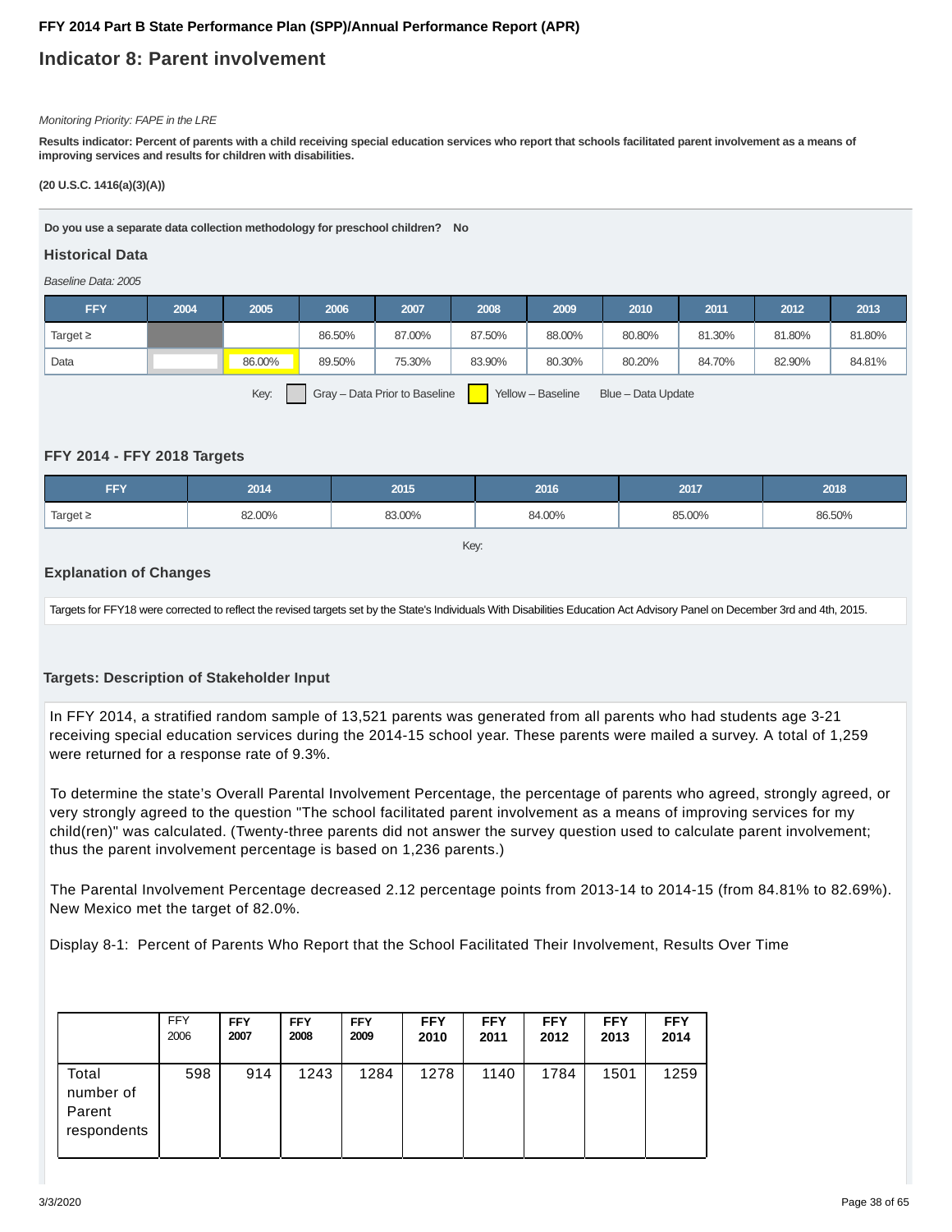# Indicator 8: Parent involvement

*Monitoring Priority: FAPE in the LRE*

**Results indicator: Percent of parents with a child receiving special education services who report that schools facilitated parent involvement as a means of improving services and results for children with disabilities.**

**(20 U.S.C. 1416(a)(3)(A))**

**Do you use a separate data collection methodology for preschool children? No**

## Historical Data

*Baseline Data: 2005*

| FFY | 2004 | 2005 | 2006 | 2007 | 2008 | 2009 | 2010 | 2011 | 2012 | 2013 |
|---|---|---|---|---|---|---|---|---|---|---|
| Target ≥ | | | 86.50% | 87.00% | 87.50% | 88.00% | 80.80% | 81.30% | 81.80% | 81.80% |
| Data | | 86.00% | 89.50% | 75.30% | 83.90% | 80.30% | 80.20% | 84.70% | 82.90% | 84.81% |

Key: Gray – Data Prior to Baseline   Yellow – Baseline   Blue – Data Update

## FFY 2014 - FFY 2018 Targets

| FFY | 2014 | 2015 | 2016 | 2017 | 2018 |
|---|---|---|---|---|---|
| Target ≥ | 82.00% | 83.00% | 84.00% | 85.00% | 86.50% |

Key:

## Explanation of Changes

Targets for FFY18 were corrected to reflect the revised targets set by the State's Individuals With Disabilities Education Act Advisory Panel on December 3rd and 4th, 2015.

## Targets: Description of Stakeholder Input

In FFY 2014, a stratified random sample of 13,521 parents was generated from all parents who had students age 3-21 receiving special education services during the 2014-15 school year. These parents were mailed a survey. A total of 1,259 were returned for a response rate of 9.3%.

To determine the state's Overall Parental Involvement Percentage, the percentage of parents who agreed, strongly agreed, or very strongly agreed to the question "The school facilitated parent involvement as a means of improving services for my child(ren)" was calculated. (Twenty-three parents did not answer the survey question used to calculate parent involvement; thus the parent involvement percentage is based on 1,236 parents.)

The Parental Involvement Percentage decreased 2.12 percentage points from 2013-14 to 2014-15 (from 84.81% to 82.69%). New Mexico met the target of 82.0%.

Display 8-1: Percent of Parents Who Report that the School Facilitated Their Involvement, Results Over Time

| | FFY 2006 | FFY 2007 | FFY 2008 | FFY 2009 | FFY 2010 | FFY 2011 | FFY 2012 | FFY 2013 | FFY 2014 |
|---|---|---|---|---|---|---|---|---|---|
| Total number of Parent respondents | 598 | 914 | 1243 | 1284 | 1278 | 1140 | 1784 | 1501 | 1259 |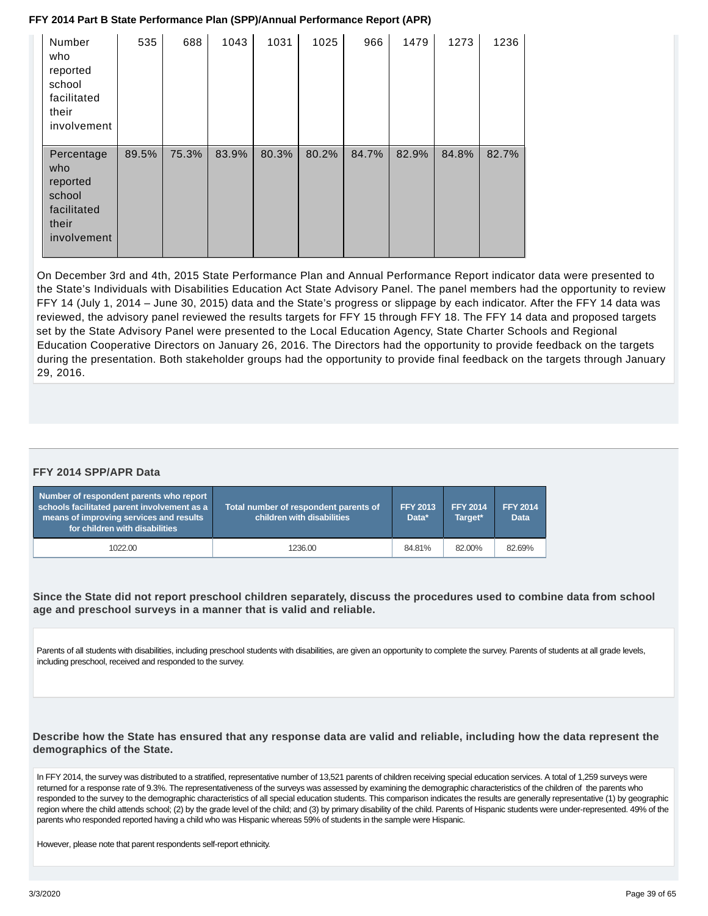| | | | | | | | | | |
|---|---|---|---|---|---|---|---|---|---|
| Number who reported school facilitated their involvement | 535 | 688 | 1043 | 1031 | 1025 | 966 | 1479 | 1273 | 1236 |
| Percentage who reported school facilitated their involvement | 89.5% | 75.3% | 83.9% | 80.3% | 80.2% | 84.7% | 82.9% | 84.8% | 82.7% |

On December 3rd and 4th, 2015 State Performance Plan and Annual Performance Report indicator data were presented to the State's Individuals with Disabilities Education Act State Advisory Panel. The panel members had the opportunity to review FFY 14 (July 1, 2014 – June 30, 2015) data and the State's progress or slippage by each indicator. After the FFY 14 data was reviewed, the advisory panel reviewed the results targets for FFY 15 through FFY 18. The FFY 14 data and proposed targets set by the State Advisory Panel were presented to the Local Education Agency, State Charter Schools and Regional Education Cooperative Directors on January 26, 2016. The Directors had the opportunity to provide feedback on the targets during the presentation. Both stakeholder groups had the opportunity to provide final feedback on the targets through January 29, 2016.

### FFY 2014 SPP/APR Data

| Number of respondent parents who report schools facilitated parent involvement as a means of improving services and results for children with disabilities | Total number of respondent parents of children with disabilities | FFY 2013 Data* | FFY 2014 Target* | FFY 2014 Data |
|---|---|---|---|---|
| 1022.00 | 1236.00 | 84.81% | 82.00% | 82.69% |

**Since the State did not report preschool children separately, discuss the procedures used to combine data from school age and preschool surveys in a manner that is valid and reliable.**

Parents of all students with disabilities, including preschool students with disabilities, are given an opportunity to complete the survey. Parents of students at all grade levels, including preschool, received and responded to the survey.

**Describe how the State has ensured that any response data are valid and reliable, including how the data represent the demographics of the State.**

In FFY 2014, the survey was distributed to a stratified, representative number of 13,521 parents of children receiving special education services. A total of 1,259 surveys were returned for a response rate of 9.3%. The representativeness of the surveys was assessed by examining the demographic characteristics of the children of the parents who responded to the survey to the demographic characteristics of all special education students. This comparison indicates the results are generally representative (1) by geographic region where the child attends school; (2) by the grade level of the child; and (3) by primary disability of the child. Parents of Hispanic students were under-represented. 49% of the parents who responded reported having a child who was Hispanic whereas 59% of students in the sample were Hispanic.

However, please note that parent respondents self-report ethnicity.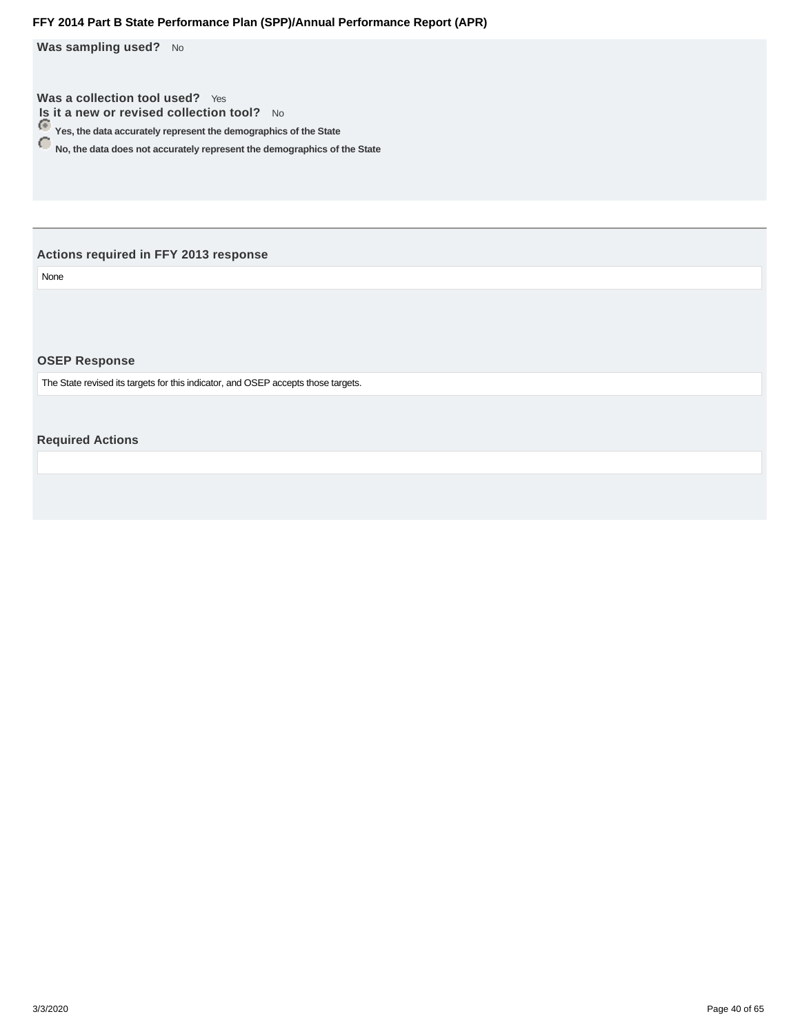**Was sampling used?** No

**Was a collection tool used?** Yes

**Is it a new or revised collection tool?** No

- (selected) Yes, the data accurately represent the demographics of the State
- No, the data does not accurately represent the demographics of the State

### Actions required in FFY 2013 response

None

### OSEP Response

The State revised its targets for this indicator, and OSEP accepts those targets.

### Required Actions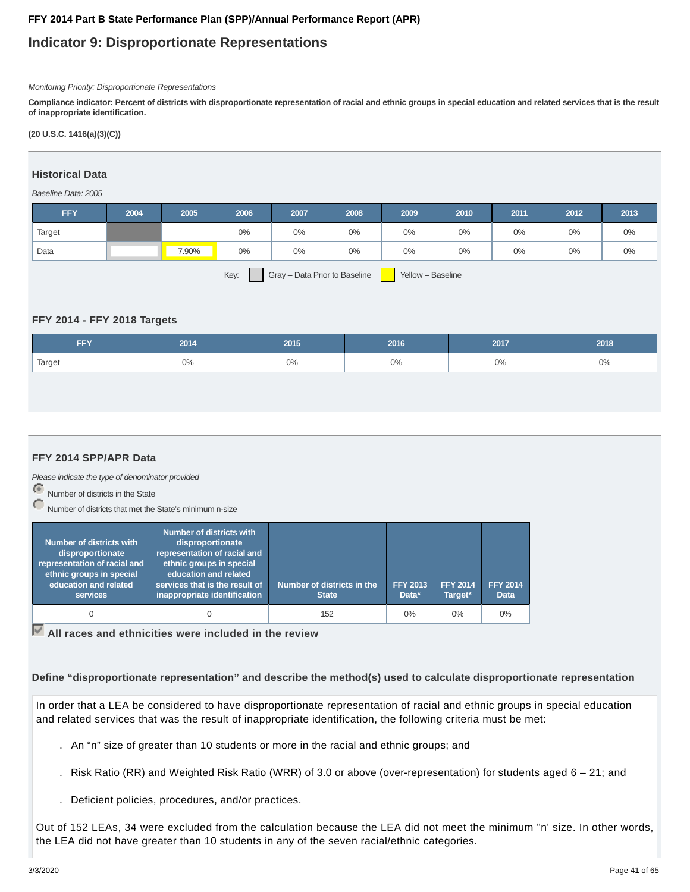# FFY 2014 Part B State Performance Plan (SPP)/Annual Performance Report (APR)

## Indicator 9: Disproportionate Representations

*Monitoring Priority: Disproportionate Representations*

**Compliance indicator: Percent of districts with disproportionate representation of racial and ethnic groups in special education and related services that is the result of inappropriate identification.**

**(20 U.S.C. 1416(a)(3)(C))**

### Historical Data

*Baseline Data: 2005*

| FFY | 2004 | 2005 | 2006 | 2007 | 2008 | 2009 | 2010 | 2011 | 2012 | 2013 |
|---|---|---|---|---|---|---|---|---|---|---|
| Target | | | 0% | 0% | 0% | 0% | 0% | 0% | 0% | 0% |
| Data | | 7.90% | 0% | 0% | 0% | 0% | 0% | 0% | 0% | 0% |

Key: Gray – Data Prior to Baseline; Yellow – Baseline

### FFY 2014 - FFY 2018 Targets

| FFY | 2014 | 2015 | 2016 | 2017 | 2018 |
|---|---|---|---|---|---|
| Target | 0% | 0% | 0% | 0% | 0% |

### FFY 2014 SPP/APR Data

*Please indicate the type of denominator provided*

- (selected) Number of districts in the State
- Number of districts that met the State's minimum n-size

| Number of districts with disproportionate representation of racial and ethnic groups in special education and related services | Number of districts with disproportionate representation of racial and ethnic groups in special education and related services that is the result of inappropriate identification | Number of districts in the State | FFY 2013 Data* | FFY 2014 Target* | FFY 2014 Data |
|---|---|---|---|---|---|
| 0 | 0 | 152 | 0% | 0% | 0% |

☑ **All races and ethnicities were included in the review**

**Define "disproportionate representation" and describe the method(s) used to calculate disproportionate representation**

In order that a LEA be considered to have disproportionate representation of racial and ethnic groups in special education and related services that was the result of inappropriate identification, the following criteria must be met:

- An "n" size of greater than 10 students or more in the racial and ethnic groups; and
- Risk Ratio (RR) and Weighted Risk Ratio (WRR) of 3.0 or above (over-representation) for students aged 6 – 21; and
- Deficient policies, procedures, and/or practices.

Out of 152 LEAs, 34 were excluded from the calculation because the LEA did not meet the minimum "n' size. In other words, the LEA did not have greater than 10 students in any of the seven racial/ethnic categories.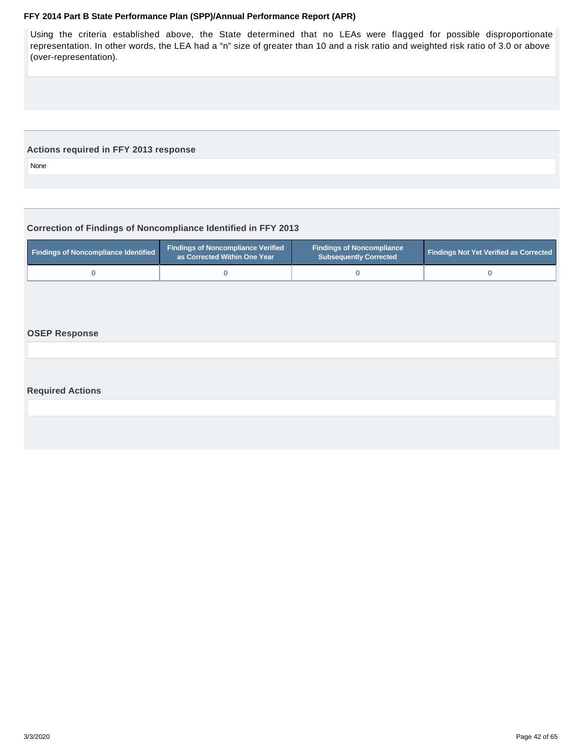Using the criteria established above, the State determined that no LEAs were flagged for possible disproportionate representation. In other words, the LEA had a “n” size of greater than 10 and a risk ratio and weighted risk ratio of 3.0 or above (over-representation).

### Actions required in FFY 2013 response

None

### Correction of Findings of Noncompliance Identified in FFY 2013

| Findings of Noncompliance Identified | Findings of Noncompliance Verified as Corrected Within One Year | Findings of Noncompliance Subsequently Corrected | Findings Not Yet Verified as Corrected |
|---|---|---|---|
| 0 | 0 | 0 | 0 |

### OSEP Response

### Required Actions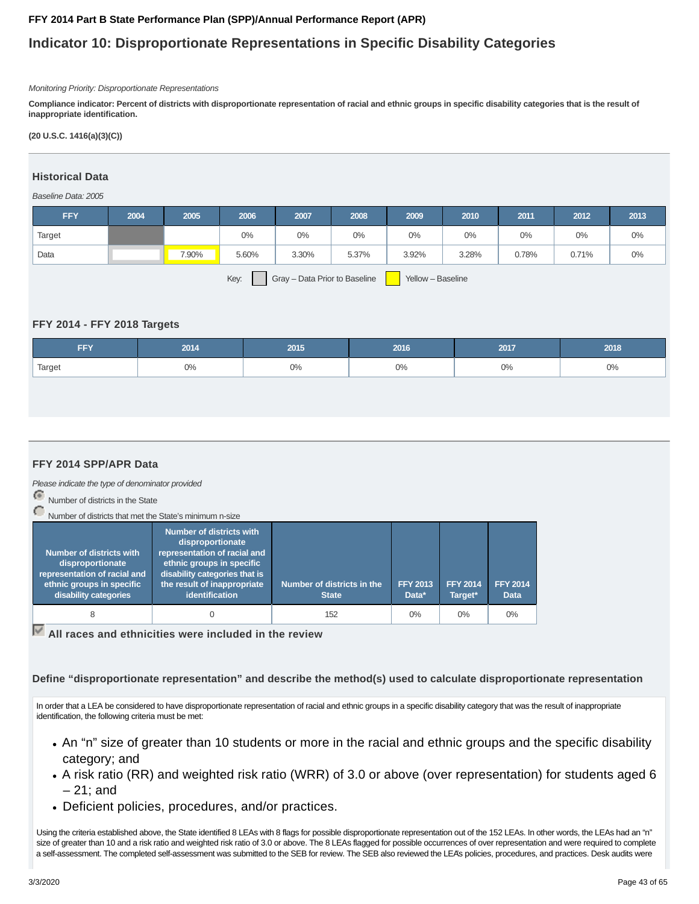FFY 2014 Part B State Performance Plan (SPP)/Annual Performance Report (APR)

# Indicator 10: Disproportionate Representations in Specific Disability Categories

*Monitoring Priority: Disproportionate Representations*

**Compliance indicator: Percent of districts with disproportionate representation of racial and ethnic groups in specific disability categories that is the result of inappropriate identification.**

**(20 U.S.C. 1416(a)(3)(C))**

## Historical Data

*Baseline Data: 2005*

| FFY | 2004 | 2005 | 2006 | 2007 | 2008 | 2009 | 2010 | 2011 | 2012 | 2013 |
|---|---|---|---|---|---|---|---|---|---|---|
| Target | | | 0% | 0% | 0% | 0% | 0% | 0% | 0% | 0% |
| Data | | 7.90% | 5.60% | 3.30% | 5.37% | 3.92% | 3.28% | 0.78% | 0.71% | 0% |

Key: Gray – Data Prior to Baseline; Yellow – Baseline

## FFY 2014 - FFY 2018 Targets

| FFY | 2014 | 2015 | 2016 | 2017 | 2018 |
|---|---|---|---|---|---|
| Target | 0% | 0% | 0% | 0% | 0% |

## FFY 2014 SPP/APR Data

*Please indicate the type of denominator provided*

- (selected) Number of districts in the State
- Number of districts that met the State's minimum n-size

| Number of districts with disproportionate representation of racial and ethnic groups in specific disability categories | Number of districts with disproportionate representation of racial and ethnic groups in specific disability categories that is the result of inappropriate identification | Number of districts in the State | FFY 2013 Data* | FFY 2014 Target* | FFY 2014 Data |
|---|---|---|---|---|---|
| 8 | 0 | 152 | 0% | 0% | 0% |

☑ **All races and ethnicities were included in the review**

### Define "disproportionate representation" and describe the method(s) used to calculate disproportionate representation

In order that a LEA be considered to have disproportionate representation of racial and ethnic groups in a specific disability category that was the result of inappropriate identification, the following criteria must be met:

- An "n" size of greater than 10 students or more in the racial and ethnic groups and the specific disability category; and
- A risk ratio (RR) and weighted risk ratio (WRR) of 3.0 or above (over representation) for students aged 6 – 21; and
- Deficient policies, procedures, and/or practices.

Using the criteria established above, the State identified 8 LEAs with 8 flags for possible disproportionate representation out of the 152 LEAs. In other words, the LEAs had an "n" size of greater than 10 and a risk ratio and weighted risk ratio of 3.0 or above. The 8 LEAs flagged for possible occurrences of over representation and were required to complete a self-assessment. The completed self-assessment was submitted to the SEB for review. The SEB also reviewed the LEA's policies, procedures, and practices. Desk audits were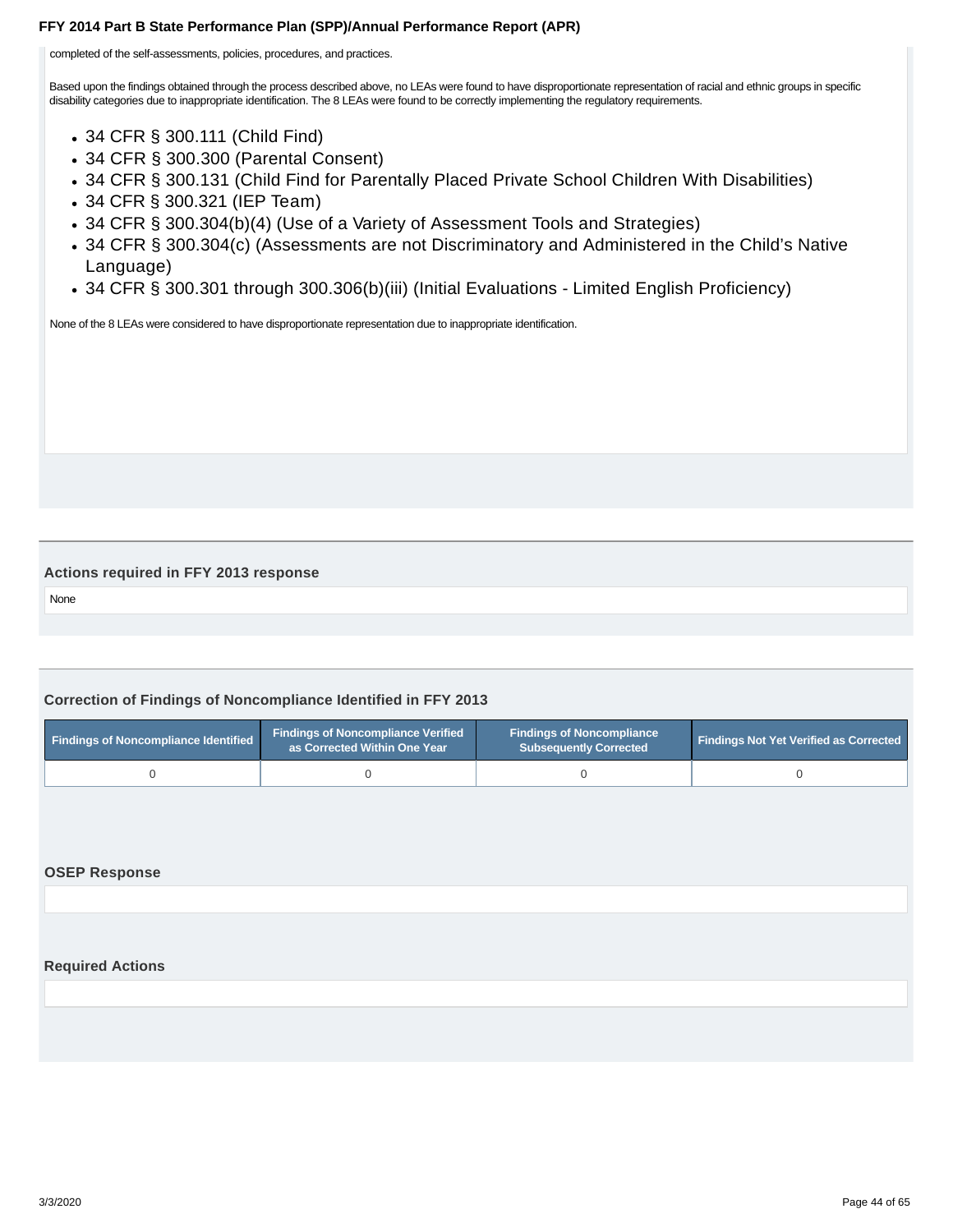completed of the self-assessments, policies, procedures, and practices.

Based upon the findings obtained through the process described above, no LEAs were found to have disproportionate representation of racial and ethnic groups in specific disability categories due to inappropriate identification. The 8 LEAs were found to be correctly implementing the regulatory requirements.

- 34 CFR § 300.111 (Child Find)
- 34 CFR § 300.300 (Parental Consent)
- 34 CFR § 300.131 (Child Find for Parentally Placed Private School Children With Disabilities)
- 34 CFR § 300.321 (IEP Team)
- 34 CFR § 300.304(b)(4) (Use of a Variety of Assessment Tools and Strategies)
- 34 CFR § 300.304(c) (Assessments are not Discriminatory and Administered in the Child's Native Language)
- 34 CFR § 300.301 through 300.306(b)(iii) (Initial Evaluations - Limited English Proficiency)

None of the 8 LEAs were considered to have disproportionate representation due to inappropriate identification.

### Actions required in FFY 2013 response

None

### Correction of Findings of Noncompliance Identified in FFY 2013

| Findings of Noncompliance Identified | Findings of Noncompliance Verified as Corrected Within One Year | Findings of Noncompliance Subsequently Corrected | Findings Not Yet Verified as Corrected |
|---|---|---|---|
| 0 | 0 | 0 | 0 |

### OSEP Response

### Required Actions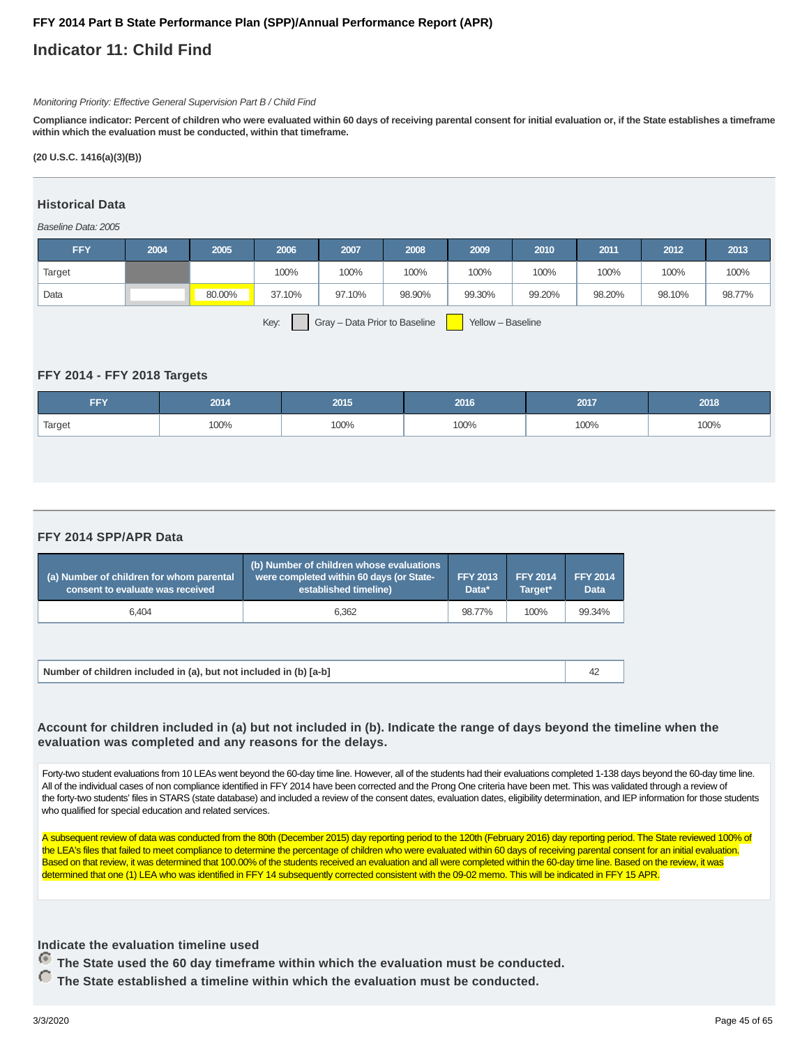FFY 2014 Part B State Performance Plan (SPP)/Annual Performance Report (APR)

# Indicator 11: Child Find

*Monitoring Priority: Effective General Supervision Part B / Child Find*

**Compliance indicator: Percent of children who were evaluated within 60 days of receiving parental consent for initial evaluation or, if the State establishes a timeframe within which the evaluation must be conducted, within that timeframe.**

**(20 U.S.C. 1416(a)(3)(B))**

## Historical Data

*Baseline Data: 2005*

| FFY | 2004 | 2005 | 2006 | 2007 | 2008 | 2009 | 2010 | 2011 | 2012 | 2013 |
|---|---|---|---|---|---|---|---|---|---|---|
| Target | | | 100% | 100% | 100% | 100% | 100% | 100% | 100% | 100% |
| Data | | 80.00% | 37.10% | 97.10% | 98.90% | 99.30% | 99.20% | 98.20% | 98.10% | 98.77% |

Key: Gray – Data Prior to Baseline Yellow – Baseline

## FFY 2014 - FFY 2018 Targets

| FFY | 2014 | 2015 | 2016 | 2017 | 2018 |
|---|---|---|---|---|---|
| Target | 100% | 100% | 100% | 100% | 100% |

## FFY 2014 SPP/APR Data

| (a) Number of children for whom parental consent to evaluate was received | (b) Number of children whose evaluations were completed within 60 days (or State-established timeline) | FFY 2013 Data* | FFY 2014 Target* | FFY 2014 Data |
|---|---|---|---|---|
| 6,404 | 6,362 | 98.77% | 100% | 99.34% |

| Number of children included in (a), but not included in (b) [a-b] | 42 |
|---|---|

### Account for children included in (a) but not included in (b). Indicate the range of days beyond the timeline when the evaluation was completed and any reasons for the delays.

Forty-two student evaluations from 10 LEAs went beyond the 60-day time line. However, all of the students had their evaluations completed 1-138 days beyond the 60-day time line. All of the individual cases of non compliance identified in FFY 2014 have been corrected and the Prong One criteria have been met. This was validated through a review of the forty-two students' files in STARS (state database) and included a review of the consent dates, evaluation dates, eligibility determination, and IEP information for those students who qualified for special education and related services.

A subsequent review of data was conducted from the 80th (December 2015) day reporting period to the 120th (February 2016) day reporting period. The State reviewed 100% of the LEA's files that failed to meet compliance to determine the percentage of children who were evaluated within 60 days of receiving parental consent for an initial evaluation. Based on that review, it was determined that 100.00% of the students received an evaluation and all were completed within the 60-day time line. Based on the review, it was determined that one (1) LEA who was identified in FFY 14 subsequently corrected consistent with the 09-02 memo. This will be indicated in FFY 15 APR.

### Indicate the evaluation timeline used

- (selected) **The State used the 60 day timeframe within which the evaluation must be conducted.**
- **The State established a timeline within which the evaluation must be conducted.**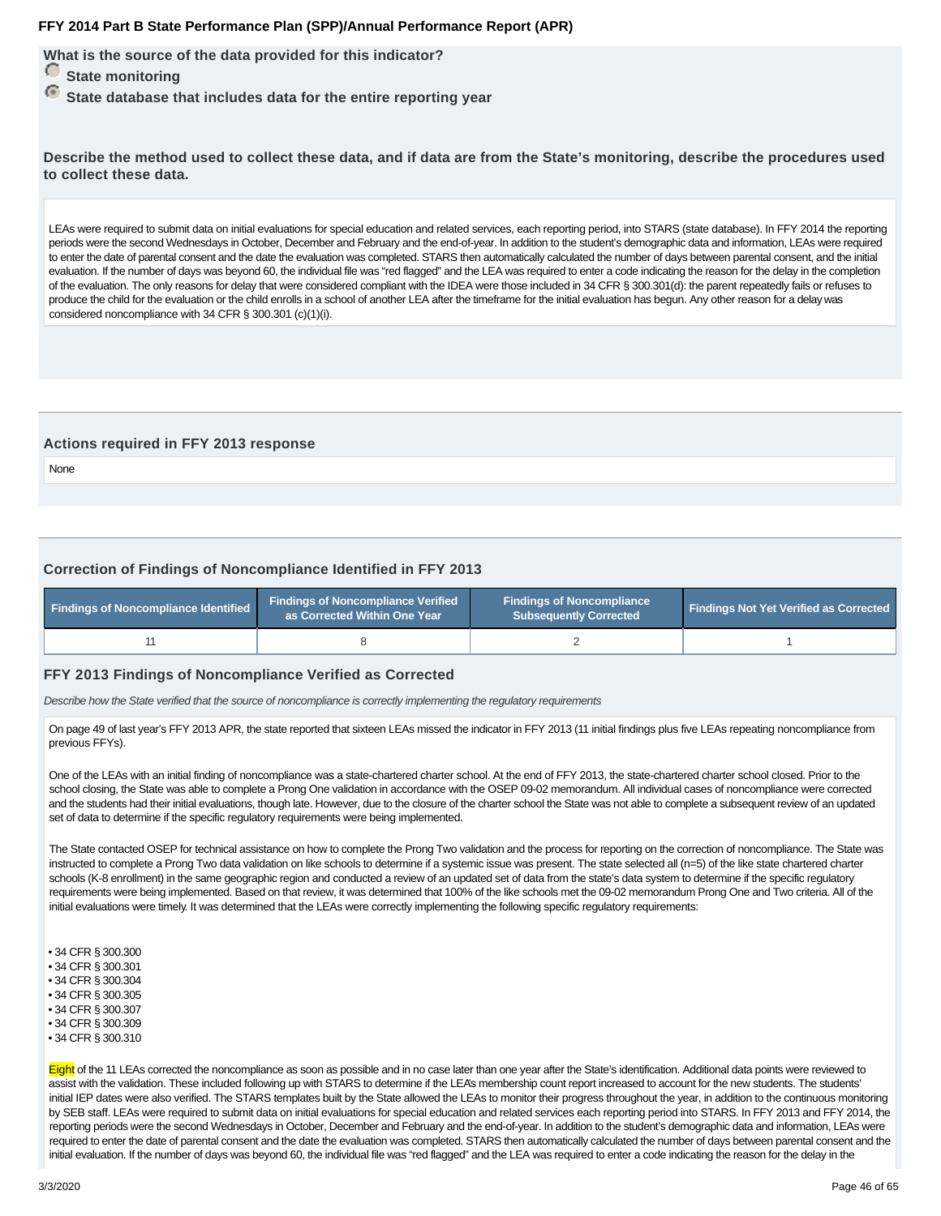What is the source of the data provided for this indicator?

- State monitoring
- State database that includes data for the entire reporting year

**Describe the method used to collect these data, and if data are from the State's monitoring, describe the procedures used to collect these data.**

LEAs were required to submit data on initial evaluations for special education and related services, each reporting period, into STARS (state database). In FFY 2014 the reporting periods were the second Wednesdays in October, December and February and the end-of-year. In addition to the student's demographic data and information, LEAs were required to enter the date of parental consent and the date the evaluation was completed. STARS then automatically calculated the number of days between parental consent, and the initial evaluation. If the number of days was beyond 60, the individual file was "red flagged" and the LEA was required to enter a code indicating the reason for the delay in the completion of the evaluation. The only reasons for delay that were considered compliant with the IDEA were those included in 34 CFR § 300.301(d): the parent repeatedly fails or refuses to produce the child for the evaluation or the child enrolls in a school of another LEA after the timeframe for the initial evaluation has begun. Any other reason for a delay was considered noncompliance with 34 CFR § 300.301 (c)(1)(i).

### Actions required in FFY 2013 response

None

### Correction of Findings of Noncompliance Identified in FFY 2013

| Findings of Noncompliance Identified | Findings of Noncompliance Verified as Corrected Within One Year | Findings of Noncompliance Subsequently Corrected | Findings Not Yet Verified as Corrected |
|---|---|---|---|
| 11 | 8 | 2 | 1 |

### FFY 2013 Findings of Noncompliance Verified as Corrected

*Describe how the State verified that the source of noncompliance is correctly implementing the regulatory requirements*

On page 49 of last year's FFY 2013 APR, the state reported that sixteen LEAs missed the indicator in FFY 2013 (11 initial findings plus five LEAs repeating noncompliance from previous FFYs).

One of the LEAs with an initial finding of noncompliance was a state-chartered charter school. At the end of FFY 2013, the state-chartered charter school closed. Prior to the school closing, the State was able to complete a Prong One validation in accordance with the OSEP 09-02 memorandum. All individual cases of noncompliance were corrected and the students had their initial evaluations, though late. However, due to the closure of the charter school the State was not able to complete a subsequent review of an updated set of data to determine if the specific regulatory requirements were being implemented.

The State contacted OSEP for technical assistance on how to complete the Prong Two validation and the process for reporting on the correction of noncompliance. The State was instructed to complete a Prong Two data validation on like schools to determine if a systemic issue was present. The state selected all (n=5) of the like state chartered charter schools (K-8 enrollment) in the same geographic region and conducted a review of an updated set of data from the state's data system to determine if the specific regulatory requirements were being implemented. Based on that review, it was determined that 100% of the like schools met the 09-02 memorandum Prong One and Two criteria. All of the initial evaluations were timely. It was determined that the LEAs were correctly implementing the following specific regulatory requirements:

- 34 CFR § 300.300
- 34 CFR § 300.301
- 34 CFR § 300.304
- 34 CFR § 300.305
- 34 CFR § 300.307
- 34 CFR § 300.309
- 34 CFR § 300.310

Eight of the 11 LEAs corrected the noncompliance as soon as possible and in no case later than one year after the State's identification. Additional data points were reviewed to assist with the validation. These included following up with STARS to determine if the LEA's membership count report increased to account for the new students. The students' initial IEP dates were also verified. The STARS templates built by the State allowed the LEAs to monitor their progress throughout the year, in addition to the continuous monitoring by SEB staff. LEAs were required to submit data on initial evaluations for special education and related services each reporting period into STARS. In FFY 2013 and FFY 2014, the reporting periods were the second Wednesdays in October, December and February and the end-of-year. In addition to the student's demographic data and information, LEAs were required to enter the date of parental consent and the date the evaluation was completed. STARS then automatically calculated the number of days between parental consent and the initial evaluation. If the number of days was beyond 60, the individual file was "red flagged" and the LEA was required to enter a code indicating the reason for the delay in the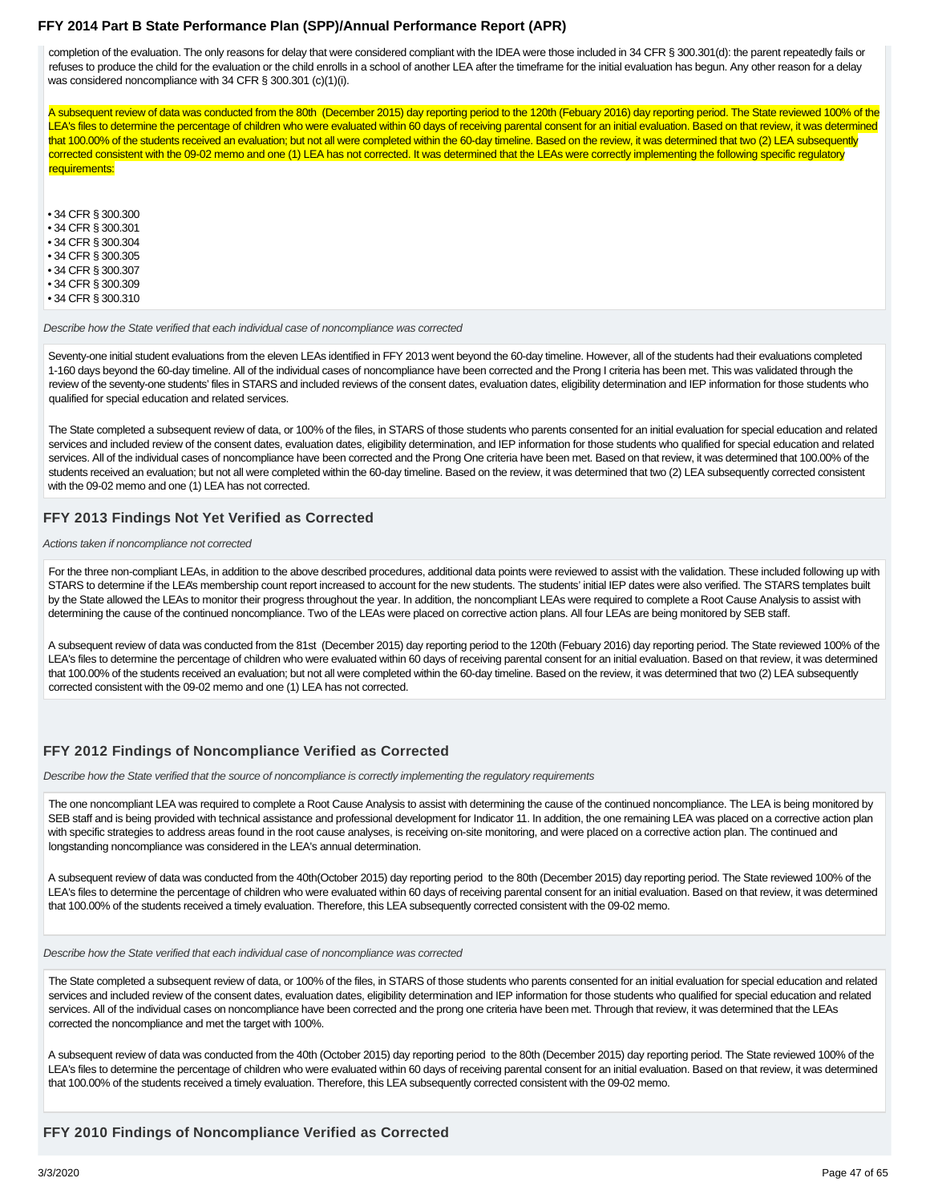completion of the evaluation. The only reasons for delay that were considered compliant with the IDEA were those included in 34 CFR § 300.301(d): the parent repeatedly fails or refuses to produce the child for the evaluation or the child enrolls in a school of another LEA after the timeframe for the initial evaluation has begun. Any other reason for a delay was considered noncompliance with 34 CFR § 300.301 (c)(1)(i).

A subsequent review of data was conducted from the 80th (December 2015) day reporting period to the 120th (Febuary 2016) day reporting period. The State reviewed 100% of the LEA's files to determine the percentage of children who were evaluated within 60 days of receiving parental consent for an initial evaluation. Based on that review, it was determined that 100.00% of the students received an evaluation; but not all were completed within the 60-day timeline. Based on the review, it was determined that two (2) LEA subsequently corrected consistent with the 09-02 memo and one (1) LEA has not corrected. It was determined that the LEAs were correctly implementing the following specific regulatory requirements:

- 34 CFR § 300.300
- 34 CFR § 300.301
- 34 CFR § 300.304
- 34 CFR § 300.305
- 34 CFR § 300.307
- 34 CFR § 300.309
- 34 CFR § 300.310

*Describe how the State verified that each individual case of noncompliance was corrected*

Seventy-one initial student evaluations from the eleven LEAs identified in FFY 2013 went beyond the 60-day timeline. However, all of the students had their evaluations completed 1-160 days beyond the 60-day timeline. All of the individual cases of noncompliance have been corrected and the Prong I criteria has been met. This was validated through the review of the seventy-one students' files in STARS and included reviews of the consent dates, evaluation dates, eligibility determination and IEP information for those students who qualified for special education and related services.

The State completed a subsequent review of data, or 100% of the files, in STARS of those students who parents consented for an initial evaluation for special education and related services and included review of the consent dates, evaluation dates, eligibility determination, and IEP information for those students who qualified for special education and related services. All of the individual cases of noncompliance have been corrected and the Prong One criteria have been met. Based on that review, it was determined that 100.00% of the students received an evaluation; but not all were completed within the 60-day timeline. Based on the review, it was determined that two (2) LEA subsequently corrected consistent with the 09-02 memo and one (1) LEA has not corrected.

### FFY 2013 Findings Not Yet Verified as Corrected

*Actions taken if noncompliance not corrected*

For the three non-compliant LEAs, in addition to the above described procedures, additional data points were reviewed to assist with the validation. These included following up with STARS to determine if the LEA's membership count report increased to account for the new students. The students' initial IEP dates were also verified. The STARS templates built by the State allowed the LEAs to monitor their progress throughout the year. In addition, the noncompliant LEAs were required to complete a Root Cause Analysis to assist with determining the cause of the continued noncompliance. Two of the LEAs were placed on corrective action plans. All four LEAs are being monitored by SEB staff.

A subsequent review of data was conducted from the 81st (December 2015) day reporting period to the 120th (Febuary 2016) day reporting period. The State reviewed 100% of the LEA's files to determine the percentage of children who were evaluated within 60 days of receiving parental consent for an initial evaluation. Based on that review, it was determined that 100.00% of the students received an evaluation; but not all were completed within the 60-day timeline. Based on the review, it was determined that two (2) LEA subsequently corrected consistent with the 09-02 memo and one (1) LEA has not corrected.

### FFY 2012 Findings of Noncompliance Verified as Corrected

*Describe how the State verified that the source of noncompliance is correctly implementing the regulatory requirements*

The one noncompliant LEA was required to complete a Root Cause Analysis to assist with determining the cause of the continued noncompliance. The LEA is being monitored by SEB staff and is being provided with technical assistance and professional development for Indicator 11. In addition, the one remaining LEA was placed on a corrective action plan with specific strategies to address areas found in the root cause analyses, is receiving on-site monitoring, and were placed on a corrective action plan. The continued and longstanding noncompliance was considered in the LEA's annual determination.

A subsequent review of data was conducted from the 40th(October 2015) day reporting period to the 80th (December 2015) day reporting period. The State reviewed 100% of the LEA's files to determine the percentage of children who were evaluated within 60 days of receiving parental consent for an initial evaluation. Based on that review, it was determined that 100.00% of the students received a timely evaluation. Therefore, this LEA subsequently corrected consistent with the 09-02 memo.

*Describe how the State verified that each individual case of noncompliance was corrected*

The State completed a subsequent review of data, or 100% of the files, in STARS of those students who parents consented for an initial evaluation for special education and related services and included review of the consent dates, evaluation dates, eligibility determination and IEP information for those students who qualified for special education and related services. All of the individual cases on noncompliance have been corrected and the prong one criteria have been met. Through that review, it was determined that the LEAs corrected the noncompliance and met the target with 100%.

A subsequent review of data was conducted from the 40th (October 2015) day reporting period to the 80th (December 2015) day reporting period. The State reviewed 100% of the LEA's files to determine the percentage of children who were evaluated within 60 days of receiving parental consent for an initial evaluation. Based on that review, it was determined that 100.00% of the students received a timely evaluation. Therefore, this LEA subsequently corrected consistent with the 09-02 memo.

### FFY 2010 Findings of Noncompliance Verified as Corrected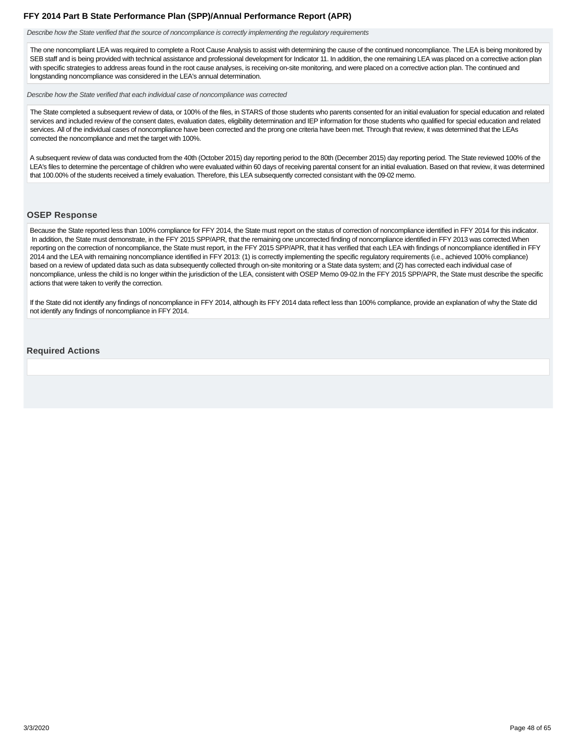*Describe how the State verified that the source of noncompliance is correctly implementing the regulatory requirements*

The one noncompliant LEA was required to complete a Root Cause Analysis to assist with determining the cause of the continued noncompliance. The LEA is being monitored by SEB staff and is being provided with technical assistance and professional development for Indicator 11. In addition, the one remaining LEA was placed on a corrective action plan with specific strategies to address areas found in the root cause analyses, is receiving on-site monitoring, and were placed on a corrective action plan. The continued and longstanding noncompliance was considered in the LEA's annual determination.

*Describe how the State verified that each individual case of noncompliance was corrected*

The State completed a subsequent review of data, or 100% of the files, in STARS of those students who parents consented for an initial evaluation for special education and related services and included review of the consent dates, evaluation dates, eligibility determination and IEP information for those students who qualified for special education and related services. All of the individual cases of noncompliance have been corrected and the prong one criteria have been met. Through that review, it was determined that the LEAs corrected the noncompliance and met the target with 100%.

A subsequent review of data was conducted from the 40th (October 2015) day reporting period to the 80th (December 2015) day reporting period. The State reviewed 100% of the LEA's files to determine the percentage of children who were evaluated within 60 days of receiving parental consent for an initial evaluation. Based on that review, it was determined that 100.00% of the students received a timely evaluation. Therefore, this LEA subsequently corrected consistant with the 09-02 memo.

### OSEP Response

Because the State reported less than 100% compliance for FFY 2014, the State must report on the status of correction of noncompliance identified in FFY 2014 for this indicator. In addition, the State must demonstrate, in the FFY 2015 SPP/APR, that the remaining one uncorrected finding of noncompliance identified in FFY 2013 was corrected.When reporting on the correction of noncompliance, the State must report, in the FFY 2015 SPP/APR, that it has verified that each LEA with findings of noncompliance identified in FFY 2014 and the LEA with remaining noncompliance identified in FFY 2013: (1) is correctly implementing the specific regulatory requirements (i.e., achieved 100% compliance) based on a review of updated data such as data subsequently collected through on-site monitoring or a State data system; and (2) has corrected each individual case of noncompliance, unless the child is no longer within the jurisdiction of the LEA, consistent with OSEP Memo 09-02.In the FFY 2015 SPP/APR, the State must describe the specific actions that were taken to verify the correction.

If the State did not identify any findings of noncompliance in FFY 2014, although its FFY 2014 data reflect less than 100% compliance, provide an explanation of why the State did not identify any findings of noncompliance in FFY 2014.

### Required Actions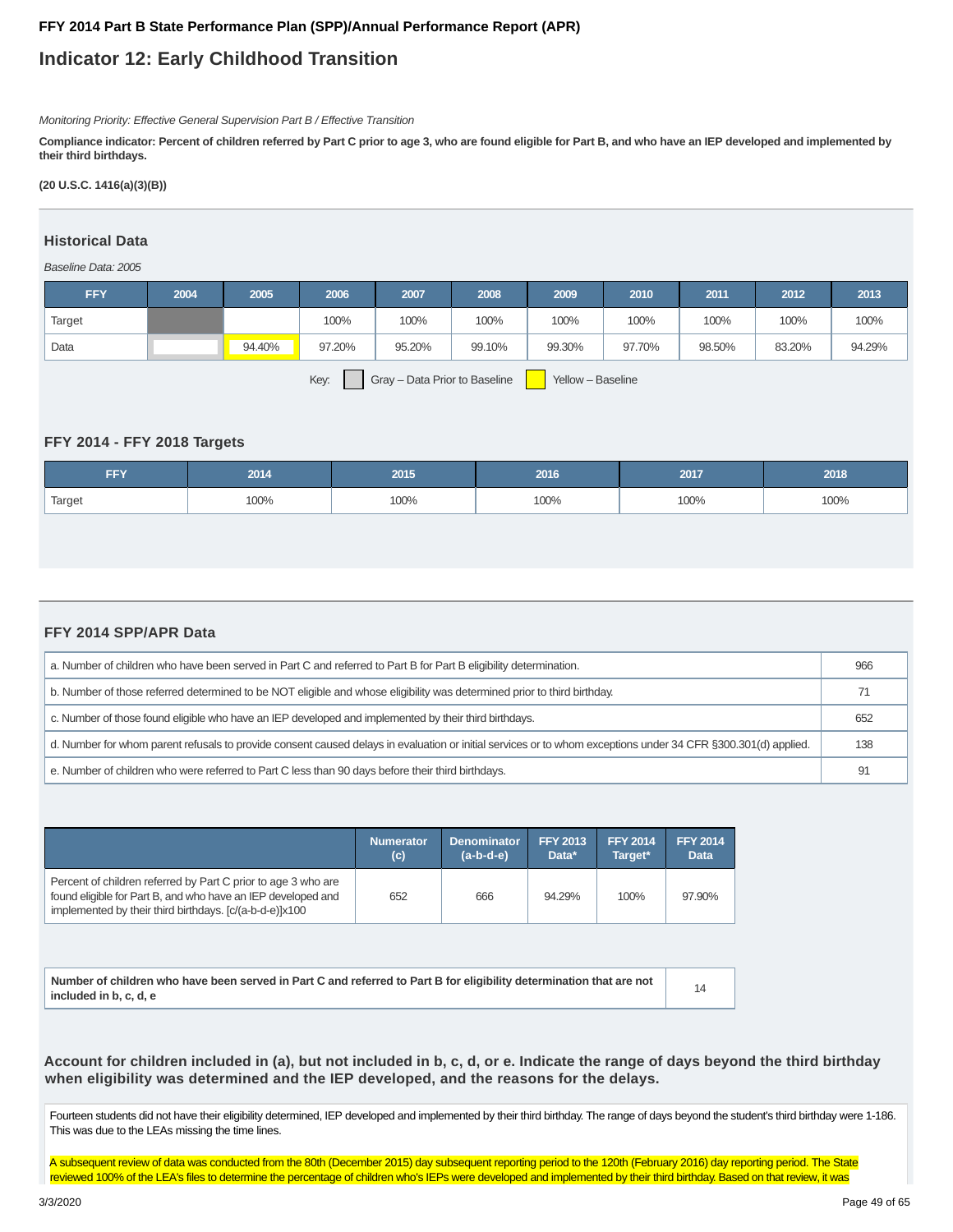# FFY 2014 Part B State Performance Plan (SPP)/Annual Performance Report (APR)

## Indicator 12: Early Childhood Transition

*Monitoring Priority: Effective General Supervision Part B / Effective Transition*

**Compliance indicator: Percent of children referred by Part C prior to age 3, who are found eligible for Part B, and who have an IEP developed and implemented by their third birthdays.**

**(20 U.S.C. 1416(a)(3)(B))**

### Historical Data

*Baseline Data: 2005*

| FFY | 2004 | 2005 | 2006 | 2007 | 2008 | 2009 | 2010 | 2011 | 2012 | 2013 |
|---|---|---|---|---|---|---|---|---|---|---|
| Target | | | 100% | 100% | 100% | 100% | 100% | 100% | 100% | 100% |
| Data | | 94.40% | 97.20% | 95.20% | 99.10% | 99.30% | 97.70% | 98.50% | 83.20% | 94.29% |

Key: Gray – Data Prior to Baseline; Yellow – Baseline

### FFY 2014 - FFY 2018 Targets

| FFY | 2014 | 2015 | 2016 | 2017 | 2018 |
|---|---|---|---|---|---|
| Target | 100% | 100% | 100% | 100% | 100% |

### FFY 2014 SPP/APR Data

| | |
|---|---|
| a. Number of children who have been served in Part C and referred to Part B for Part B eligibility determination. | 966 |
| b. Number of those referred determined to be NOT eligible and whose eligibility was determined prior to third birthday. | 71 |
| c. Number of those found eligible who have an IEP developed and implemented by their third birthdays. | 652 |
| d. Number for whom parent refusals to provide consent caused delays in evaluation or initial services or to whom exceptions under 34 CFR §300.301(d) applied. | 138 |
| e. Number of children who were referred to Part C less than 90 days before their third birthdays. | 91 |

| | Numerator (c) | Denominator (a-b-d-e) | FFY 2013 Data* | FFY 2014 Target* | FFY 2014 Data |
|---|---|---|---|---|---|
| Percent of children referred by Part C prior to age 3 who are found eligible for Part B, and who have an IEP developed and implemented by their third birthdays. [c/(a-b-d-e)]x100 | 652 | 666 | 94.29% | 100% | 97.90% |

| | |
|---|---|
| **Number of children who have been served in Part C and referred to Part B for eligibility determination that are not included in b, c, d, e** | 14 |

### Account for children included in (a), but not included in b, c, d, or e. Indicate the range of days beyond the third birthday when eligibility was determined and the IEP developed, and the reasons for the delays.

Fourteen students did not have their eligibility determined, IEP developed and implemented by their third birthday. The range of days beyond the student's third birthday were 1-186. This was due to the LEAs missing the time lines.

A subsequent review of data was conducted from the 80th (December 2015) day subsequent reporting period to the 120th (February 2016) day reporting period. The State reviewed 100% of the LEA's files to determine the percentage of children who's IEPs were developed and implemented by their third birthday. Based on that review, it was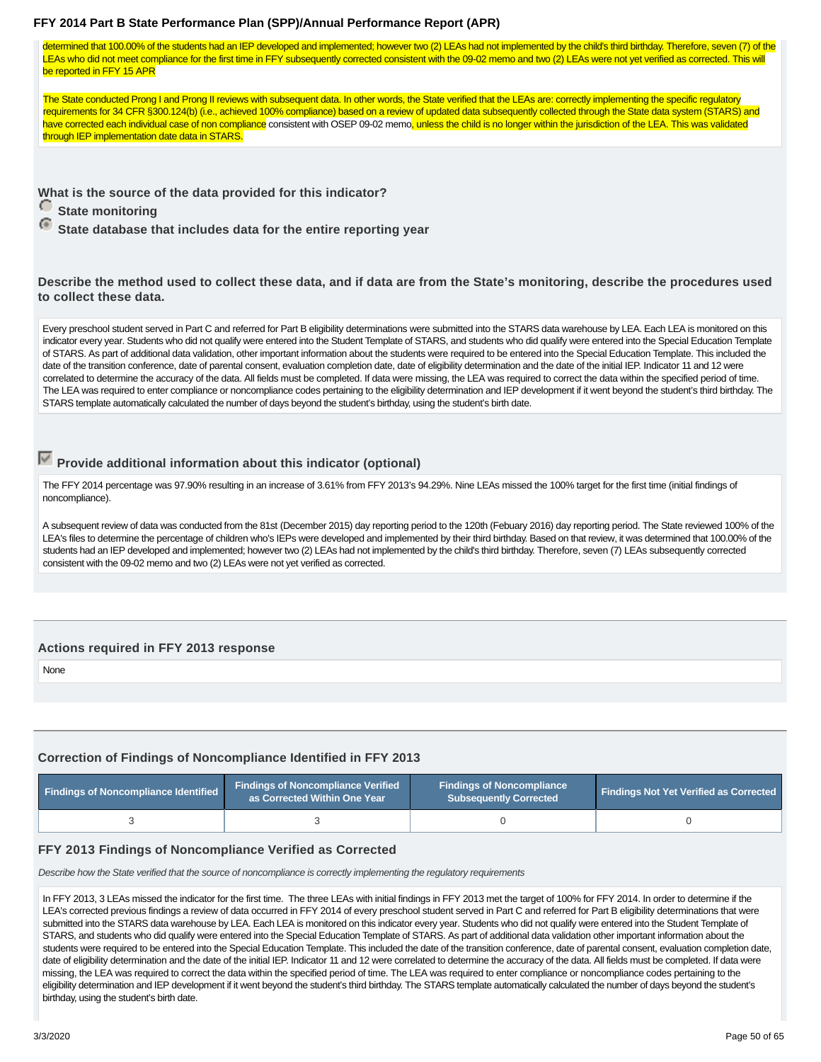determined that 100.00% of the students had an IEP developed and implemented; however two (2) LEAs had not implemented by the child's third birthday. Therefore, seven (7) of the LEAs who did not meet compliance for the first time in FFY subsequently corrected consistent with the 09-02 memo and two (2) LEAs were not yet verified as corrected. This will be reported in FFY 15 APR

The State conducted Prong I and Prong II reviews with subsequent data. In other words, the State verified that the LEAs are: correctly implementing the specific regulatory requirements for 34 CFR §300.124(b) (i.e., achieved 100% compliance) based on a review of updated data subsequently collected through the State data system (STARS) and have corrected each individual case of non compliance consistent with OSEP 09-02 memo, unless the child is no longer within the jurisdiction of the LEA. This was validated through IEP implementation date data in STARS.

**What is the source of the data provided for this indicator?**

- ○ **State monitoring**
- ◉ **State database that includes data for the entire reporting year**

**Describe the method used to collect these data, and if data are from the State's monitoring, describe the procedures used to collect these data.**

Every preschool student served in Part C and referred for Part B eligibility determinations were submitted into the STARS data warehouse by LEA. Each LEA is monitored on this indicator every year. Students who did not qualify were entered into the Student Template of STARS, and students who did qualify were entered into the Special Education Template of STARS. As part of additional data validation, other important information about the students were required to be entered into the Special Education Template. This included the date of the transition conference, date of parental consent, evaluation completion date, date of eligibility determination and the date of the initial IEP. Indicator 11 and 12 were correlated to determine the accuracy of the data. All fields must be completed. If data were missing, the LEA was required to correct the data within the specified period of time. The LEA was required to enter compliance or noncompliance codes pertaining to the eligibility determination and IEP development if it went beyond the student's third birthday. The STARS template automatically calculated the number of days beyond the student's birthday, using the student's birth date.

☑ **Provide additional information about this indicator (optional)**

The FFY 2014 percentage was 97.90% resulting in an increase of 3.61% from FFY 2013's 94.29%. Nine LEAs missed the 100% target for the first time (initial findings of noncompliance).

A subsequent review of data was conducted from the 81st (December 2015) day reporting period to the 120th (Febuary 2016) day reporting period. The State reviewed 100% of the LEA's files to determine the percentage of children who's IEPs were developed and implemented by their third birthday. Based on that review, it was determined that 100.00% of the students had an IEP developed and implemented; however two (2) LEAs had not implemented by the child's third birthday. Therefore, seven (7) LEAs subsequently corrected consistent with the 09-02 memo and two (2) LEAs were not yet verified as corrected.

### Actions required in FFY 2013 response

None

### Correction of Findings of Noncompliance Identified in FFY 2013

| Findings of Noncompliance Identified | Findings of Noncompliance Verified as Corrected Within One Year | Findings of Noncompliance Subsequently Corrected | Findings Not Yet Verified as Corrected |
|---|---|---|---|
| 3 | 3 | 0 | 0 |

### FFY 2013 Findings of Noncompliance Verified as Corrected

*Describe how the State verified that the source of noncompliance is correctly implementing the regulatory requirements*

In FFY 2013, 3 LEAs missed the indicator for the first time. The three LEAs with initial findings in FFY 2013 met the target of 100% for FFY 2014. In order to determine if the LEA's corrected previous findings a review of data occurred in FFY 2014 of every preschool student served in Part C and referred for Part B eligibility determinations that were submitted into the STARS data warehouse by LEA. Each LEA is monitored on this indicator every year. Students who did not qualify were entered into the Student Template of STARS, and students who did qualify were entered into the Special Education Template of STARS. As part of additional data validation other important information about the students were required to be entered into the Special Education Template. This included the date of the transition conference, date of parental consent, evaluation completion date, date of eligibility determination and the date of the initial IEP. Indicator 11 and 12 were correlated to determine the accuracy of the data. All fields must be completed. If data were missing, the LEA was required to correct the data within the specified period of time. The LEA was required to enter compliance or noncompliance codes pertaining to the eligibility determination and IEP development if it went beyond the student's third birthday. The STARS template automatically calculated the number of days beyond the student's birthday, using the student's birth date.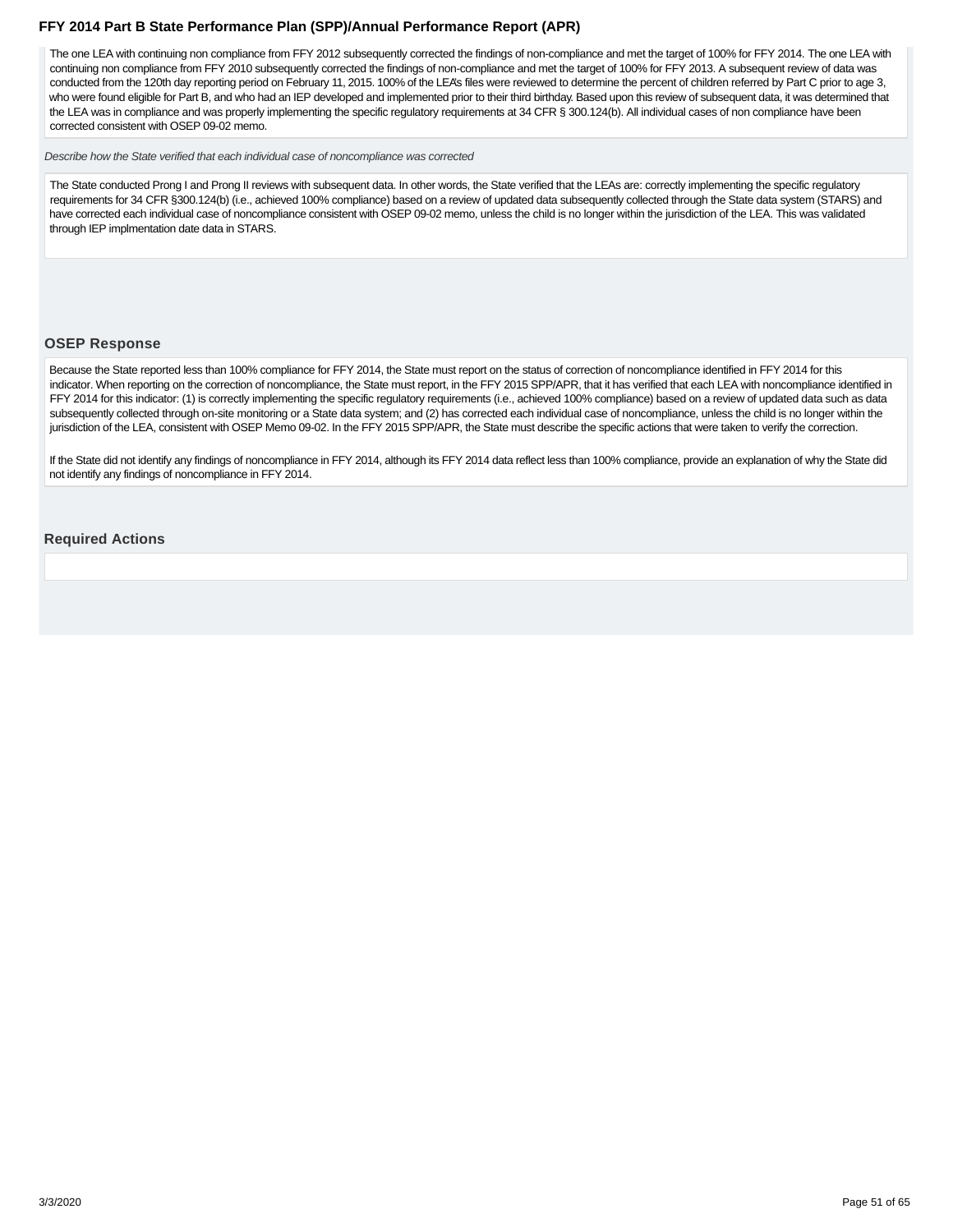The one LEA with continuing non compliance from FFY 2012 subsequently corrected the findings of non-compliance and met the target of 100% for FFY 2014. The one LEA with continuing non compliance from FFY 2010 subsequently corrected the findings of non-compliance and met the target of 100% for FFY 2013. A subsequent review of data was conducted from the 120th day reporting period on February 11, 2015. 100% of the LEA's files were reviewed to determine the percent of children referred by Part C prior to age 3, who were found eligible for Part B, and who had an IEP developed and implemented prior to their third birthday. Based upon this review of subsequent data, it was determined that the LEA was in compliance and was properly implementing the specific regulatory requirements at 34 CFR § 300.124(b). All individual cases of non compliance have been corrected consistent with OSEP 09-02 memo.

*Describe how the State verified that each individual case of noncompliance was corrected*

The State conducted Prong I and Prong II reviews with subsequent data. In other words, the State verified that the LEAs are: correctly implementing the specific regulatory requirements for 34 CFR §300.124(b) (i.e., achieved 100% compliance) based on a review of updated data subsequently collected through the State data system (STARS) and have corrected each individual case of noncompliance consistent with OSEP 09-02 memo, unless the child is no longer within the jurisdiction of the LEA. This was validated through IEP implmentation date data in STARS.

### OSEP Response

Because the State reported less than 100% compliance for FFY 2014, the State must report on the status of correction of noncompliance identified in FFY 2014 for this indicator. When reporting on the correction of noncompliance, the State must report, in the FFY 2015 SPP/APR, that it has verified that each LEA with noncompliance identified in FFY 2014 for this indicator: (1) is correctly implementing the specific regulatory requirements (i.e., achieved 100% compliance) based on a review of updated data such as data subsequently collected through on-site monitoring or a State data system; and (2) has corrected each individual case of noncompliance, unless the child is no longer within the jurisdiction of the LEA, consistent with OSEP Memo 09-02. In the FFY 2015 SPP/APR, the State must describe the specific actions that were taken to verify the correction.

If the State did not identify any findings of noncompliance in FFY 2014, although its FFY 2014 data reflect less than 100% compliance, provide an explanation of why the State did not identify any findings of noncompliance in FFY 2014.

### Required Actions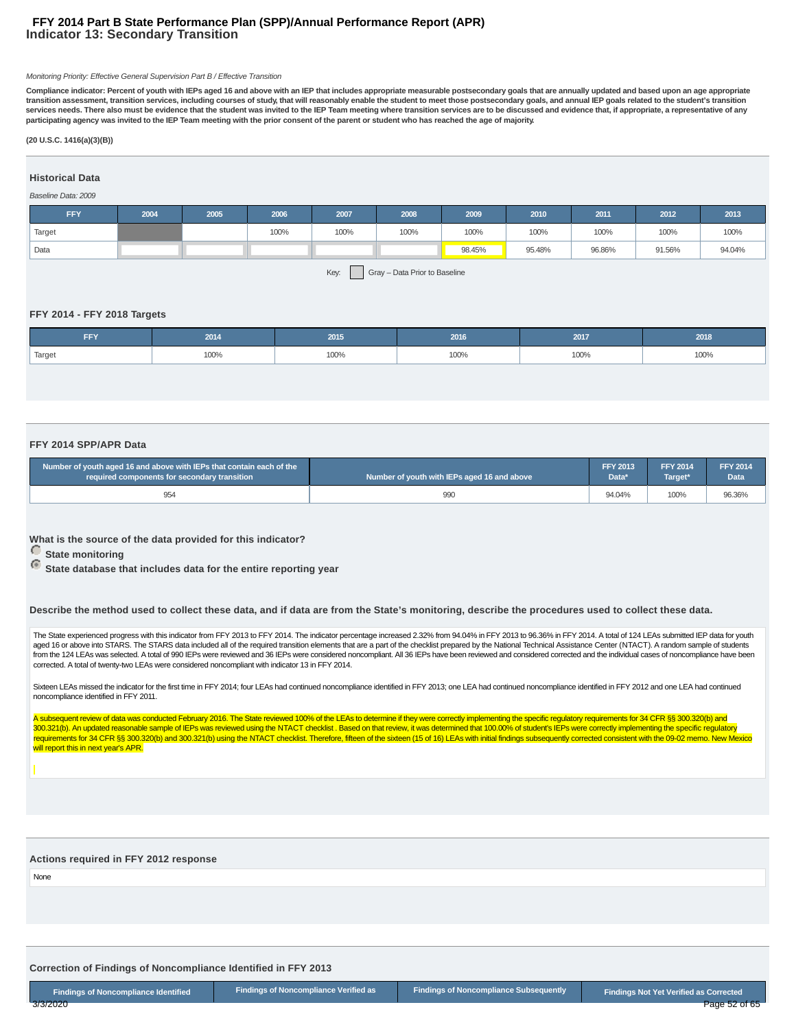# FFY 2014 Part B State Performance Plan (SPP)/Annual Performance Report (APR)
## Indicator 13: Secondary Transition

*Monitoring Priority: Effective General Supervision Part B / Effective Transition*

**Compliance indicator: Percent of youth with IEPs aged 16 and above with an IEP that includes appropriate measurable postsecondary goals that are annually updated and based upon an age appropriate transition assessment, transition services, including courses of study, that will reasonably enable the student to meet those postsecondary goals, and annual IEP goals related to the student's transition services needs. There also must be evidence that the student was invited to the IEP Team meeting where transition services are to be discussed and evidence that, if appropriate, a representative of any participating agency was invited to the IEP Team meeting with the prior consent of the parent or student who has reached the age of majority.**

**(20 U.S.C. 1416(a)(3)(B))**

### Historical Data

*Baseline Data: 2009*

| FFY | 2004 | 2005 | 2006 | 2007 | 2008 | 2009 | 2010 | 2011 | 2012 | 2013 |
|---|---|---|---|---|---|---|---|---|---|---|
| Target | | | 100% | 100% | 100% | 100% | 100% | 100% | 100% | 100% |
| Data | | | | | | 98.45% | 95.48% | 96.86% | 91.56% | 94.04% |

Key: Gray – Data Prior to Baseline

### FFY 2014 - FFY 2018 Targets

| FFY | 2014 | 2015 | 2016 | 2017 | 2018 |
|---|---|---|---|---|---|
| Target | 100% | 100% | 100% | 100% | 100% |

### FFY 2014 SPP/APR Data

| Number of youth aged 16 and above with IEPs that contain each of the required components for secondary transition | Number of youth with IEPs aged 16 and above | FFY 2013 Data* | FFY 2014 Target* | FFY 2014 Data |
|---|---|---|---|---|
| 954 | 990 | 94.04% | 100% | 96.36% |

**What is the source of the data provided for this indicator?**

- State monitoring
- State database that includes data for the entire reporting year

**Describe the method used to collect these data, and if data are from the State's monitoring, describe the procedures used to collect these data.**

The State experienced progress with this indicator from FFY 2013 to FFY 2014. The indicator percentage increased 2.32% from 94.04% in FFY 2013 to 96.36% in FFY 2014. A total of 124 LEAs submitted IEP data for youth aged 16 or above into STARS. The STARS data included all of the required transition elements that are a part of the checklist prepared by the National Technical Assistance Center (NTACT). A random sample of students from the 124 LEAs was selected. A total of 990 IEPs were reviewed and 36 IEPs were considered noncompliant. All 36 IEPs have been reviewed and considered corrected and the individual cases of noncompliance have been corrected. A total of twenty-two LEAs were considered noncompliant with indicator 13 in FFY 2014.

Sixteen LEAs missed the indicator for the first time in FFY 2014; four LEAs had continued noncompliance identified in FFY 2013; one LEA had continued noncompliance identified in FFY 2012 and one LEA had continued noncompliance identified in FFY 2011.

A subsequent review of data was conducted February 2016. The State reviewed 100% of the LEAs to determine if they were correctly implementing the specific regulatory requirements for 34 CFR §§ 300.320(b) and 300.321(b). An updated reasonable sample of IEPs was reviewed using the NTACT checklist . Based on that review, it was determined that 100.00% of student's IEPs were correctly implementing the specific regulatory requirements for 34 CFR §§ 300.320(b) and 300.321(b) using the NTACT checklist. Therefore, fifteen of the sixteen (15 of 16) LEAs with initial findings subsequently corrected consistent with the 09-02 memo. New Mexico will report this in next year's APR.

### Actions required in FFY 2012 response

None

### Correction of Findings of Noncompliance Identified in FFY 2013

| Findings of Noncompliance Identified | Findings of Noncompliance Verified as | Findings of Noncompliance Subsequently | Findings Not Yet Verified as Corrected |
|---|---|---|---|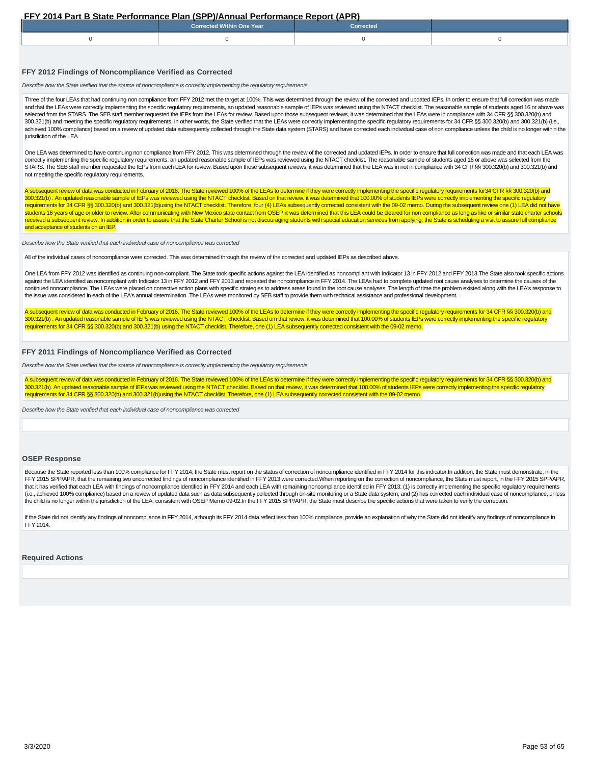| | Corrected Within One Year | Corrected | |
|---|---|---|---|
| 0 | 0 | 0 | 0 |

### FFY 2012 Findings of Noncompliance Verified as Corrected

*Describe how the State verified that the source of noncompliance is correctly implementing the regulatory requirements*

Three of the four LEAs that had continuing non compliance from FFY 2012 met the target at 100%. This was determined through the review of the corrected and updated IEPs. In order to ensure that full correction was made and that the LEAs were correctly implementing the specific regulatory requirements, an updated reasonable sample of IEPs was reviewed using the NTACT checklist. The reasonable sample of students aged 16 or above was selected from the STARS. The SEB staff member requested the IEPs from the LEAs for review. Based upon those subsequent reviews, it was determined that the LEAs were in compliance with 34 CFR §§ 300.320(b) and 300.321(b) and meeting the specific regulatory requirements. In other words, the State verified that the LEAs were correctly implementing the specific regulatory requirements for 34 CFR §§ 300.320(b) and 300.321(b) (i.e., achieved 100% compliance) based on a review of updated data subsequently collected through the State data system (STARS) and have corrected each individual case of non compliance unless the child is no longer within the jurisdiction of the LEA.

One LEA was determined to have continuing non compliance from FFY 2012. This was determined through the review of the corrected and updated IEPs. In order to ensure that full correction was made and that each LEA was correctly implementing the specific regulatory requirements, an updated reasonable sample of IEPs was reviewed using the NTACT checklist. The reasonable sample of students aged 16 or above was selected from the STARS. The SEB staff member requested the IEPs from each LEA for review. Based upon those subsequent reviews, it was determined that the LEA was in not in compliance with 34 CFR §§ 300.320(b) and 300.321(b) and not meeting the specific regulatory requirements.

A subsequent review of data was conducted in February of 2016. The State reviewed 100% of the LEAs to determine if they were correctly implementing the specific regulatory requirements for34 CFR §§ 300.320(b) and 300.321(b) . An updated reasonable sample of IEPs was reviewed using the NTACT checklist. Based on that review, it was determined that 100.00% of students IEPs were correctly implementing the specific regulatory requirements for 34 CFR §§ 300.320(b) and 300.321(b)using the NTACT checklist. Therefore, four (4) LEAs subsequently corrected consistent with the 09-02 memo. During the subsequent review one (1) LEA did not have students 16 years of age or older to review. After communicating with New Mexico state contact from OSEP, it was determined that this LEA could be cleared for non compliance as long as like or similar state charter schools received a subsequent review. In addition in order to assure that the State Charter School is not discouraging students with special education services from applying, the State is scheduling a visit to assure full compliance and acceptance of students on an IEP.

*Describe how the State verified that each individual case of noncompliance was corrected*

All of the individual cases of noncompliance were corrected. This was determined through the review of the corrected and updated IEPs as described above.

One LEA from FFY 2012 was identified as continuing non-compliant. The State took specific actions against the LEA identified as noncompliant with Indicator 13 in FFY 2012 and FFY 2013.The State also took specific actions against the LEA identified as noncompliant with Indicator 13 in FFY 2012 and FFY 2013 and repeated the noncompliance in FFY 2014. The LEAs had to complete updated root cause analyses to determine the causes of the continued noncompliance. The LEAs were placed on corrective action plans with specific strategies to address areas found in the root cause analyses. The length of time the problem existed along with the LEA's response to the issue was considered in each of the LEA's annual determination. The LEAs were monitored by SEB staff to provide them with technical assistance and professional development.

A subsequent review of data was conducted in February of 2016. The State reviewed 100% of the LEAs to determine if they were correctly implementing the specific regulatory requirements for 34 CFR §§ 300.320(b) and 300.321(b) . An updated reasonable sample of IEPs was reviewed using the NTACT checklist. Based om that review, it was determined that 100.00% of students IEPs were correctly implementing the specific regulatory requirements for 34 CFR §§ 300.320(b) and 300.321(b) using the NTACT checklist. Therefore, one (1) LEA subsequently corrected consistent with the 09-02 memo.

### FFY 2011 Findings of Noncompliance Verified as Corrected

*Describe how the State verified that the source of noncompliance is correctly implementing the regulatory requirements*

A subsequent review of data was conducted in February of 2016. The State reviewed 100% of the LEAs to determine if they were correctly implementing the specific regulatory requirements for 34 CFR §§ 300.320(b) and 300.321(b). An updated reasonable sample of IEPs was reviewed using the NTACT checklist. Based on that review, it was determined that 100.00% of students IEPs were correctly implementing the specific regulatory requirements for 34 CFR §§ 300.320(b) and 300.321(b)using the NTACT checklist. Therefore, one (1) LEA subsequently corrected consistent with the 09-02 memo.

*Describe how the State verified that each individual case of noncompliance was corrected*

### OSEP Response

Because the State reported less than 100% compliance for FFY 2014, the State must report on the status of correction of noncompliance identified in FFY 2014 for this indicator.In addition, the State must demonstrate, in the FFY 2015 SPP/APR, that the remaining two uncorrected findings of noncompliance identified in FFY 2013 were corrected.When reporting on the correction of noncompliance, the State must report, in the FFY 2015 SPP/APR, that it has verified that each LEA with findings of noncompliance identified in FFY 2014 and each LEA with remaining noncompliance identified in FFY 2013: (1) is correctly implementing the specific regulatory requirements (i.e., achieved 100% compliance) based on a review of updated data such as data subsequently collected through on-site monitoring or a State data system; and (2) has corrected each individual case of noncompliance, unless the child is no longer within the jurisdiction of the LEA, consistent with OSEP Memo 09-02.In the FFY 2015 SPP/APR, the State must describe the specific actions that were taken to verify the correction.

If the State did not identify any findings of noncompliance in FFY 2014, although its FFY 2014 data reflect less than 100% compliance, provide an explanation of why the State did not identify any findings of noncompliance in FFY 2014.

### Required Actions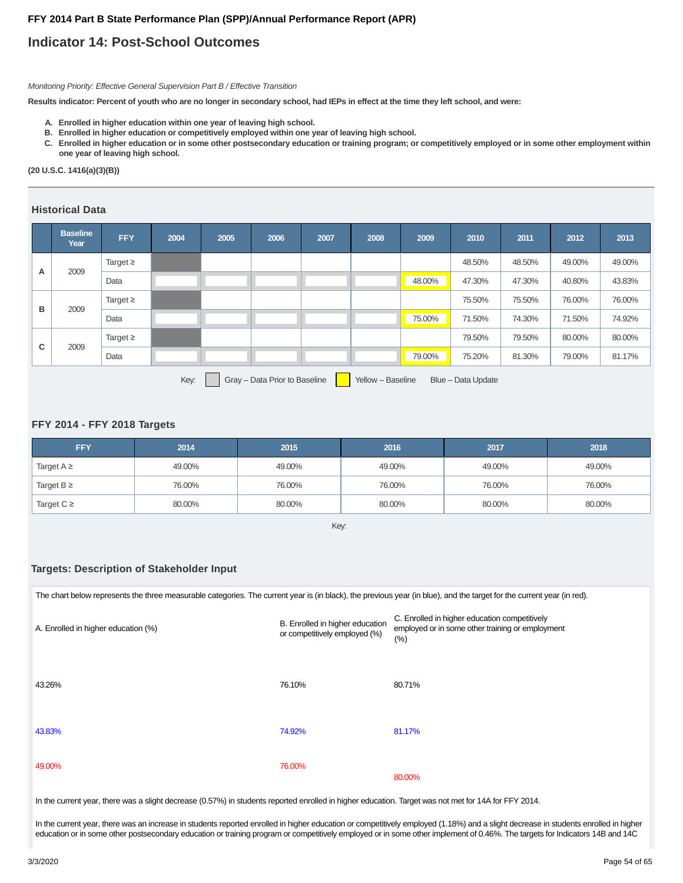**FFY 2014 Part B State Performance Plan (SPP)/Annual Performance Report (APR)**

# Indicator 14: Post-School Outcomes

*Monitoring Priority: Effective General Supervision Part B / Effective Transition*

**Results indicator: Percent of youth who are no longer in secondary school, had IEPs in effect at the time they left school, and were:**

- **A. Enrolled in higher education within one year of leaving high school.**
- **B. Enrolled in higher education or competitively employed within one year of leaving high school.**
- **C. Enrolled in higher education or in some other postsecondary education or training program; or competitively employed or in some other employment within one year of leaving high school.**

**(20 U.S.C. 1416(a)(3)(B))**

## Historical Data

| | Baseline Year | FFY | 2004 | 2005 | 2006 | 2007 | 2008 | 2009 | 2010 | 2011 | 2012 | 2013 |
|---|---|---|---|---|---|---|---|---|---|---|---|---|
| A | 2009 | Target ≥ | | | | | | | 48.50% | 48.50% | 49.00% | 49.00% |
| | | Data | | | | | | 48.00% | 47.30% | 47.30% | 40.80% | 43.83% |
| B | 2009 | Target ≥ | | | | | | | 75.50% | 75.50% | 76.00% | 76.00% |
| | | Data | | | | | | 75.00% | 71.50% | 74.30% | 71.50% | 74.92% |
| C | 2009 | Target ≥ | | | | | | | 79.50% | 79.50% | 80.00% | 80.00% |
| | | Data | | | | | | 79.00% | 75.20% | 81.30% | 79.00% | 81.17% |

Key: Gray – Data Prior to Baseline Yellow – Baseline Blue – Data Update

## FFY 2014 - FFY 2018 Targets

| FFY | 2014 | 2015 | 2016 | 2017 | 2018 |
|---|---|---|---|---|---|
| Target A ≥ | 49.00% | 49.00% | 49.00% | 49.00% | 49.00% |
| Target B ≥ | 76.00% | 76.00% | 76.00% | 76.00% | 76.00% |
| Target C ≥ | 80.00% | 80.00% | 80.00% | 80.00% | 80.00% |

Key:

## Targets: Description of Stakeholder Input

The chart below represents the three measurable categories. The current year is (in black), the previous year (in blue), and the target for the current year (in red).

| A. Enrolled in higher education (%) | B. Enrolled in higher education or competitively employed (%) | C. Enrolled in higher education competitively employed or in some other training or employment (%) |
|---|---|---|
| 43.26% | 76.10% | 80.71% |
| 43.83% | 74.92% | 81.17% |
| 49.00% | 76.00% | 80.00% |

In the current year, there was a slight decrease (0.57%) in students reported enrolled in higher education. Target was not met for 14A for FFY 2014.

In the current year, there was an increase in students reported enrolled in higher education or competitively employed (1.18%) and a slight decrease in students enrolled in higher education or in some other postsecondary education or training program or competitively employed or in some other implement of 0.46%. The targets for Indicators 14B and 14C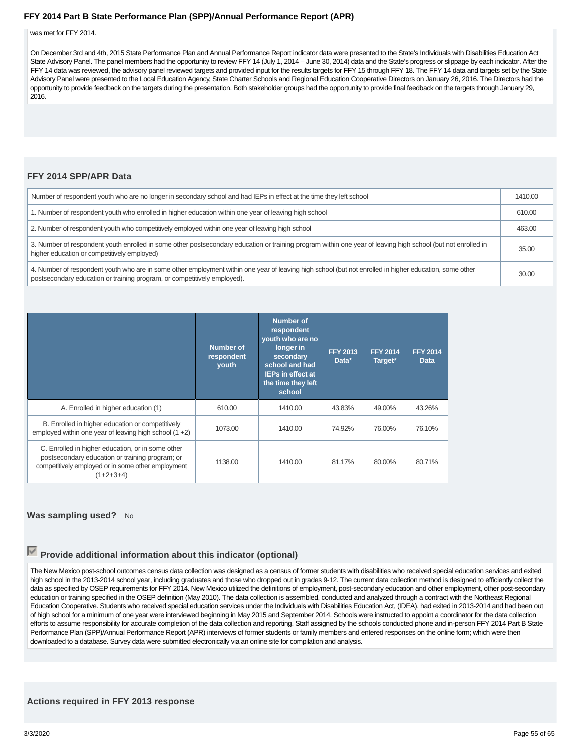was met for FFY 2014.

On December 3rd and 4th, 2015 State Performance Plan and Annual Performance Report indicator data were presented to the State's Individuals with Disabilities Education Act State Advisory Panel. The panel members had the opportunity to review FFY 14 (July 1, 2014 – June 30, 2014) data and the State's progress or slippage by each indicator. After the FFY 14 data was reviewed, the advisory panel reviewed targets and provided input for the results targets for FFY 15 through FFY 18. The FFY 14 data and targets set by the State Advisory Panel were presented to the Local Education Agency, State Charter Schools and Regional Education Cooperative Directors on January 26, 2016. The Directors had the opportunity to provide feedback on the targets during the presentation. Both stakeholder groups had the opportunity to provide final feedback on the targets through January 29, 2016.

## FFY 2014 SPP/APR Data

| | |
|---|---|
| Number of respondent youth who are no longer in secondary school and had IEPs in effect at the time they left school | 1410.00 |
| 1. Number of respondent youth who enrolled in higher education within one year of leaving high school | 610.00 |
| 2. Number of respondent youth who competitively employed within one year of leaving high school | 463.00 |
| 3. Number of respondent youth enrolled in some other postsecondary education or training program within one year of leaving high school (but not enrolled in higher education or competitively employed) | 35.00 |
| 4. Number of respondent youth who are in some other employment within one year of leaving high school (but not enrolled in higher education, some other postsecondary education or training program, or competitively employed). | 30.00 |

| | Number of respondent youth | Number of respondent youth who are no longer in secondary school and had IEPs in effect at the time they left school | FFY 2013 Data* | FFY 2014 Target* | FFY 2014 Data |
|---|---|---|---|---|---|
| A. Enrolled in higher education (1) | 610.00 | 1410.00 | 43.83% | 49.00% | 43.26% |
| B. Enrolled in higher education or competitively employed within one year of leaving high school (1 +2) | 1073.00 | 1410.00 | 74.92% | 76.00% | 76.10% |
| C. Enrolled in higher education, or in some other postsecondary education or training program; or competitively employed or in some other employment (1+2+3+4) | 1138.00 | 1410.00 | 81.17% | 80.00% | 80.71% |

**Was sampling used?** No

### Provide additional information about this indicator (optional)

The New Mexico post-school outcomes census data collection was designed as a census of former students with disabilities who received special education services and exited high school in the 2013-2014 school year, including graduates and those who dropped out in grades 9-12. The current data collection method is designed to efficiently collect the data as specified by OSEP requirements for FFY 2014. New Mexico utilized the definitions of employment, post-secondary education and other employment, other post-secondary education or training specified in the OSEP definition (May 2010). The data collection is assembled, conducted and analyzed through a contract with the Northeast Regional Education Cooperative. Students who received special education services under the Individuals with Disabilities Education Act, (IDEA), had exited in 2013-2014 and had been out of high school for a minimum of one year were interviewed beginning in May 2015 and September 2014. Schools were instructed to appoint a coordinator for the data collection efforts to assume responsibility for accurate completion of the data collection and reporting. Staff assigned by the schools conducted phone and in-person FFY 2014 Part B State Performance Plan (SPP)/Annual Performance Report (APR) interviews of former students or family members and entered responses on the online form; which were then downloaded to a database. Survey data were submitted electronically via an online site for compilation and analysis.

### Actions required in FFY 2013 response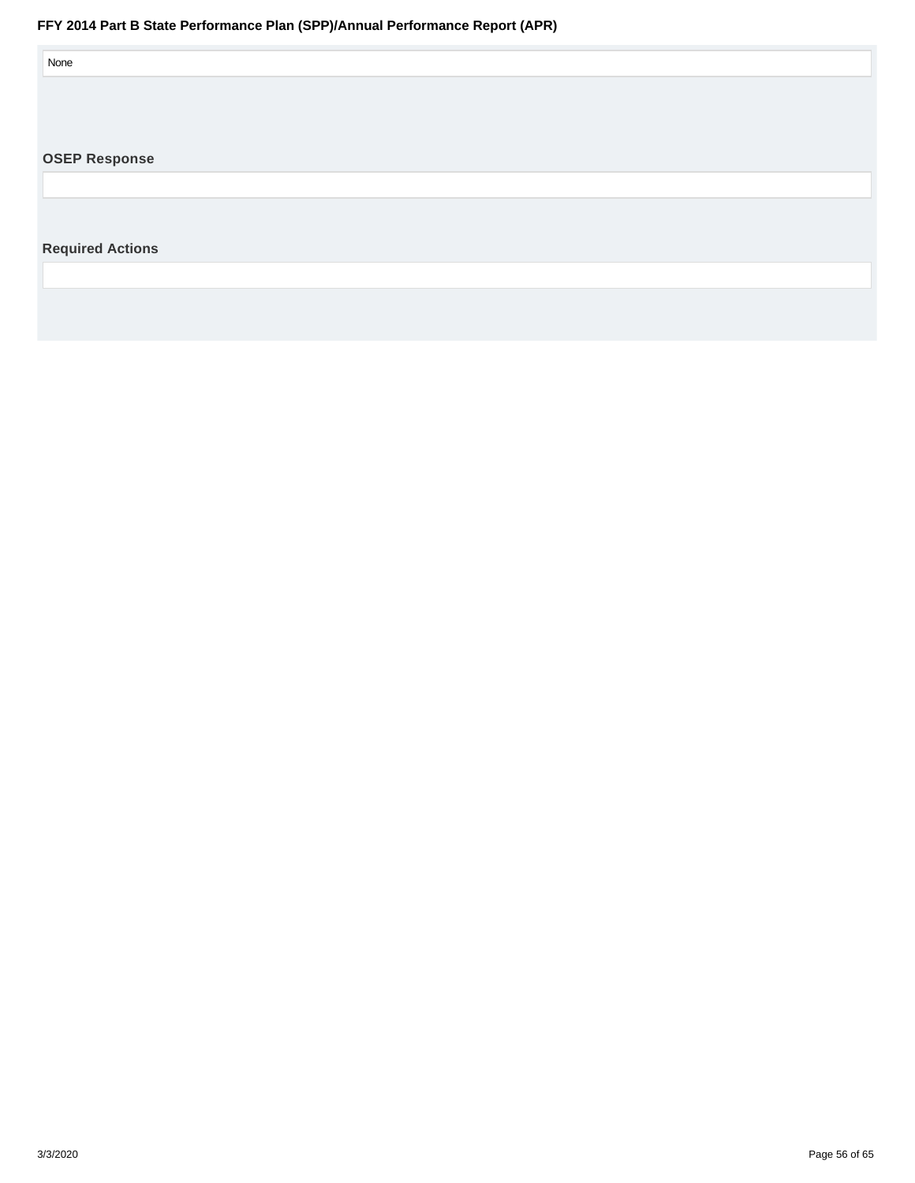None

## OSEP Response

## Required Actions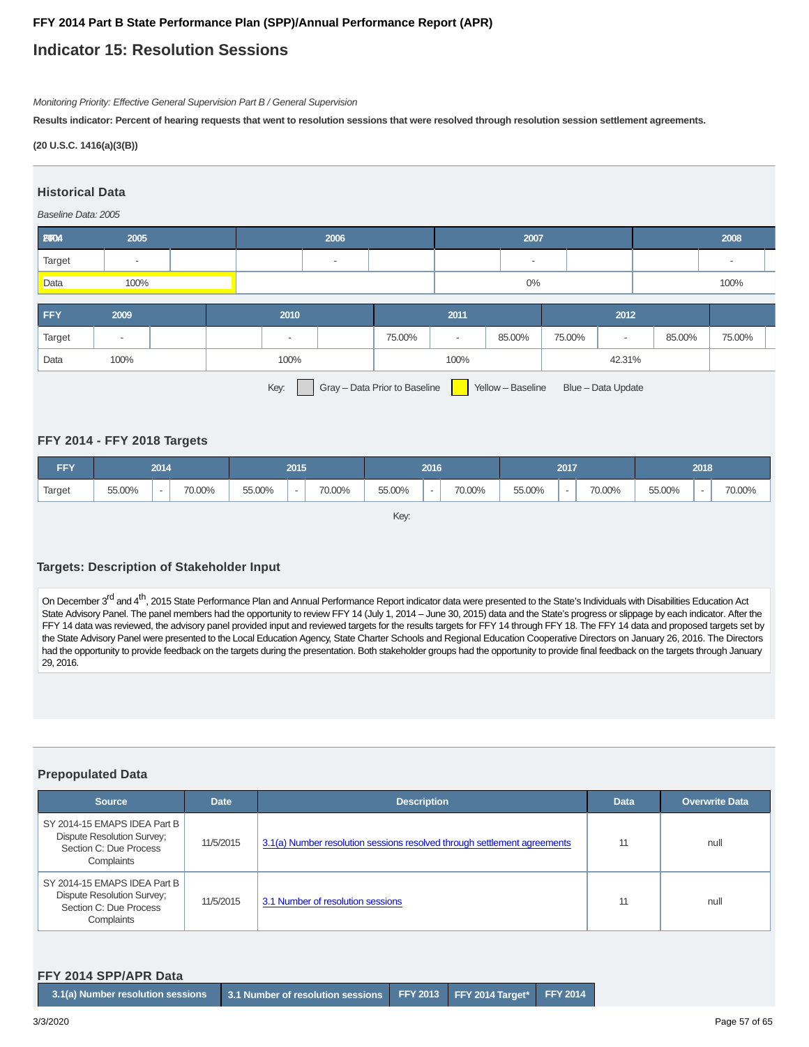# Indicator 15: Resolution Sessions

*Monitoring Priority: Effective General Supervision Part B / General Supervision*

**Results indicator: Percent of hearing requests that went to resolution sessions that were resolved through resolution session settlement agreements.**

**(20 U.S.C. 1416(a)(3(B))**

## Historical Data

*Baseline Data: 2005*

| FFY | 2004 | 2005 | | 2006 | | 2007 | | 2008 |
|---|---|---|---|---|---|---|---|---|
| Target | - | | | - | | - | | - |
| Data | 100% | | | | | 0% | | 100% |

| FFY | 2009 | | 2010 | | 2011 | | | 2012 | | | |
|---|---|---|---|---|---|---|---|---|---|---|---|
| Target | - | | | - | 75.00% | - | 85.00% | 75.00% | - | 85.00% | 75.00% |
| Data | 100% | | 100% | | 100% | | | 42.31% | | | |

Key: Gray – Data Prior to Baseline; Yellow – Baseline; Blue – Data Update

## FFY 2014 - FFY 2018 Targets

| FFY | 2014 | | | 2015 | | | 2016 | | | 2017 | | | 2018 | | |
|---|---|---|---|---|---|---|---|---|---|---|---|---|---|---|---|
| Target | 55.00% | - | 70.00% | 55.00% | - | 70.00% | 55.00% | - | 70.00% | 55.00% | - | 70.00% | 55.00% | - | 70.00% |

Key:

## Targets: Description of Stakeholder Input

On December 3rd and 4th, 2015 State Performance Plan and Annual Performance Report indicator data were presented to the State's Individuals with Disabilities Education Act State Advisory Panel. The panel members had the opportunity to review FFY 14 (July 1, 2014 – June 30, 2015) data and the State's progress or slippage by each indicator. After the FFY 14 data was reviewed, the advisory panel provided input and reviewed targets for the results targets for FFY 14 through FFY 18. The FFY 14 data and proposed targets set by the State Advisory Panel were presented to the Local Education Agency, State Charter Schools and Regional Education Cooperative Directors on January 26, 2016. The Directors had the opportunity to provide feedback on the targets during the presentation. Both stakeholder groups had the opportunity to provide final feedback on the targets through January 29, 2016.

## Prepopulated Data

| Source | Date | Description | Data | Overwrite Data |
|---|---|---|---|---|
| SY 2014-15 EMAPS IDEA Part B Dispute Resolution Survey; Section C: Due Process Complaints | 11/5/2015 | 3.1(a) Number resolution sessions resolved through settlement agreements | 11 | null |
| SY 2014-15 EMAPS IDEA Part B Dispute Resolution Survey; Section C: Due Process Complaints | 11/5/2015 | 3.1 Number of resolution sessions | 11 | null |

## FFY 2014 SPP/APR Data

| 3.1(a) Number resolution sessions | 3.1 Number of resolution sessions | FFY 2013 | FFY 2014 Target* | FFY 2014 |
|---|---|---|---|---|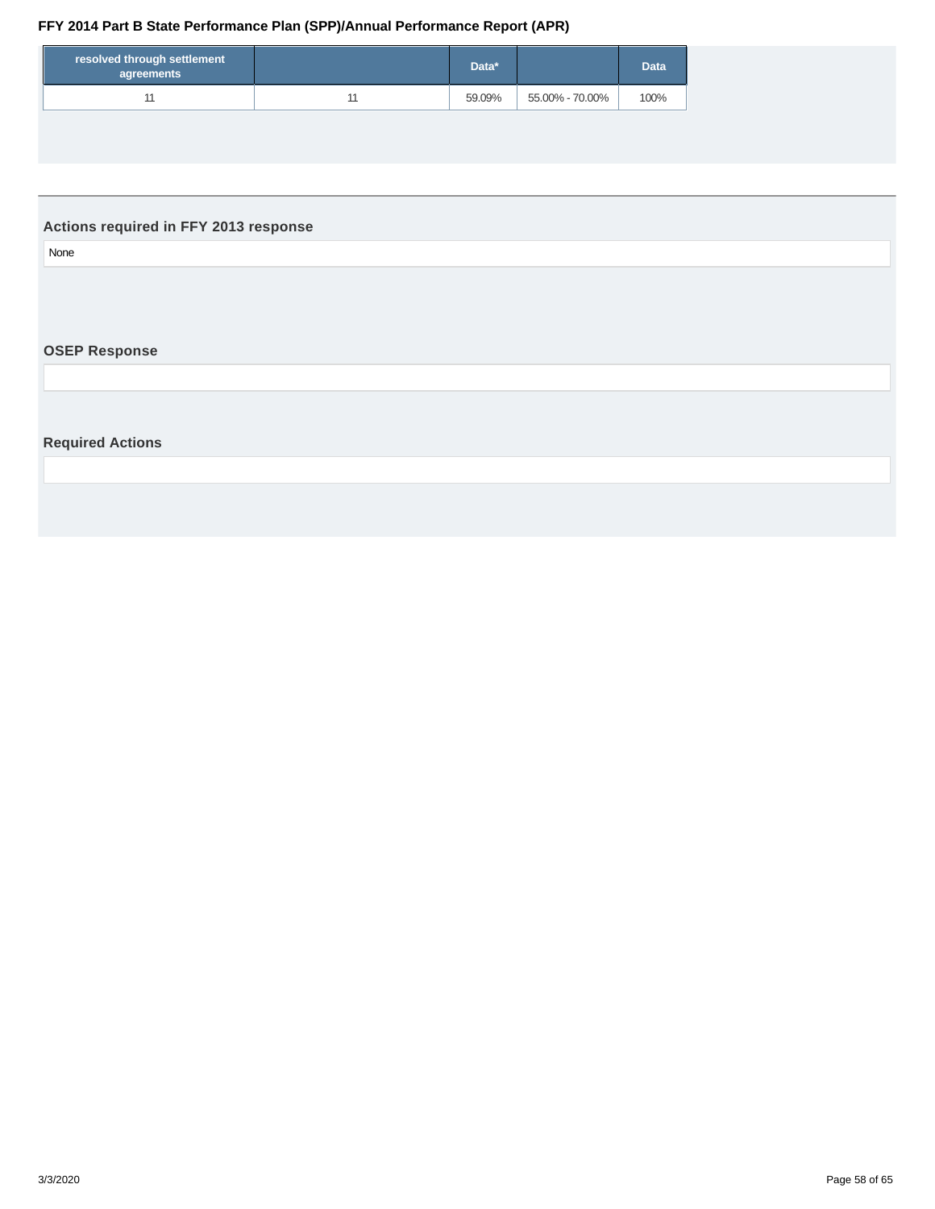| resolved through settlement agreements | | Data* | | Data |
|---|---|---|---|---|
| 11 | 11 | 59.09% | 55.00% - 70.00% | 100% |

### Actions required in FFY 2013 response

None

### OSEP Response

### Required Actions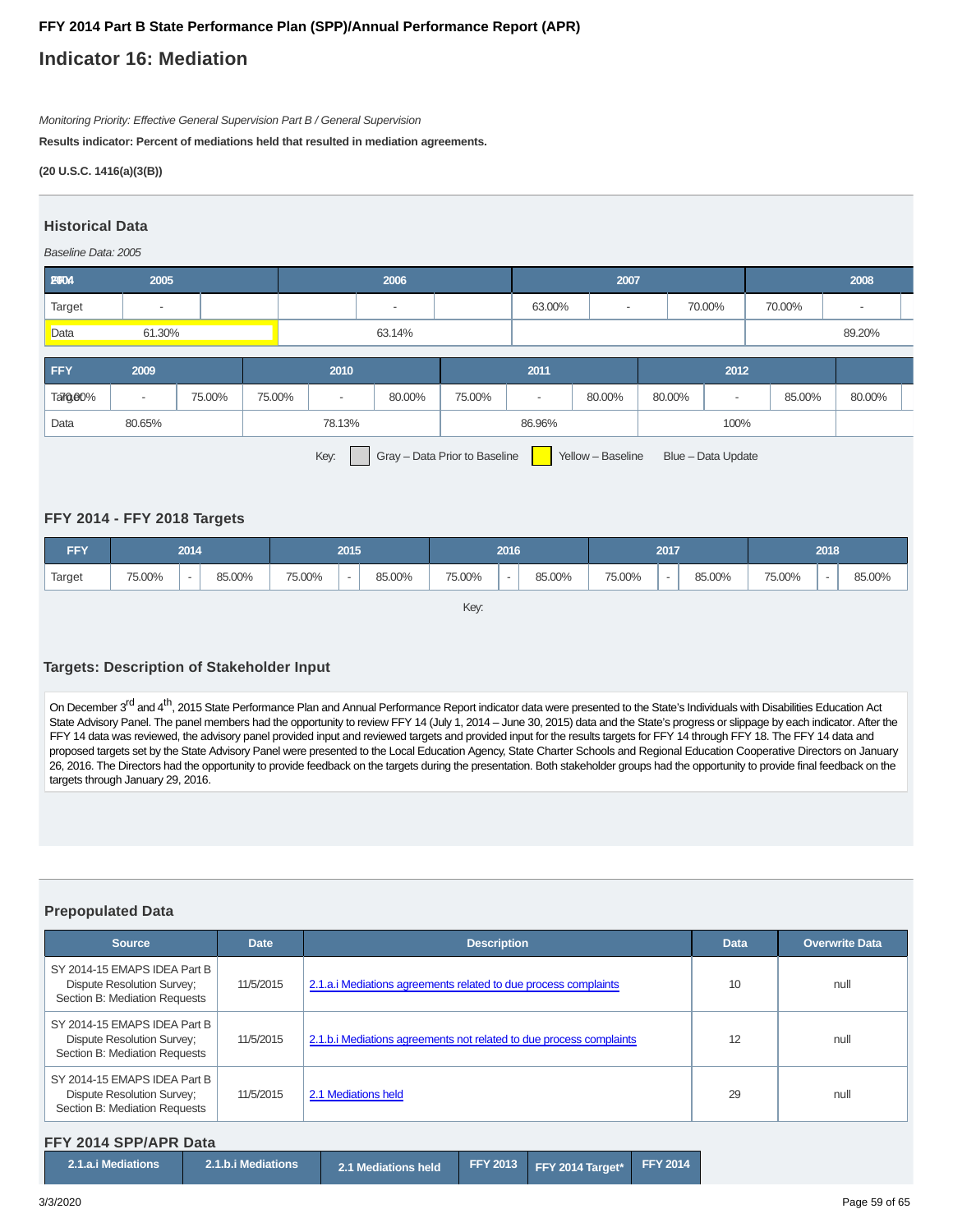## FFY 2014 Part B State Performance Plan (SPP)/Annual Performance Report (APR)

# Indicator 16: Mediation

*Monitoring Priority: Effective General Supervision Part B / General Supervision*

**Results indicator: Percent of mediations held that resulted in mediation agreements.**

**(20 U.S.C. 1416(a)(3(B))**

### Historical Data

*Baseline Data: 2005*

| FFY | 2004 | 2005 | | 2006 | | 2007 | | 2008 | |
|---|---|---|---|---|---|---|---|---|---|
| Target | - | | | - | | 63.00% | - | 70.00% | 70.00% | - |
| Data | 61.30% | | 63.14% | | | | | 89.20% | |

| FFY | 2009 | | 2010 | | | 2011 | | | 2012 | | | |
|---|---|---|---|---|---|---|---|---|---|---|---|---|
| Target | 70.00% | - | 75.00% | 75.00% | - | 80.00% | 75.00% | - | 80.00% | 80.00% | - | 85.00% | 80.00% |
| Data | 80.65% | | 78.13% | | | 86.96% | | | 100% | | | |

Key: Gray – Data Prior to Baseline | Yellow – Baseline | Blue – Data Update

### FFY 2014 - FFY 2018 Targets

| FFY | 2014 | | | 2015 | | | 2016 | | | 2017 | | | 2018 | | |
|---|---|---|---|---|---|---|---|---|---|---|---|---|---|---|---|
| Target | 75.00% | - | 85.00% | 75.00% | - | 85.00% | 75.00% | - | 85.00% | 75.00% | - | 85.00% | 75.00% | - | 85.00% |

Key:

### Targets: Description of Stakeholder Input

On December 3rd and 4th, 2015 State Performance Plan and Annual Performance Report indicator data were presented to the State's Individuals with Disabilities Education Act State Advisory Panel. The panel members had the opportunity to review FFY 14 (July 1, 2014 – June 30, 2015) data and the State's progress or slippage by each indicator. After the FFY 14 data was reviewed, the advisory panel provided input and reviewed targets and provided input for the results targets for FFY 14 through FFY 18. The FFY 14 data and proposed targets set by the State Advisory Panel were presented to the Local Education Agency, State Charter Schools and Regional Education Cooperative Directors on January 26, 2016. The Directors had the opportunity to provide feedback on the targets during the presentation. Both stakeholder groups had the opportunity to provide final feedback on the targets through January 29, 2016.

### Prepopulated Data

| Source | Date | Description | Data | Overwrite Data |
|---|---|---|---|---|
| SY 2014-15 EMAPS IDEA Part B Dispute Resolution Survey; Section B: Mediation Requests | 11/5/2015 | 2.1.a.i Mediations agreements related to due process complaints | 10 | null |
| SY 2014-15 EMAPS IDEA Part B Dispute Resolution Survey; Section B: Mediation Requests | 11/5/2015 | 2.1.b.i Mediations agreements not related to due process complaints | 12 | null |
| SY 2014-15 EMAPS IDEA Part B Dispute Resolution Survey; Section B: Mediation Requests | 11/5/2015 | 2.1 Mediations held | 29 | null |

### FFY 2014 SPP/APR Data

| 2.1.a.i Mediations | 2.1.b.i Mediations | 2.1 Mediations held | FFY 2013 | FFY 2014 Target* | FFY 2014 |
|---|---|---|---|---|---|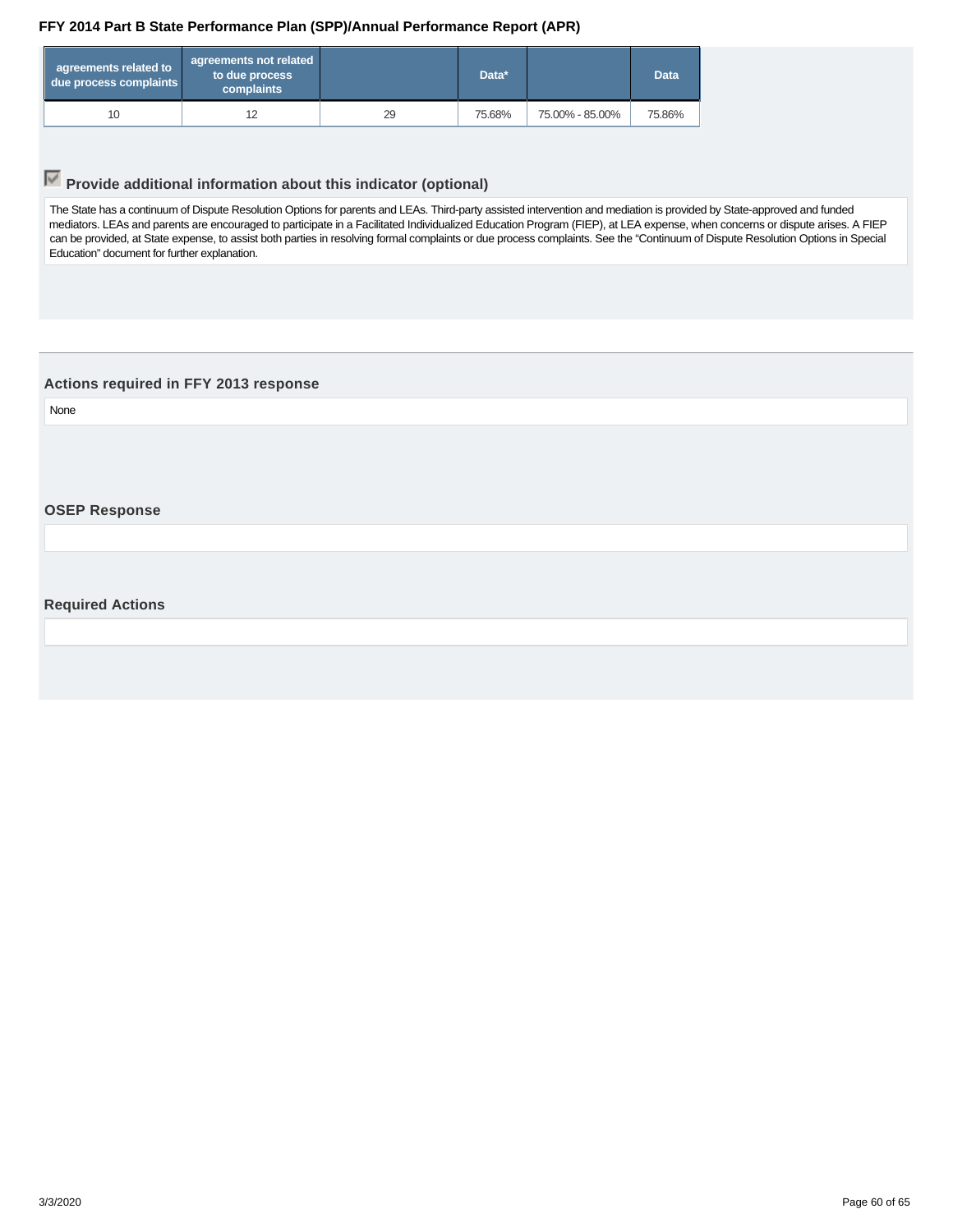| agreements related to due process complaints | agreements not related to due process complaints | | Data* | | Data |
|---|---|---|---|---|---|
| 10 | 12 | 29 | 75.68% | 75.00% - 85.00% | 75.86% |

### Provide additional information about this indicator (optional)

The State has a continuum of Dispute Resolution Options for parents and LEAs. Third-party assisted intervention and mediation is provided by State-approved and funded mediators. LEAs and parents are encouraged to participate in a Facilitated Individualized Education Program (FIEP), at LEA expense, when concerns or dispute arises. A FIEP can be provided, at State expense, to assist both parties in resolving formal complaints or due process complaints. See the "Continuum of Dispute Resolution Options in Special Education" document for further explanation.

### Actions required in FFY 2013 response

None

### OSEP Response

### Required Actions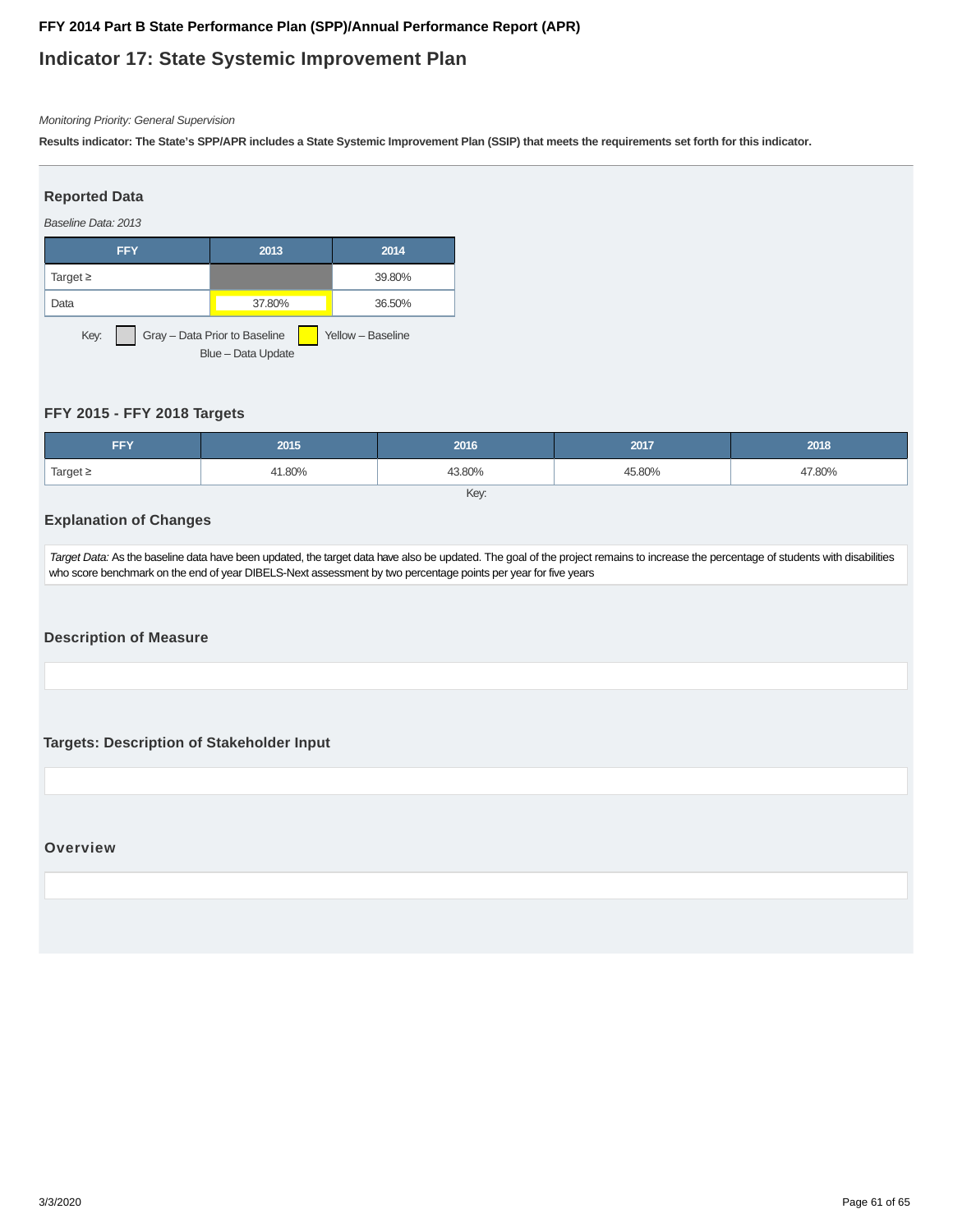# FFY 2014 Part B State Performance Plan (SPP)/Annual Performance Report (APR)

## Indicator 17: State Systemic Improvement Plan

*Monitoring Priority: General Supervision*

**Results indicator: The State's SPP/APR includes a State Systemic Improvement Plan (SSIP) that meets the requirements set forth for this indicator.**

### Reported Data

*Baseline Data: 2013*

| FFY | 2013 | 2014 |
|---|---|---|
| Target ≥ | | 39.80% |
| Data | 37.80% | 36.50% |

Key: Gray – Data Prior to Baseline | Yellow – Baseline | Blue – Data Update

### FFY 2015 - FFY 2018 Targets

| FFY | 2015 | 2016 | 2017 | 2018 |
|---|---|---|---|---|
| Target ≥ | 41.80% | 43.80% | 45.80% | 47.80% |

Key:

### Explanation of Changes

*Target Data:* As the baseline data have been updated, the target data have also be updated. The goal of the project remains to increase the percentage of students with disabilities who score benchmark on the end of year DIBELS-Next assessment by two percentage points per year for five years

### Description of Measure

### Targets: Description of Stakeholder Input

### Overview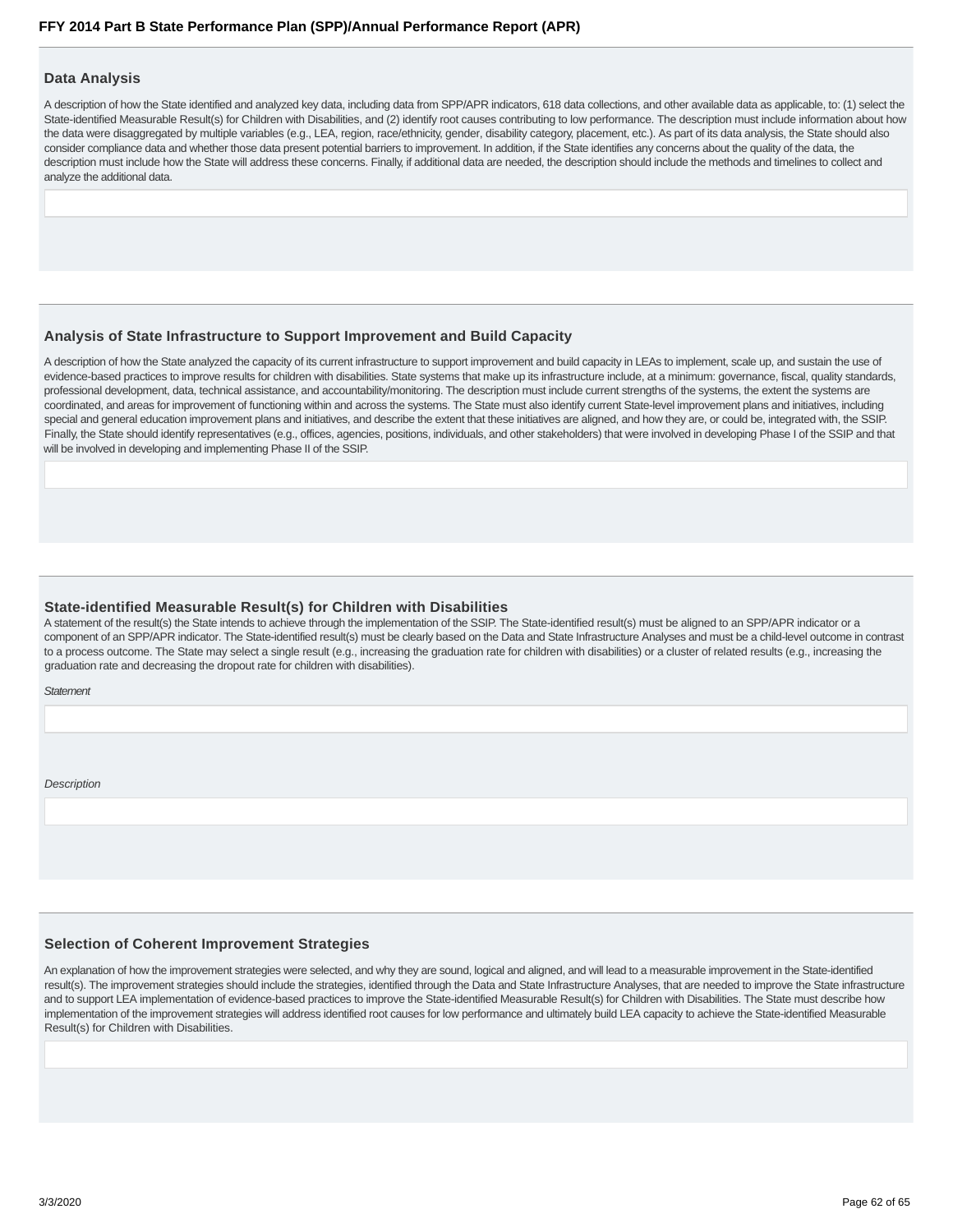## Data Analysis

A description of how the State identified and analyzed key data, including data from SPP/APR indicators, 618 data collections, and other available data as applicable, to: (1) select the State-identified Measurable Result(s) for Children with Disabilities, and (2) identify root causes contributing to low performance. The description must include information about how the data were disaggregated by multiple variables (e.g., LEA, region, race/ethnicity, gender, disability category, placement, etc.). As part of its data analysis, the State should also consider compliance data and whether those data present potential barriers to improvement. In addition, if the State identifies any concerns about the quality of the data, the description must include how the State will address these concerns. Finally, if additional data are needed, the description should include the methods and timelines to collect and analyze the additional data.

## Analysis of State Infrastructure to Support Improvement and Build Capacity

A description of how the State analyzed the capacity of its current infrastructure to support improvement and build capacity in LEAs to implement, scale up, and sustain the use of evidence-based practices to improve results for children with disabilities. State systems that make up its infrastructure include, at a minimum: governance, fiscal, quality standards, professional development, data, technical assistance, and accountability/monitoring. The description must include current strengths of the systems, the extent the systems are coordinated, and areas for improvement of functioning within and across the systems. The State must also identify current State-level improvement plans and initiatives, including special and general education improvement plans and initiatives, and describe the extent that these initiatives are aligned, and how they are, or could be, integrated with, the SSIP. Finally, the State should identify representatives (e.g., offices, agencies, positions, individuals, and other stakeholders) that were involved in developing Phase I of the SSIP and that will be involved in developing and implementing Phase II of the SSIP.

## State-identified Measurable Result(s) for Children with Disabilities

A statement of the result(s) the State intends to achieve through the implementation of the SSIP. The State-identified result(s) must be aligned to an SPP/APR indicator or a component of an SPP/APR indicator. The State-identified result(s) must be clearly based on the Data and State Infrastructure Analyses and must be a child-level outcome in contrast to a process outcome. The State may select a single result (e.g., increasing the graduation rate for children with disabilities) or a cluster of related results (e.g., increasing the graduation rate and decreasing the dropout rate for children with disabilities).

*Statement*

*Description*

## Selection of Coherent Improvement Strategies

An explanation of how the improvement strategies were selected, and why they are sound, logical and aligned, and will lead to a measurable improvement in the State-identified result(s). The improvement strategies should include the strategies, identified through the Data and State Infrastructure Analyses, that are needed to improve the State infrastructure and to support LEA implementation of evidence-based practices to improve the State-identified Measurable Result(s) for Children with Disabilities. The State must describe how implementation of the improvement strategies will address identified root causes for low performance and ultimately build LEA capacity to achieve the State-identified Measurable Result(s) for Children with Disabilities.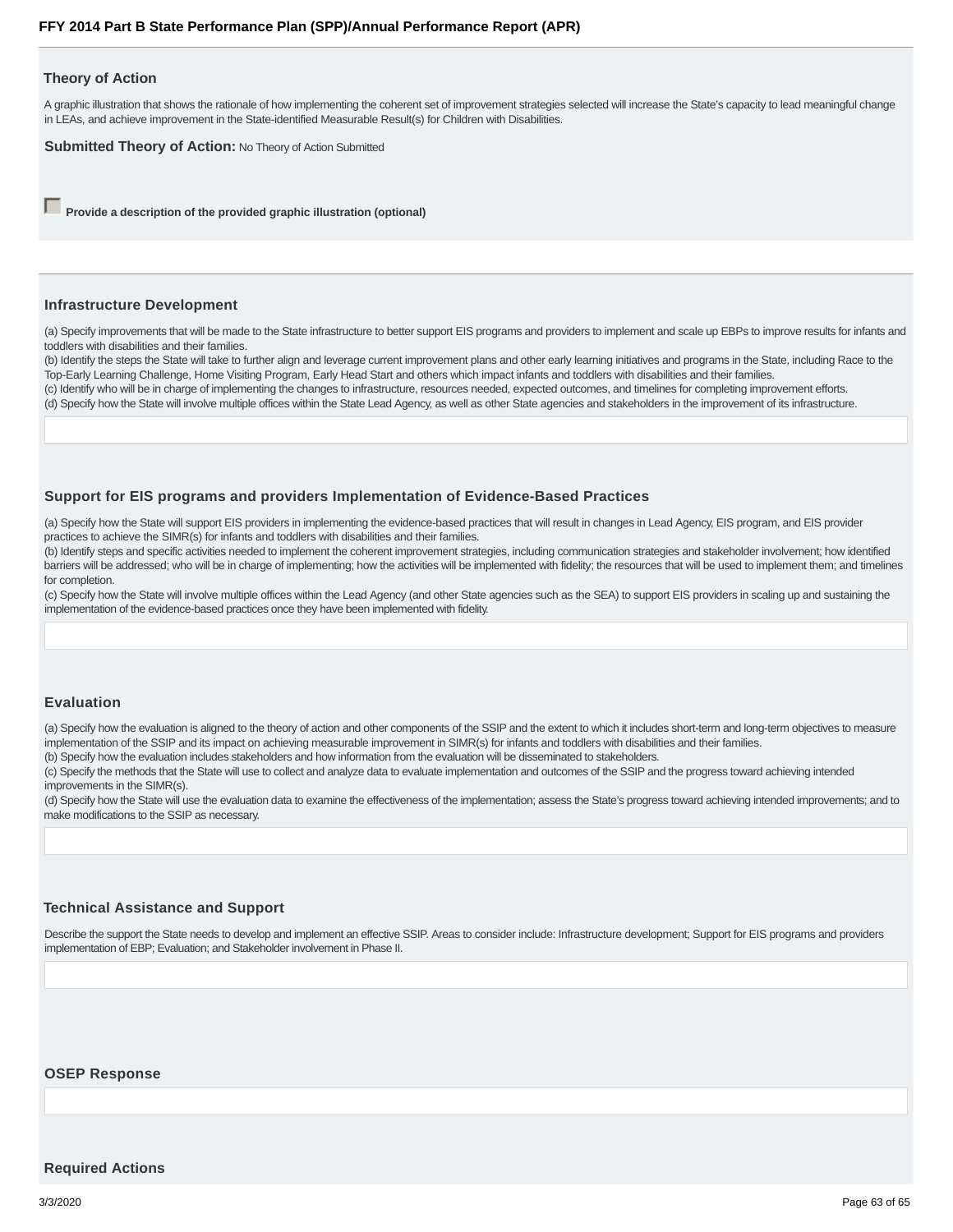### Theory of Action

A graphic illustration that shows the rationale of how implementing the coherent set of improvement strategies selected will increase the State's capacity to lead meaningful change in LEAs, and achieve improvement in the State-identified Measurable Result(s) for Children with Disabilities.

**Submitted Theory of Action:** No Theory of Action Submitted

☐ **Provide a description of the provided graphic illustration (optional)**

### Infrastructure Development

(a) Specify improvements that will be made to the State infrastructure to better support EIS programs and providers to implement and scale up EBPs to improve results for infants and toddlers with disabilities and their families.
(b) Identify the steps the State will take to further align and leverage current improvement plans and other early learning initiatives and programs in the State, including Race to the Top-Early Learning Challenge, Home Visiting Program, Early Head Start and others which impact infants and toddlers with disabilities and their families.
(c) Identify who will be in charge of implementing the changes to infrastructure, resources needed, expected outcomes, and timelines for completing improvement efforts.
(d) Specify how the State will involve multiple offices within the State Lead Agency, as well as other State agencies and stakeholders in the improvement of its infrastructure.

### Support for EIS programs and providers Implementation of Evidence-Based Practices

(a) Specify how the State will support EIS providers in implementing the evidence-based practices that will result in changes in Lead Agency, EIS program, and EIS provider practices to achieve the SIMR(s) for infants and toddlers with disabilities and their families.
(b) Identify steps and specific activities needed to implement the coherent improvement strategies, including communication strategies and stakeholder involvement; how identified barriers will be addressed; who will be in charge of implementing; how the activities will be implemented with fidelity; the resources that will be used to implement them; and timelines for completion.
(c) Specify how the State will involve multiple offices within the Lead Agency (and other State agencies such as the SEA) to support EIS providers in scaling up and sustaining the implementation of the evidence-based practices once they have been implemented with fidelity.

### Evaluation

(a) Specify how the evaluation is aligned to the theory of action and other components of the SSIP and the extent to which it includes short-term and long-term objectives to measure implementation of the SSIP and its impact on achieving measurable improvement in SIMR(s) for infants and toddlers with disabilities and their families.
(b) Specify how the evaluation includes stakeholders and how information from the evaluation will be disseminated to stakeholders.
(c) Specify the methods that the State will use to collect and analyze data to evaluate implementation and outcomes of the SSIP and the progress toward achieving intended improvements in the SIMR(s).
(d) Specify how the State will use the evaluation data to examine the effectiveness of the implementation; assess the State's progress toward achieving intended improvements; and to make modifications to the SSIP as necessary.

### Technical Assistance and Support

Describe the support the State needs to develop and implement an effective SSIP. Areas to consider include: Infrastructure development; Support for EIS programs and providers implementation of EBP; Evaluation; and Stakeholder involvement in Phase II.

### OSEP Response

### Required Actions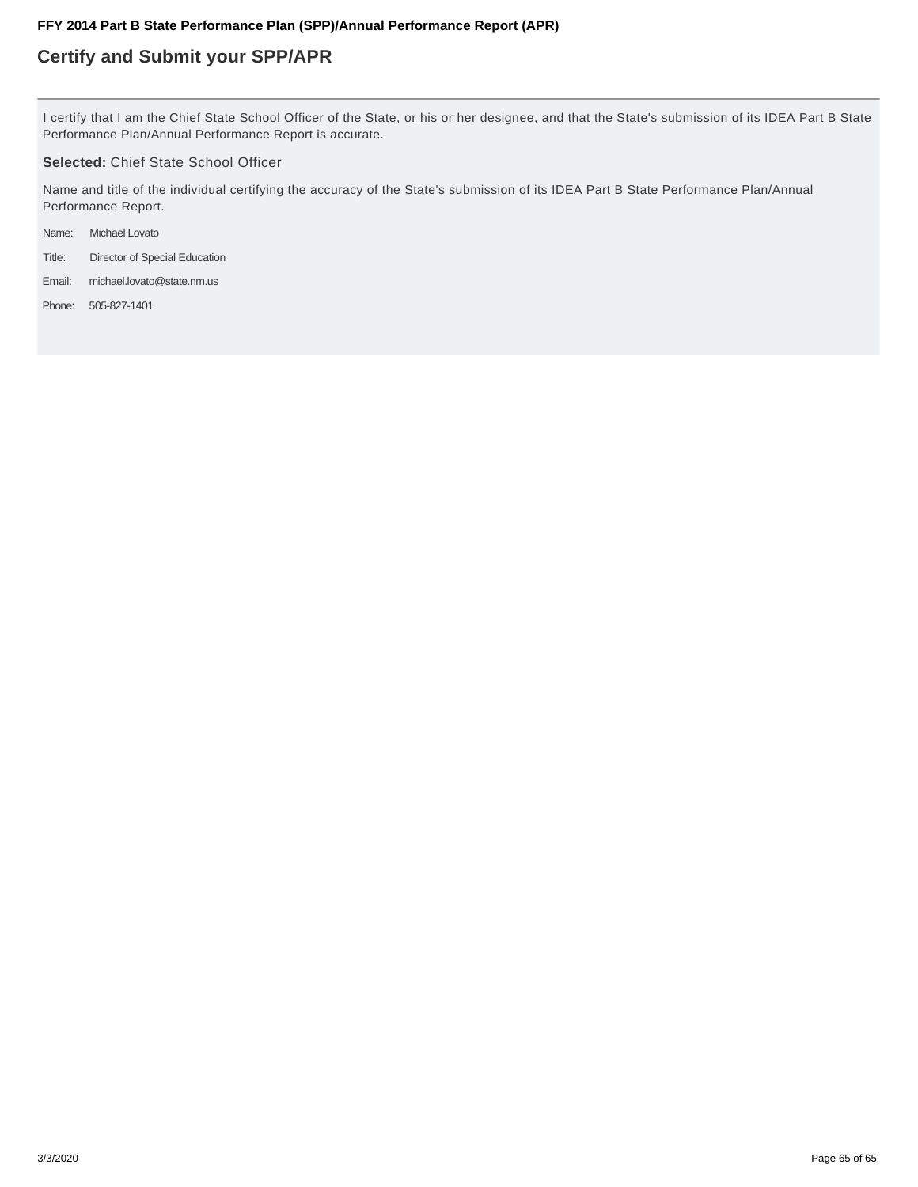## Certify and Submit your SPP/APR

I certify that I am the Chief State School Officer of the State, or his or her designee, and that the State's submission of its IDEA Part B State Performance Plan/Annual Performance Report is accurate.

**Selected:** Chief State School Officer

Name and title of the individual certifying the accuracy of the State's submission of its IDEA Part B State Performance Plan/Annual Performance Report.

Name: Michael Lovato

Title: Director of Special Education

Email: michael.lovato@state.nm.us

Phone: 505-827-1401